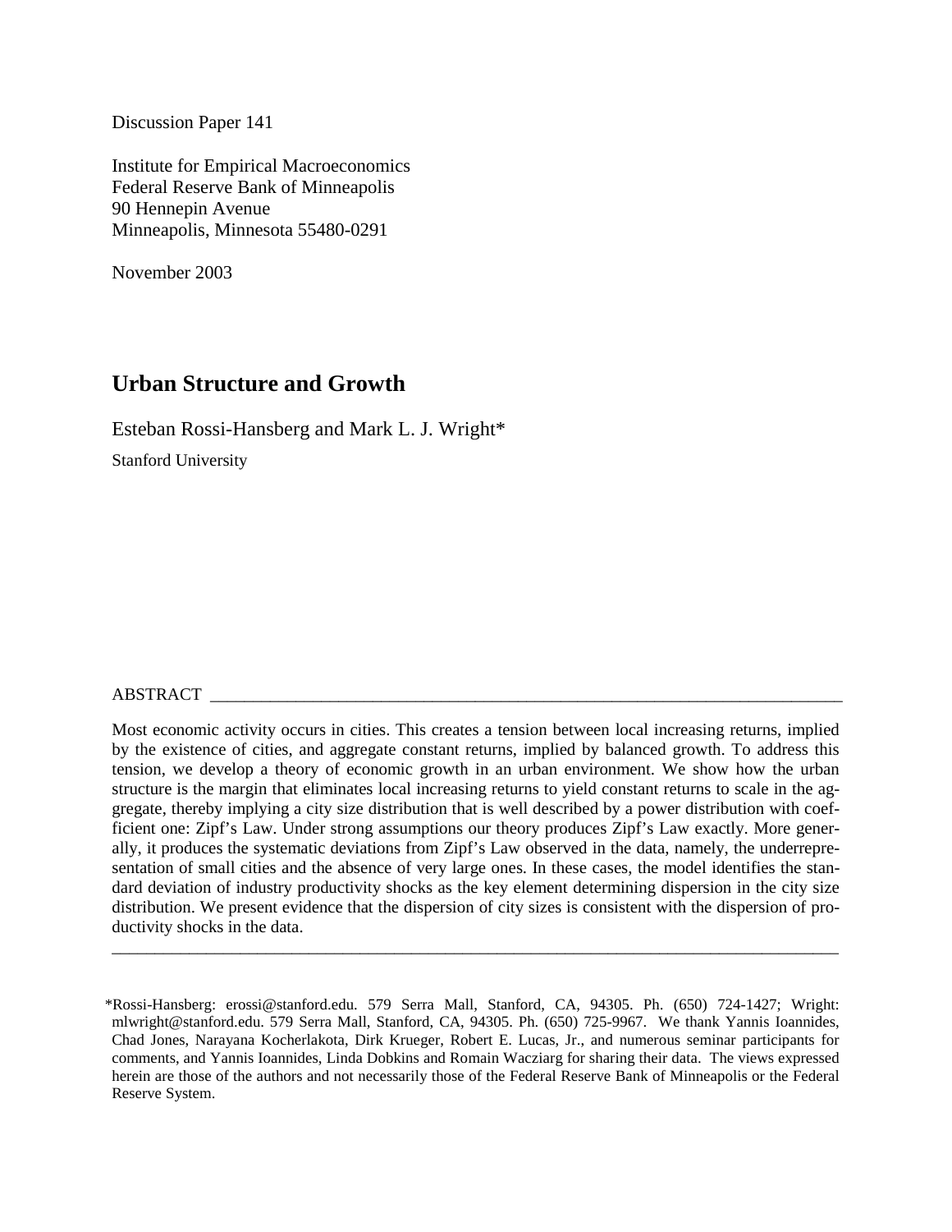Discussion Paper 141

Institute for Empirical Macroeconomics
Federal Reserve Bank of Minneapolis
90 Hennepin Avenue
Minneapolis, Minnesota 55480-0291

November 2003

# Urban Structure and Growth

Esteban Rossi-Hansberg and Mark L. J. Wright*

Stanford University

## ABSTRACT

Most economic activity occurs in cities. This creates a tension between local increasing returns, implied by the existence of cities, and aggregate constant returns, implied by balanced growth. To address this tension, we develop a theory of economic growth in an urban environment. We show how the urban structure is the margin that eliminates local increasing returns to yield constant returns to scale in the aggregate, thereby implying a city size distribution that is well described by a power distribution with coefficient one: Zipf's Law. Under strong assumptions our theory produces Zipf's Law exactly. More generally, it produces the systematic deviations from Zipf's Law observed in the data, namely, the underrepresentation of small cities and the absence of very large ones. In these cases, the model identifies the standard deviation of industry productivity shocks as the key element determining dispersion in the city size distribution. We present evidence that the dispersion of city sizes is consistent with the dispersion of productivity shocks in the data.

---

*Rossi-Hansberg: erossi@stanford.edu. 579 Serra Mall, Stanford, CA, 94305. Ph. (650) 724-1427; Wright: mlwright@stanford.edu. 579 Serra Mall, Stanford, CA, 94305. Ph. (650) 725-9967. We thank Yannis Ioannides, Chad Jones, Narayana Kocherlakota, Dirk Krueger, Robert E. Lucas, Jr., and numerous seminar participants for comments, and Yannis Ioannides, Linda Dobkins and Romain Wacziarg for sharing their data. The views expressed herein are those of the authors and not necessarily those of the Federal Reserve Bank of Minneapolis or the Federal Reserve System.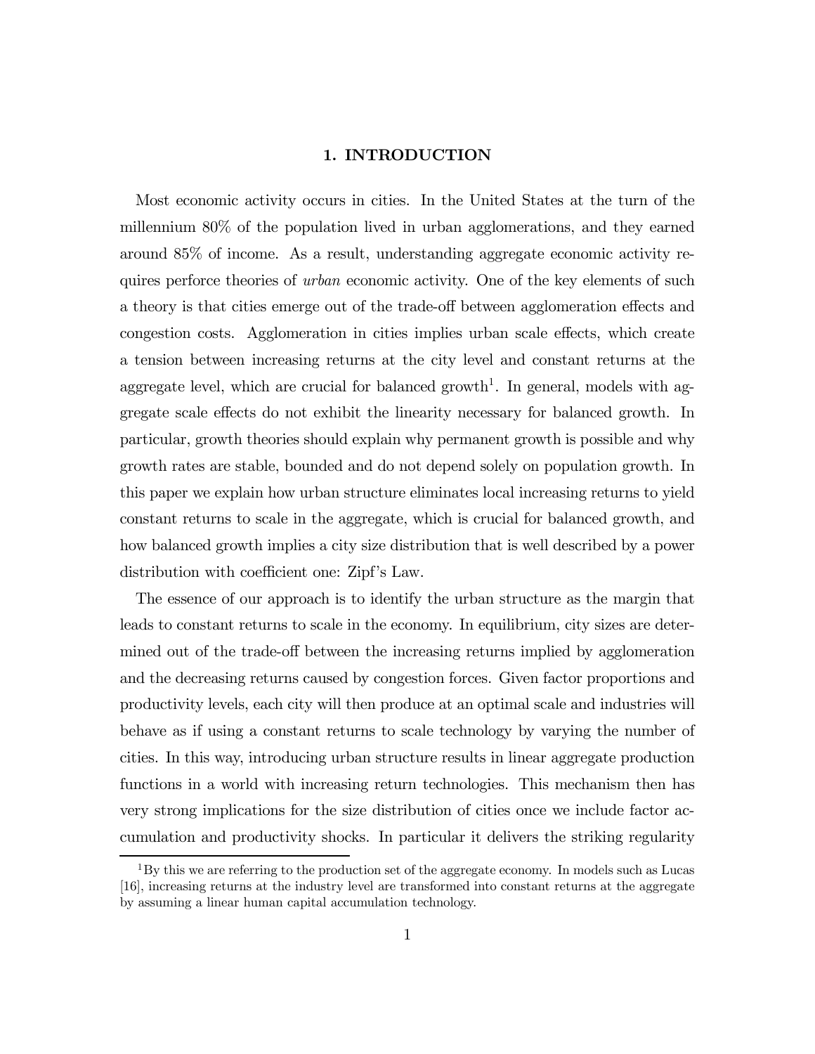# 1. INTRODUCTION

Most economic activity occurs in cities. In the United States at the turn of the millennium 80% of the population lived in urban agglomerations, and they earned around 85% of income. As a result, understanding aggregate economic activity requires perforce theories of *urban* economic activity. One of the key elements of such a theory is that cities emerge out of the trade-off between agglomeration effects and congestion costs. Agglomeration in cities implies urban scale effects, which create a tension between increasing returns at the city level and constant returns at the aggregate level, which are crucial for balanced growth[1]. In general, models with aggregate scale effects do not exhibit the linearity necessary for balanced growth. In particular, growth theories should explain why permanent growth is possible and why growth rates are stable, bounded and do not depend solely on population growth. In this paper we explain how urban structure eliminates local increasing returns to yield constant returns to scale in the aggregate, which is crucial for balanced growth, and how balanced growth implies a city size distribution that is well described by a power distribution with coefficient one: Zipf's Law.

The essence of our approach is to identify the urban structure as the margin that leads to constant returns to scale in the economy. In equilibrium, city sizes are determined out of the trade-off between the increasing returns implied by agglomeration and the decreasing returns caused by congestion forces. Given factor proportions and productivity levels, each city will then produce at an optimal scale and industries will behave as if using a constant returns to scale technology by varying the number of cities. In this way, introducing urban structure results in linear aggregate production functions in a world with increasing return technologies. This mechanism then has very strong implications for the size distribution of cities once we include factor accumulation and productivity shocks. In particular it delivers the striking regularity

[1] By this we are referring to the production set of the aggregate economy. In models such as Lucas [16], increasing returns at the industry level are transformed into constant returns at the aggregate by assuming a linear human capital accumulation technology.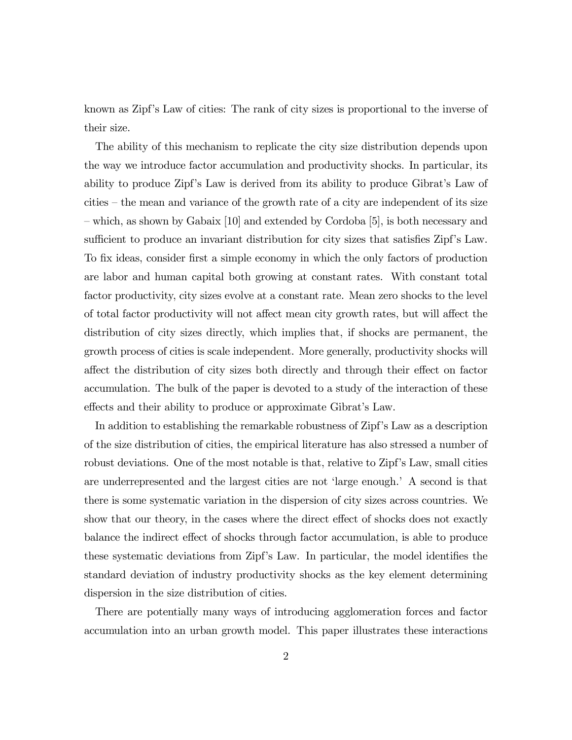known as Zipf's Law of cities: The rank of city sizes is proportional to the inverse of their size.

The ability of this mechanism to replicate the city size distribution depends upon the way we introduce factor accumulation and productivity shocks. In particular, its ability to produce Zipf's Law is derived from its ability to produce Gibrat's Law of cities – the mean and variance of the growth rate of a city are independent of its size – which, as shown by Gabaix [10] and extended by Cordoba [5], is both necessary and sufficient to produce an invariant distribution for city sizes that satisfies Zipf's Law. To fix ideas, consider first a simple economy in which the only factors of production are labor and human capital both growing at constant rates. With constant total factor productivity, city sizes evolve at a constant rate. Mean zero shocks to the level of total factor productivity will not affect mean city growth rates, but will affect the distribution of city sizes directly, which implies that, if shocks are permanent, the growth process of cities is scale independent. More generally, productivity shocks will affect the distribution of city sizes both directly and through their effect on factor accumulation. The bulk of the paper is devoted to a study of the interaction of these effects and their ability to produce or approximate Gibrat's Law.

In addition to establishing the remarkable robustness of Zipf's Law as a description of the size distribution of cities, the empirical literature has also stressed a number of robust deviations. One of the most notable is that, relative to Zipf's Law, small cities are underrepresented and the largest cities are not 'large enough.' A second is that there is some systematic variation in the dispersion of city sizes across countries. We show that our theory, in the cases where the direct effect of shocks does not exactly balance the indirect effect of shocks through factor accumulation, is able to produce these systematic deviations from Zipf's Law. In particular, the model identifies the standard deviation of industry productivity shocks as the key element determining dispersion in the size distribution of cities.

There are potentially many ways of introducing agglomeration forces and factor accumulation into an urban growth model. This paper illustrates these interactions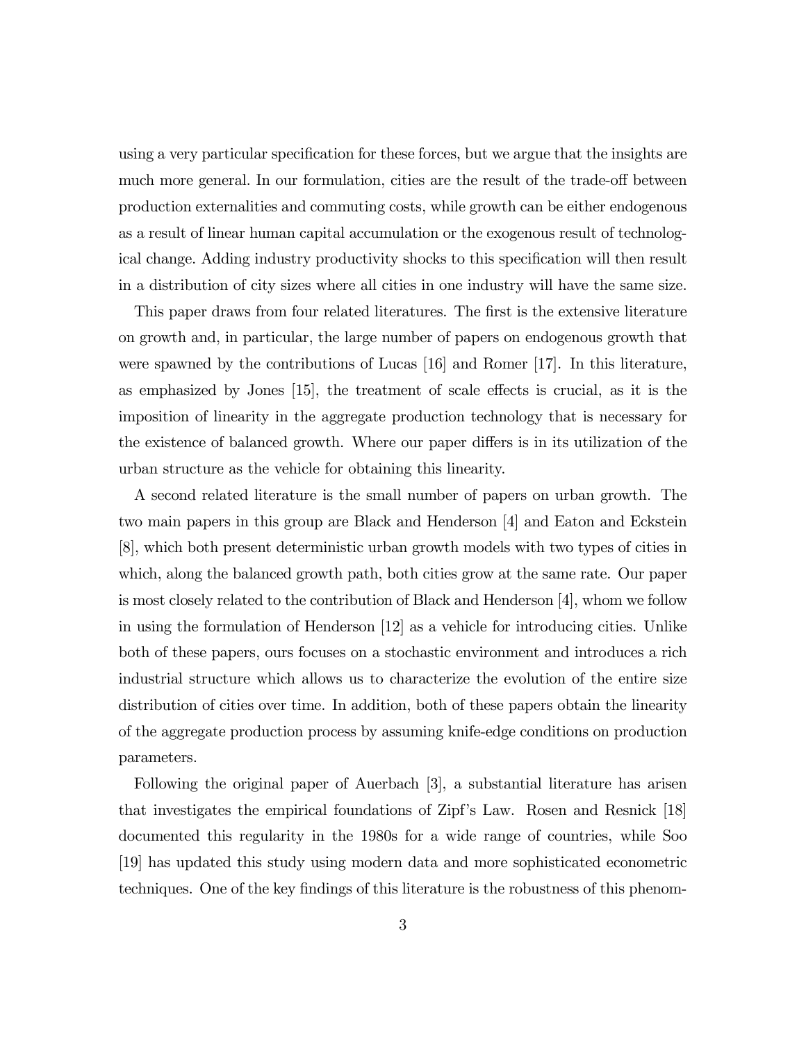using a very particular specification for these forces, but we argue that the insights are much more general. In our formulation, cities are the result of the trade-off between production externalities and commuting costs, while growth can be either endogenous as a result of linear human capital accumulation or the exogenous result of technological change. Adding industry productivity shocks to this specification will then result in a distribution of city sizes where all cities in one industry will have the same size.

This paper draws from four related literatures. The first is the extensive literature on growth and, in particular, the large number of papers on endogenous growth that were spawned by the contributions of Lucas [16] and Romer [17]. In this literature, as emphasized by Jones [15], the treatment of scale effects is crucial, as it is the imposition of linearity in the aggregate production technology that is necessary for the existence of balanced growth. Where our paper differs is in its utilization of the urban structure as the vehicle for obtaining this linearity.

A second related literature is the small number of papers on urban growth. The two main papers in this group are Black and Henderson [4] and Eaton and Eckstein [8], which both present deterministic urban growth models with two types of cities in which, along the balanced growth path, both cities grow at the same rate. Our paper is most closely related to the contribution of Black and Henderson [4], whom we follow in using the formulation of Henderson [12] as a vehicle for introducing cities. Unlike both of these papers, ours focuses on a stochastic environment and introduces a rich industrial structure which allows us to characterize the evolution of the entire size distribution of cities over time. In addition, both of these papers obtain the linearity of the aggregate production process by assuming knife-edge conditions on production parameters.

Following the original paper of Auerbach [3], a substantial literature has arisen that investigates the empirical foundations of Zipf's Law. Rosen and Resnick [18] documented this regularity in the 1980s for a wide range of countries, while Soo [19] has updated this study using modern data and more sophisticated econometric techniques. One of the key findings of this literature is the robustness of this phenom-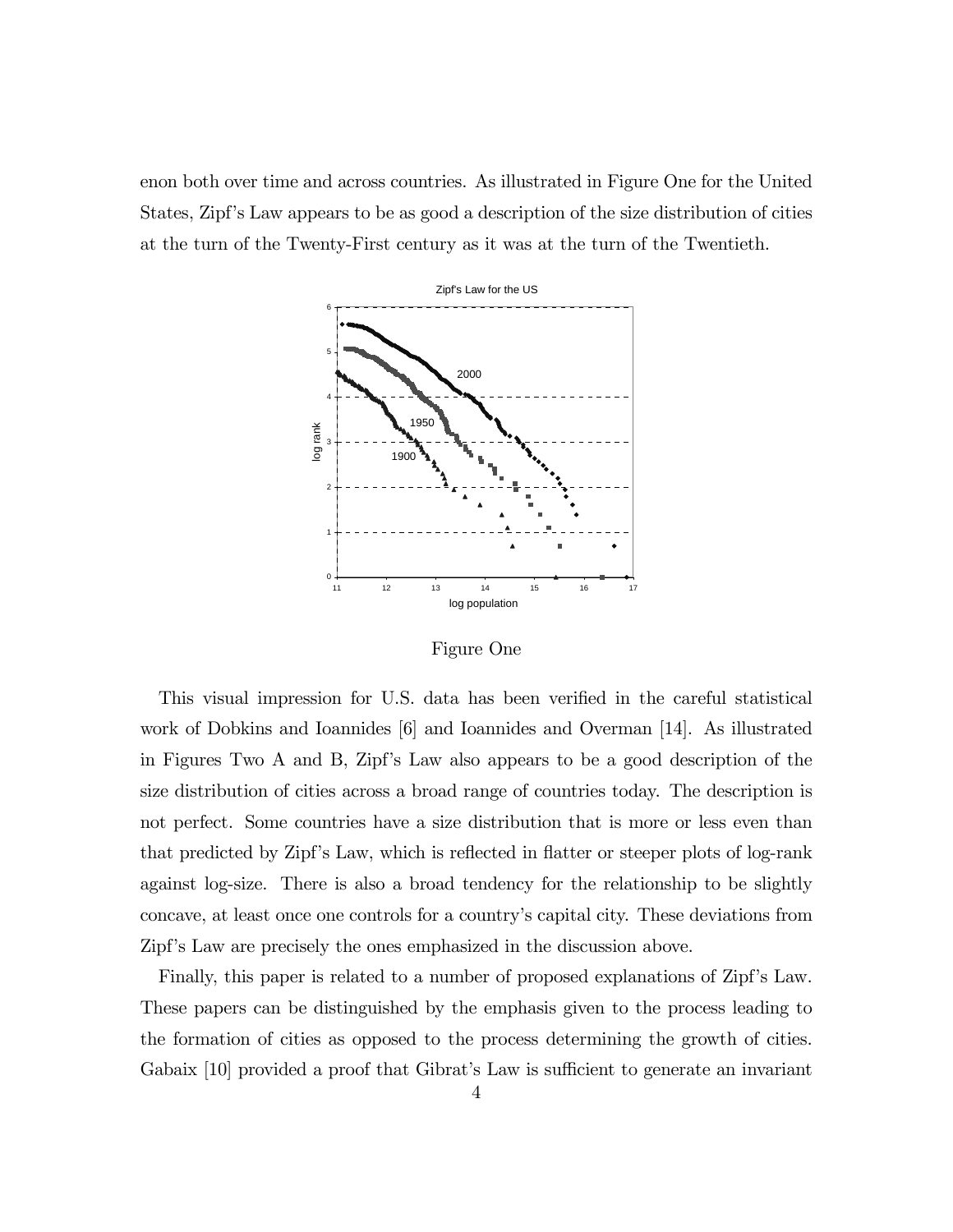enon both over time and across countries. As illustrated in Figure One for the United States, Zipf's Law appears to be as good a description of the size distribution of cities at the turn of the Twenty-First century as it was at the turn of the Twentieth.

Figure One

This visual impression for U.S. data has been verified in the careful statistical work of Dobkins and Ioannides [6] and Ioannides and Overman [14]. As illustrated in Figures Two A and B, Zipf's Law also appears to be a good description of the size distribution of cities across a broad range of countries today. The description is not perfect. Some countries have a size distribution that is more or less even than that predicted by Zipf's Law, which is reflected in flatter or steeper plots of log-rank against log-size. There is also a broad tendency for the relationship to be slightly concave, at least once one controls for a country's capital city. These deviations from Zipf's Law are precisely the ones emphasized in the discussion above.

Finally, this paper is related to a number of proposed explanations of Zipf's Law. These papers can be distinguished by the emphasis given to the process leading to the formation of cities as opposed to the process determining the growth of cities. Gabaix [10] provided a proof that Gibrat's Law is sufficient to generate an invariant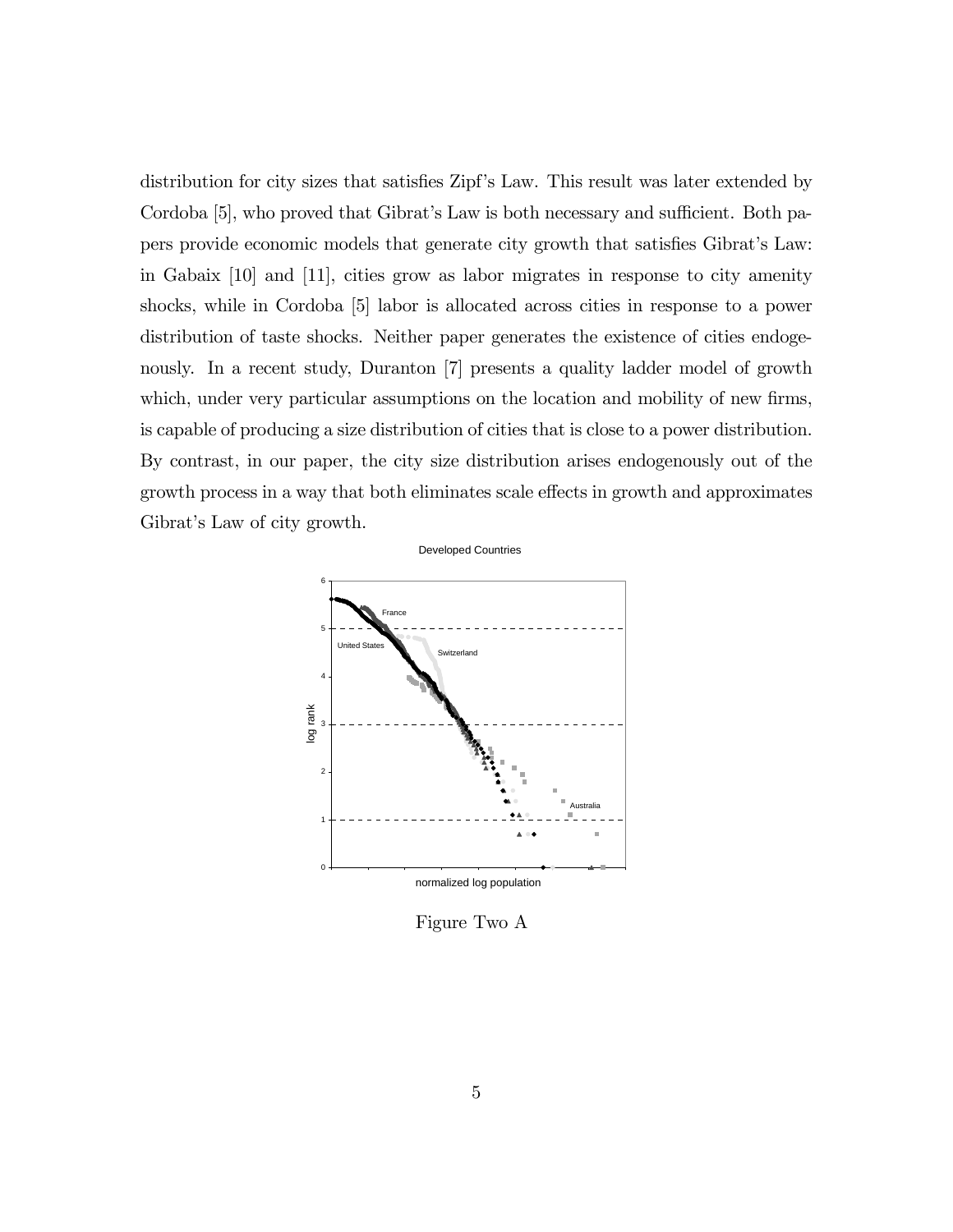distribution for city sizes that satisfies Zipf's Law. This result was later extended by Cordoba [5], who proved that Gibrat's Law is both necessary and sufficient. Both papers provide economic models that generate city growth that satisfies Gibrat's Law: in Gabaix [10] and [11], cities grow as labor migrates in response to city amenity shocks, while in Cordoba [5] labor is allocated across cities in response to a power distribution of taste shocks. Neither paper generates the existence of cities endogenously. In a recent study, Duranton [7] presents a quality ladder model of growth which, under very particular assumptions on the location and mobility of new firms, is capable of producing a size distribution of cities that is close to a power distribution. By contrast, in our paper, the city size distribution arises endogenously out of the growth process in a way that both eliminates scale effects in growth and approximates Gibrat's Law of city growth.

Figure Two A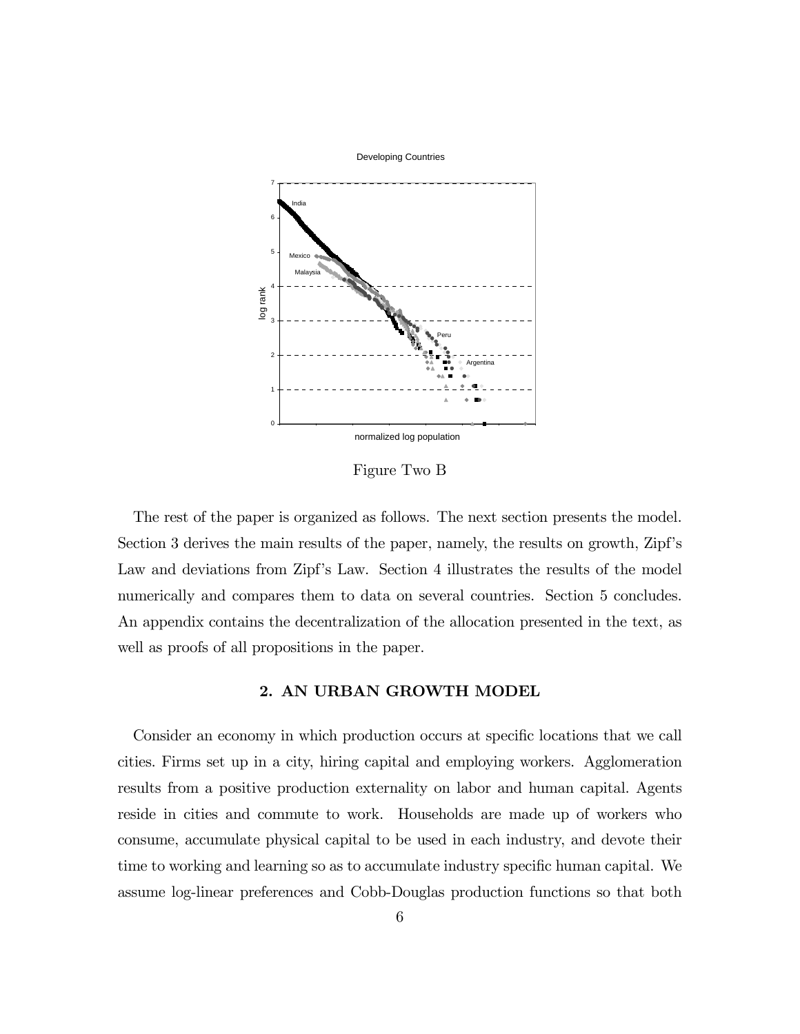Figure Two B

The rest of the paper is organized as follows. The next section presents the model. Section 3 derives the main results of the paper, namely, the results on growth, Zipf's Law and deviations from Zipf's Law. Section 4 illustrates the results of the model numerically and compares them to data on several countries. Section 5 concludes. An appendix contains the decentralization of the allocation presented in the text, as well as proofs of all propositions in the paper.

## 2. AN URBAN GROWTH MODEL

Consider an economy in which production occurs at specific locations that we call cities. Firms set up in a city, hiring capital and employing workers. Agglomeration results from a positive production externality on labor and human capital. Agents reside in cities and commute to work. Households are made up of workers who consume, accumulate physical capital to be used in each industry, and devote their time to working and learning so as to accumulate industry specific human capital. We assume log-linear preferences and Cobb-Douglas production functions so that both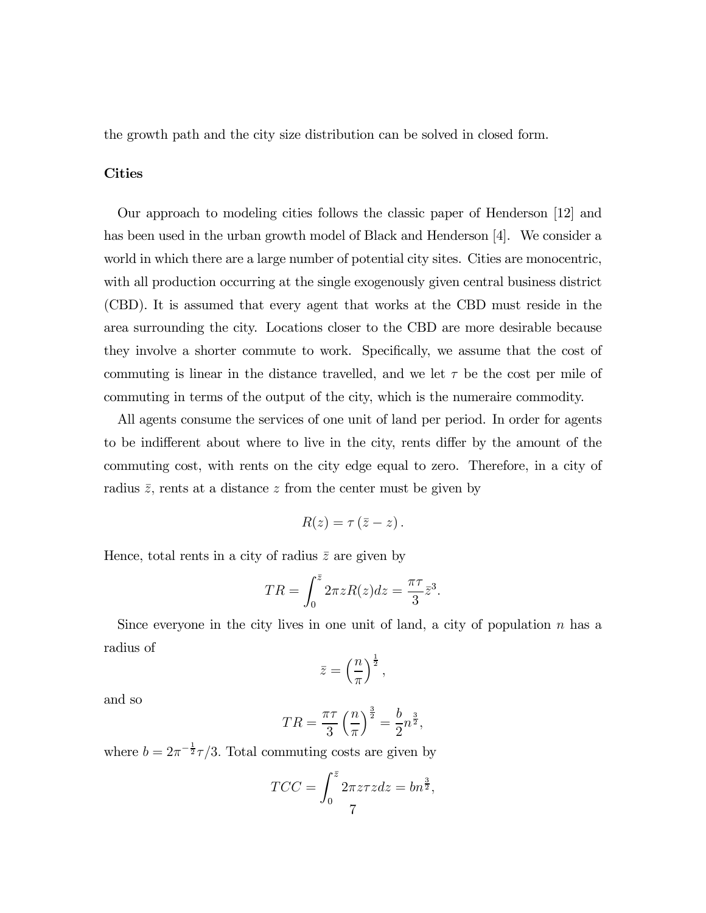the growth path and the city size distribution can be solved in closed form.

### Cities

Our approach to modeling cities follows the classic paper of Henderson [12] and has been used in the urban growth model of Black and Henderson [4]. We consider a world in which there are a large number of potential city sites. Cities are monocentric, with all production occurring at the single exogenously given central business district (CBD). It is assumed that every agent that works at the CBD must reside in the area surrounding the city. Locations closer to the CBD are more desirable because they involve a shorter commute to work. Specifically, we assume that the cost of commuting is linear in the distance travelled, and we let $\tau$ be the cost per mile of commuting in terms of the output of the city, which is the numeraire commodity.

All agents consume the services of one unit of land per period. In order for agents to be indifferent about where to live in the city, rents differ by the amount of the commuting cost, with rents on the city edge equal to zero. Therefore, in a city of radius $\bar{z}$, rents at a distance $z$ from the center must be given by

$$R(z) = \tau\left(\bar{z} - z\right).$$

Hence, total rents in a city of radius $\bar{z}$ are given by

$$TR = \int_0^{\bar{z}} 2\pi z R(z) dz = \frac{\pi\tau}{3}\bar{z}^3.$$

Since everyone in the city lives in one unit of land, a city of population $n$ has a radius of

$$\bar{z} = \left(\frac{n}{\pi}\right)^{\frac{1}{2}},$$

and so

$$TR = \frac{\pi\tau}{3}\left(\frac{n}{\pi}\right)^{\frac{3}{2}} = \frac{b}{2}n^{\frac{3}{2}},$$

where $b = 2\pi^{-\frac{1}{2}}\tau/3$. Total commuting costs are given by

$$TCC = \int_0^{\bar{z}} 2\pi z \tau z dz = bn^{\frac{3}{2}},$$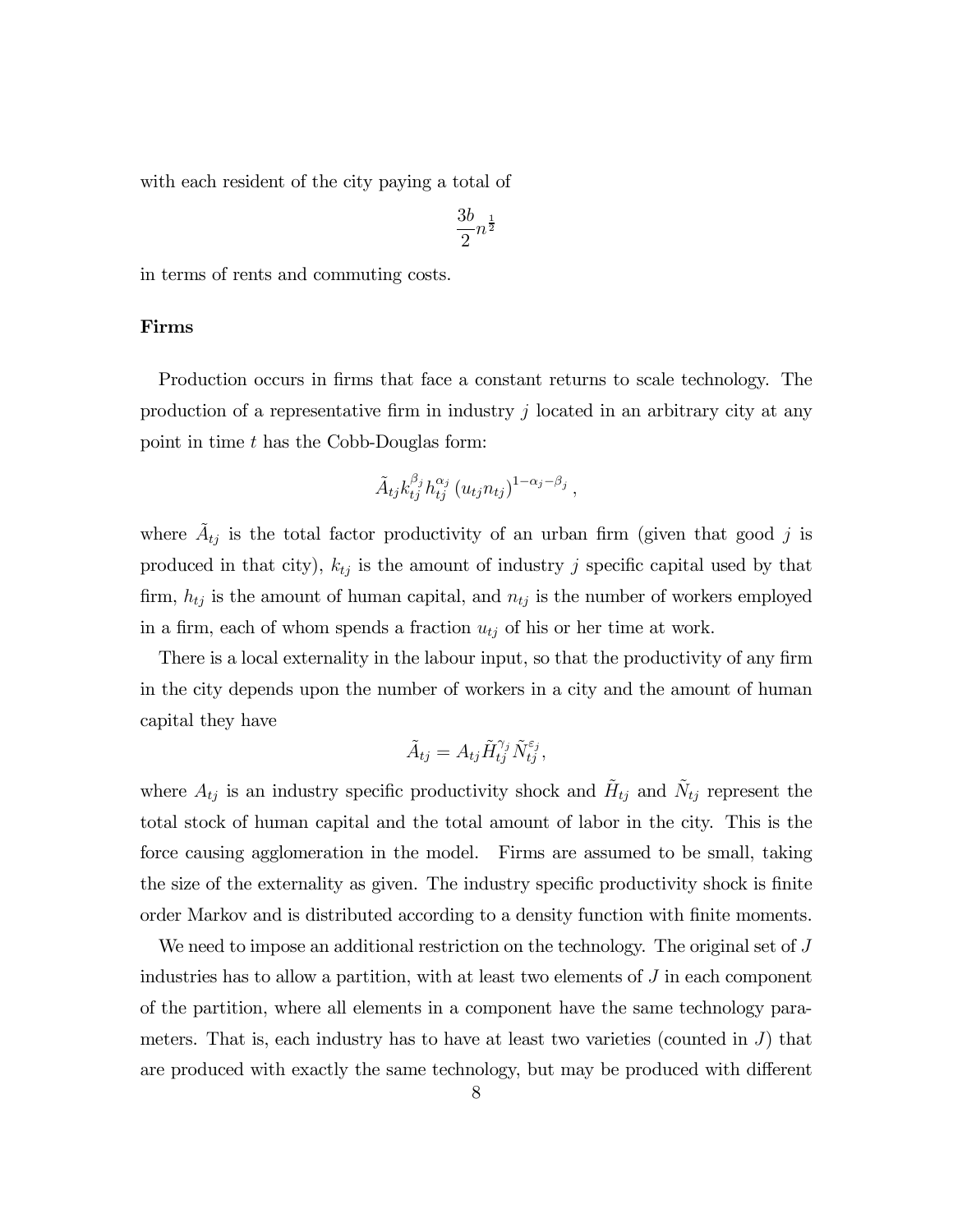with each resident of the city paying a total of

$$\frac{3b}{2}n^{\frac{1}{2}}$$

in terms of rents and commuting costs.

**Firms**

Production occurs in firms that face a constant returns to scale technology. The production of a representative firm in industry $j$ located in an arbitrary city at any point in time $t$ has the Cobb-Douglas form:

$$\tilde{A}_{tj}k_{tj}^{\beta_j}h_{tj}^{\alpha_j}\left(u_{tj}n_{tj}\right)^{1-\alpha_j-\beta_j},$$

where $\tilde{A}_{tj}$ is the total factor productivity of an urban firm (given that good $j$ is produced in that city), $k_{tj}$ is the amount of industry $j$ specific capital used by that firm, $h_{tj}$ is the amount of human capital, and $n_{tj}$ is the number of workers employed in a firm, each of whom spends a fraction $u_{tj}$ of his or her time at work.

There is a local externality in the labour input, so that the productivity of any firm in the city depends upon the number of workers in a city and the amount of human capital they have

$$\tilde{A}_{tj} = A_{tj}\tilde{H}_{tj}^{\gamma_j}\tilde{N}_{tj}^{\varepsilon_j},$$

where $A_{tj}$ is an industry specific productivity shock and $\tilde{H}_{tj}$ and $\tilde{N}_{tj}$ represent the total stock of human capital and the total amount of labor in the city. This is the force causing agglomeration in the model. Firms are assumed to be small, taking the size of the externality as given. The industry specific productivity shock is finite order Markov and is distributed according to a density function with finite moments.

We need to impose an additional restriction on the technology. The original set of $J$ industries has to allow a partition, with at least two elements of $J$ in each component of the partition, where all elements in a component have the same technology parameters. That is, each industry has to have at least two varieties (counted in $J$) that are produced with exactly the same technology, but may be produced with different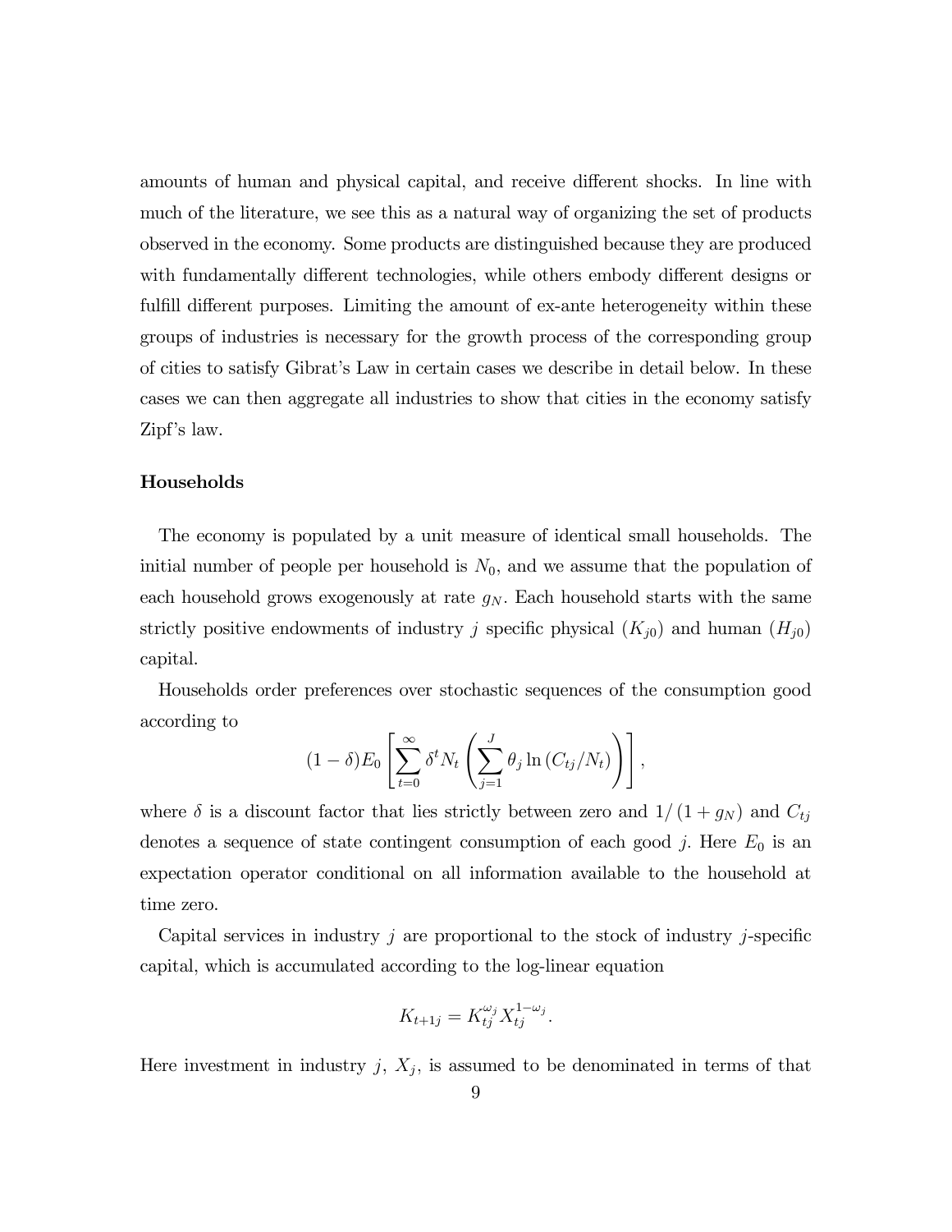amounts of human and physical capital, and receive different shocks. In line with much of the literature, we see this as a natural way of organizing the set of products observed in the economy. Some products are distinguished because they are produced with fundamentally different technologies, while others embody different designs or fulfill different purposes. Limiting the amount of ex-ante heterogeneity within these groups of industries is necessary for the growth process of the corresponding group of cities to satisfy Gibrat's Law in certain cases we describe in detail below. In these cases we can then aggregate all industries to show that cities in the economy satisfy Zipf's law.

**Households**

The economy is populated by a unit measure of identical small households. The initial number of people per household is $N_0$, and we assume that the population of each household grows exogenously at rate $g_N$. Each household starts with the same strictly positive endowments of industry $j$ specific physical ($K_{j0}$) and human ($H_{j0}$) capital.

Households order preferences over stochastic sequences of the consumption good according to

$$(1-\delta)E_0\left[\sum_{t=0}^{\infty}\delta^t N_t\left(\sum_{j=1}^{J}\theta_j \ln\left(C_{tj}/N_t\right)\right)\right],$$

where $\delta$ is a discount factor that lies strictly between zero and $1/\left(1+g_N\right)$ and $C_{tj}$ denotes a sequence of state contingent consumption of each good $j$. Here $E_0$ is an expectation operator conditional on all information available to the household at time zero.

Capital services in industry $j$ are proportional to the stock of industry $j$-specific capital, which is accumulated according to the log-linear equation

$$K_{t+1j} = K_{tj}^{\omega_j} X_{tj}^{1-\omega_j}.$$

Here investment in industry $j$, $X_j$, is assumed to be denominated in terms of that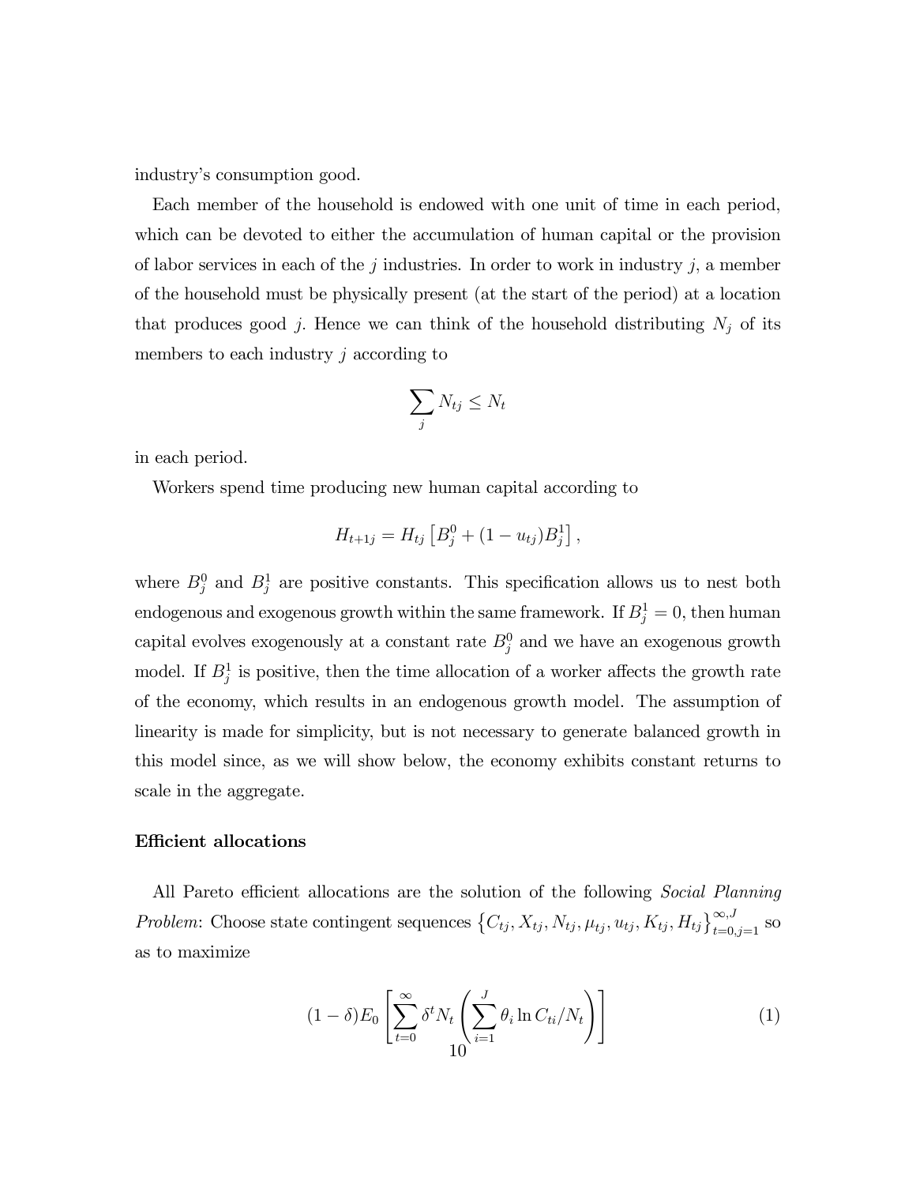industry's consumption good.

Each member of the household is endowed with one unit of time in each period, which can be devoted to either the accumulation of human capital or the provision of labor services in each of the $j$ industries. In order to work in industry $j$, a member of the household must be physically present (at the start of the period) at a location that produces good $j$. Hence we can think of the household distributing $N_j$ of its members to each industry $j$ according to

$$\sum_j N_{tj} \leq N_t$$

in each period.

Workers spend time producing new human capital according to

$$H_{t+1j} = H_{tj}\left[B_j^0 + (1 - u_{tj})B_j^1\right],$$

where $B_j^0$ and $B_j^1$ are positive constants. This specification allows us to nest both endogenous and exogenous growth within the same framework. If $B_j^1 = 0$, then human capital evolves exogenously at a constant rate $B_j^0$ and we have an exogenous growth model. If $B_j^1$ is positive, then the time allocation of a worker affects the growth rate of the economy, which results in an endogenous growth model. The assumption of linearity is made for simplicity, but is not necessary to generate balanced growth in this model since, as we will show below, the economy exhibits constant returns to scale in the aggregate.

**Efficient allocations**

All Pareto efficient allocations are the solution of the following *Social Planning Problem*: Choose state contingent sequences $\left\{C_{tj}, X_{tj}, N_{tj}, \mu_{tj}, u_{tj}, K_{tj}, H_{tj}\right\}_{t=0,j=1}^{\infty,J}$ so as to maximize

$$(1-\delta)E_0\left[\sum_{t=0}^{\infty}\delta^t N_t\left(\sum_{i=1}^{J}\theta_i \ln C_{ti}/N_t\right)\right] \tag{1}$$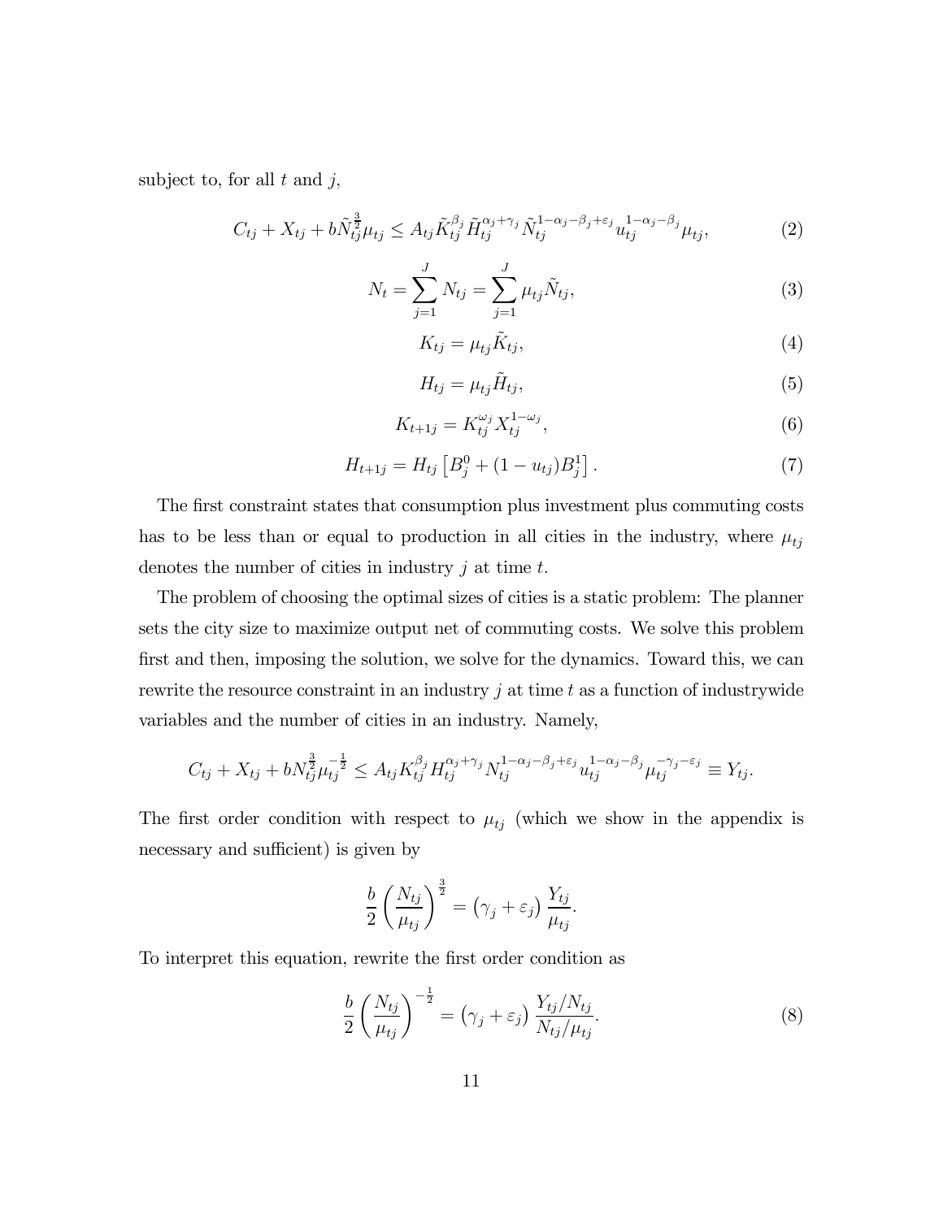subject to, for all $t$ and $j$,

$$C_{tj} + X_{tj} + b\tilde{N}_{tj}^{\frac{3}{2}}\mu_{tj} \leq A_{tj}\tilde{K}_{tj}^{\beta_j}\tilde{H}_{tj}^{\alpha_j+\gamma_j}\tilde{N}_{tj}^{1-\alpha_j-\beta_j+\varepsilon_j}u_{tj}^{1-\alpha_j-\beta_j}\mu_{tj}, \tag{2}$$

$$N_t = \sum_{j=1}^{J} N_{tj} = \sum_{j=1}^{J} \mu_{tj}\tilde{N}_{tj}, \tag{3}$$

$$K_{tj} = \mu_{tj}\tilde{K}_{tj}, \tag{4}$$

$$H_{tj} = \mu_{tj}\tilde{H}_{tj}, \tag{5}$$

$$K_{t+1j} = K_{tj}^{\omega_j}X_{tj}^{1-\omega_j}, \tag{6}$$

$$H_{t+1j} = H_{tj}\left[B_j^0 + (1-u_{tj})B_j^1\right]. \tag{7}$$

The first constraint states that consumption plus investment plus commuting costs has to be less than or equal to production in all cities in the industry, where $\mu_{tj}$ denotes the number of cities in industry $j$ at time $t$.

The problem of choosing the optimal sizes of cities is a static problem: The planner sets the city size to maximize output net of commuting costs. We solve this problem first and then, imposing the solution, we solve for the dynamics. Toward this, we can rewrite the resource constraint in an industry $j$ at time $t$ as a function of industrywide variables and the number of cities in an industry. Namely,

$$C_{tj} + X_{tj} + bN_{tj}^{\frac{3}{2}}\mu_{tj}^{-\frac{1}{2}} \leq A_{tj}K_{tj}^{\beta_j}H_{tj}^{\alpha_j+\gamma_j}N_{tj}^{1-\alpha_j-\beta_j+\varepsilon_j}u_{tj}^{1-\alpha_j-\beta_j}\mu_{tj}^{-\gamma_j-\varepsilon_j} \equiv Y_{tj}.$$

The first order condition with respect to $\mu_{tj}$ (which we show in the appendix is necessary and sufficient) is given by

$$\frac{b}{2}\left(\frac{N_{tj}}{\mu_{tj}}\right)^{\frac{3}{2}} = \left(\gamma_j + \varepsilon_j\right)\frac{Y_{tj}}{\mu_{tj}}.$$

To interpret this equation, rewrite the first order condition as

$$\frac{b}{2}\left(\frac{N_{tj}}{\mu_{tj}}\right)^{-\frac{1}{2}} = \left(\gamma_j + \varepsilon_j\right)\frac{Y_{tj}/N_{tj}}{N_{tj}/\mu_{tj}}. \tag{8}$$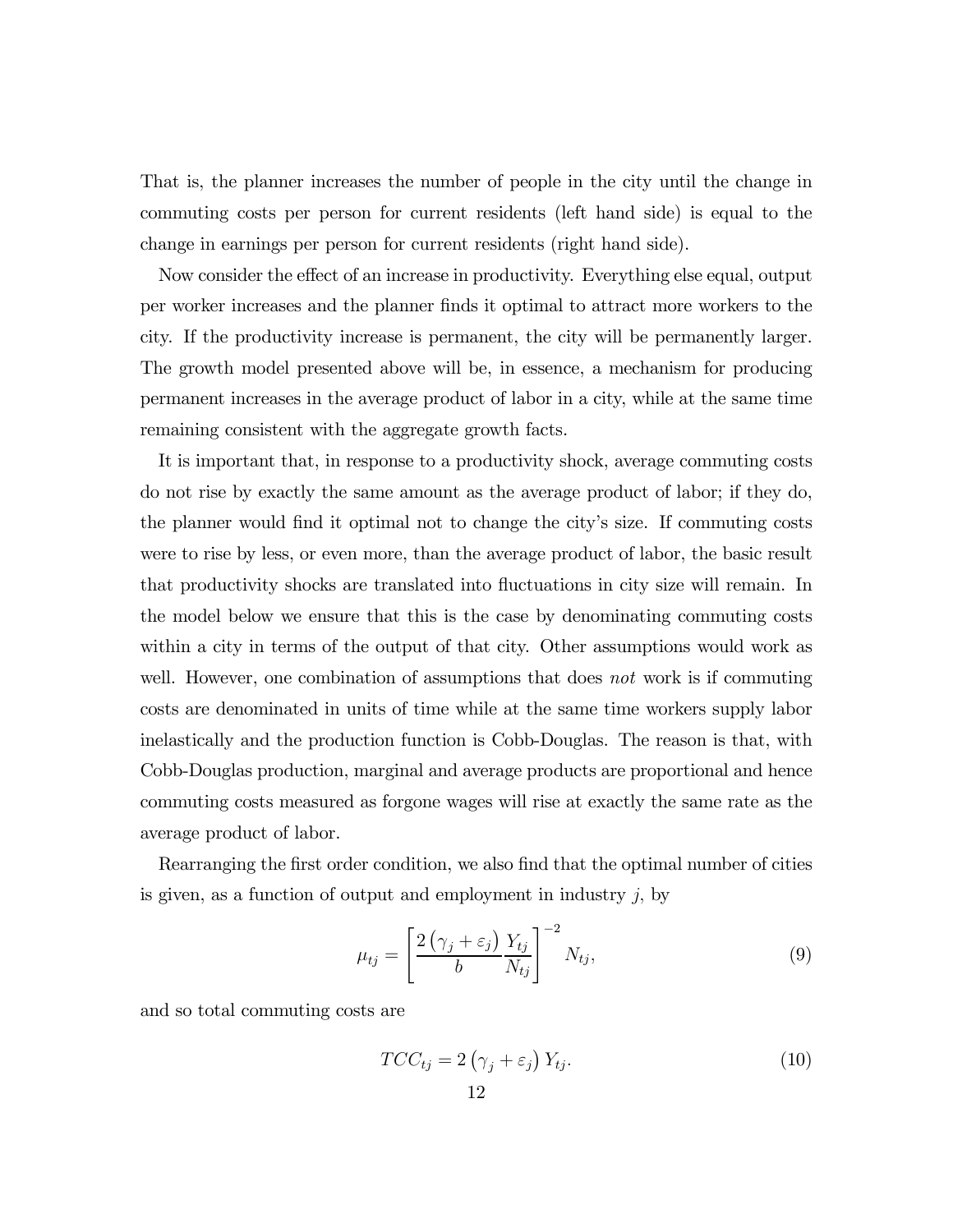That is, the planner increases the number of people in the city until the change in commuting costs per person for current residents (left hand side) is equal to the change in earnings per person for current residents (right hand side).

Now consider the effect of an increase in productivity. Everything else equal, output per worker increases and the planner finds it optimal to attract more workers to the city. If the productivity increase is permanent, the city will be permanently larger. The growth model presented above will be, in essence, a mechanism for producing permanent increases in the average product of labor in a city, while at the same time remaining consistent with the aggregate growth facts.

It is important that, in response to a productivity shock, average commuting costs do not rise by exactly the same amount as the average product of labor; if they do, the planner would find it optimal not to change the city's size. If commuting costs were to rise by less, or even more, than the average product of labor, the basic result that productivity shocks are translated into fluctuations in city size will remain. In the model below we ensure that this is the case by denominating commuting costs within a city in terms of the output of that city. Other assumptions would work as well. However, one combination of assumptions that does *not* work is if commuting costs are denominated in units of time while at the same time workers supply labor inelastically and the production function is Cobb-Douglas. The reason is that, with Cobb-Douglas production, marginal and average products are proportional and hence commuting costs measured as forgone wages will rise at exactly the same rate as the average product of labor.

Rearranging the first order condition, we also find that the optimal number of cities is given, as a function of output and employment in industry $j$, by

$$\mu_{tj} = \left[ \frac{2\left(\gamma_j + \varepsilon_j\right)}{b} \frac{Y_{tj}}{N_{tj}} \right]^{-2} N_{tj}, \tag{9}$$

and so total commuting costs are

$$TCC_{tj} = 2\left(\gamma_j + \varepsilon_j\right) Y_{tj}. \tag{10}$$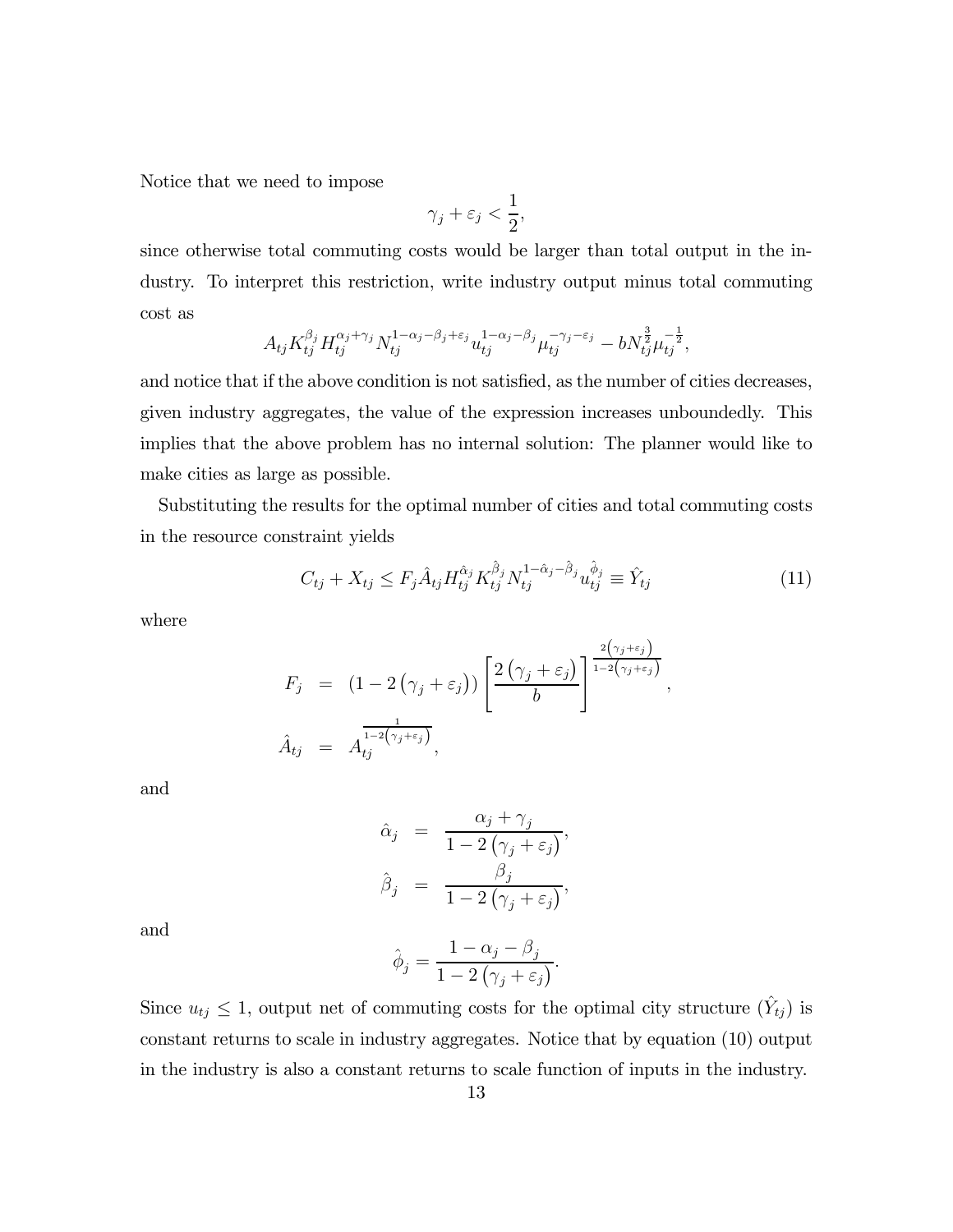Notice that we need to impose

$$\gamma_j + \varepsilon_j < \frac{1}{2},$$

since otherwise total commuting costs would be larger than total output in the industry. To interpret this restriction, write industry output minus total commuting cost as

$$A_{tj} K_{tj}^{\beta_j} H_{tj}^{\alpha_j+\gamma_j} N_{tj}^{1-\alpha_j-\beta_j+\varepsilon_j} u_{tj}^{1-\alpha_j-\beta_j} \mu_{tj}^{-\gamma_j-\varepsilon_j} - bN_{tj}^{\frac{3}{2}} \mu_{tj}^{-\frac{1}{2}},$$

and notice that if the above condition is not satisfied, as the number of cities decreases, given industry aggregates, the value of the expression increases unboundedly. This implies that the above problem has no internal solution: The planner would like to make cities as large as possible.

Substituting the results for the optimal number of cities and total commuting costs in the resource constraint yields

$$C_{tj} + X_{tj} \leq F_j \hat{A}_{tj} H_{tj}^{\hat{\alpha}_j} K_{tj}^{\hat{\beta}_j} N_{tj}^{1-\hat{\alpha}_j-\hat{\beta}_j} u_{tj}^{\hat{\phi}_j} \equiv \hat{Y}_{tj} \tag{11}$$

where

$$F_j = \left(1 - 2\left(\gamma_j + \varepsilon_j\right)\right) \left[\frac{2\left(\gamma_j + \varepsilon_j\right)}{b}\right]^{\frac{2\left(\gamma_j+\varepsilon_j\right)}{1-2\left(\gamma_j+\varepsilon_j\right)}},$$

$$\hat{A}_{tj} = A_{tj}^{\frac{1}{1-2\left(\gamma_j+\varepsilon_j\right)}},$$

and

$$\hat{\alpha}_j = \frac{\alpha_j + \gamma_j}{1 - 2\left(\gamma_j + \varepsilon_j\right)},$$

$$\hat{\beta}_j = \frac{\beta_j}{1 - 2\left(\gamma_j + \varepsilon_j\right)},$$

and

$$\hat{\phi}_j = \frac{1 - \alpha_j - \beta_j}{1 - 2\left(\gamma_j + \varepsilon_j\right)}.$$

Since $u_{tj} \leq 1$, output net of commuting costs for the optimal city structure ($\hat{Y}_{tj}$) is constant returns to scale in industry aggregates. Notice that by equation (10) output in the industry is also a constant returns to scale function of inputs in the industry.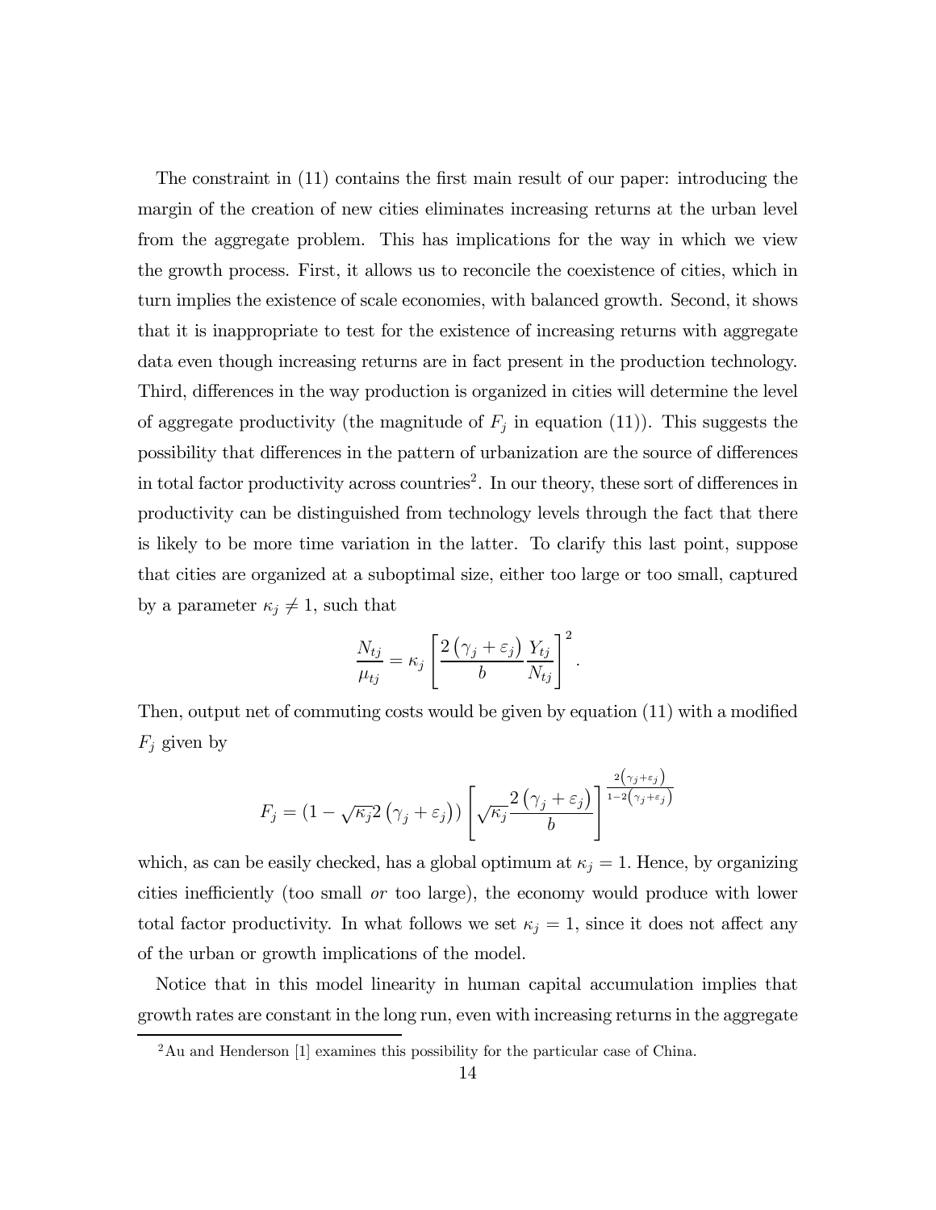The constraint in (11) contains the first main result of our paper: introducing the margin of the creation of new cities eliminates increasing returns at the urban level from the aggregate problem. This has implications for the way in which we view the growth process. First, it allows us to reconcile the coexistence of cities, which in turn implies the existence of scale economies, with balanced growth. Second, it shows that it is inappropriate to test for the existence of increasing returns with aggregate data even though increasing returns are in fact present in the production technology. Third, differences in the way production is organized in cities will determine the level of aggregate productivity (the magnitude of $F_j$ in equation (11)). This suggests the possibility that differences in the pattern of urbanization are the source of differences in total factor productivity across countries[2]. In our theory, these sort of differences in productivity can be distinguished from technology levels through the fact that there is likely to be more time variation in the latter. To clarify this last point, suppose that cities are organized at a suboptimal size, either too large or too small, captured by a parameter $\kappa_j \neq 1$, such that

$$\frac{N_{tj}}{\mu_{tj}} = \kappa_j \left[ \frac{2\left(\gamma_j + \varepsilon_j\right)}{b} \frac{Y_{tj}}{N_{tj}} \right]^2 .$$

Then, output net of commuting costs would be given by equation (11) with a modified $F_j$ given by

$$F_j = \left(1 - \sqrt{\kappa_j} 2\left(\gamma_j + \varepsilon_j\right)\right) \left[ \sqrt{\kappa_j} \frac{2\left(\gamma_j + \varepsilon_j\right)}{b} \right]^{\frac{2\left(\gamma_j + \varepsilon_j\right)}{1 - 2\left(\gamma_j + \varepsilon_j\right)}}$$

which, as can be easily checked, has a global optimum at $\kappa_j = 1$. Hence, by organizing cities inefficiently (too small *or* too large), the economy would produce with lower total factor productivity. In what follows we set $\kappa_j = 1$, since it does not affect any of the urban or growth implications of the model.

Notice that in this model linearity in human capital accumulation implies that growth rates are constant in the long run, even with increasing returns in the aggregate

[2] Au and Henderson [1] examines this possibility for the particular case of China.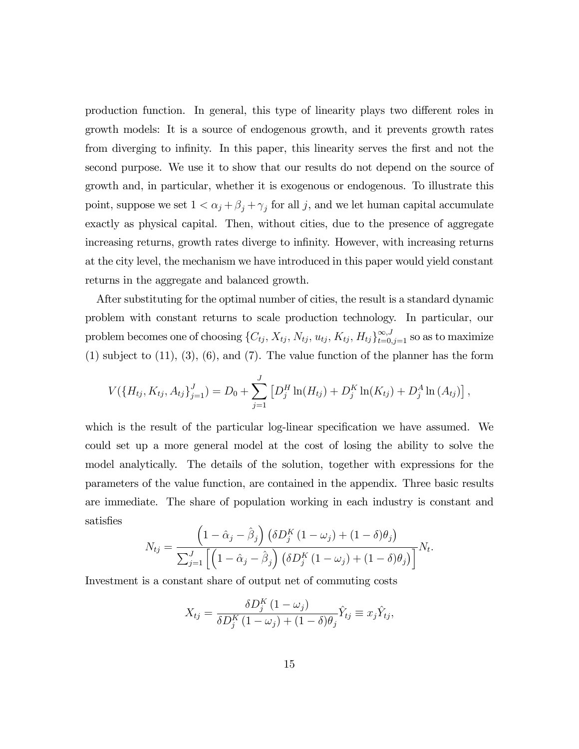production function. In general, this type of linearity plays two different roles in growth models: It is a source of endogenous growth, and it prevents growth rates from diverging to infinity. In this paper, this linearity serves the first and not the second purpose. We use it to show that our results do not depend on the source of growth and, in particular, whether it is exogenous or endogenous. To illustrate this point, suppose we set $1 < \alpha_j + \beta_j + \gamma_j$ for all $j$, and we let human capital accumulate exactly as physical capital. Then, without cities, due to the presence of aggregate increasing returns, growth rates diverge to infinity. However, with increasing returns at the city level, the mechanism we have introduced in this paper would yield constant returns in the aggregate and balanced growth.

After substituting for the optimal number of cities, the result is a standard dynamic problem with constant returns to scale production technology. In particular, our problem becomes one of choosing $\{C_{tj}, X_{tj}, N_{tj}, u_{tj}, K_{tj}, H_{tj}\}_{t=0,j=1}^{\infty,J}$ so as to maximize (1) subject to (11), (3), (6), and (7). The value function of the planner has the form

$$V(\{H_{tj}, K_{tj}, A_{tj}\}_{j=1}^{J}) = D_0 + \sum_{j=1}^{J} \left[ D_j^H \ln(H_{tj}) + D_j^K \ln(K_{tj}) + D_j^A \ln(A_{tj}) \right],$$

which is the result of the particular log-linear specification we have assumed. We could set up a more general model at the cost of losing the ability to solve the model analytically. The details of the solution, together with expressions for the parameters of the value function, are contained in the appendix. Three basic results are immediate. The share of population working in each industry is constant and satisfies

$$N_{tj} = \frac{\left(1 - \hat{\alpha}_j - \hat{\beta}_j\right)\left(\delta D_j^K (1 - \omega_j) + (1 - \delta)\theta_j\right)}{\sum_{j=1}^{J} \left[\left(1 - \hat{\alpha}_j - \hat{\beta}_j\right)\left(\delta D_j^K (1 - \omega_j) + (1 - \delta)\theta_j\right)\right]} N_t.$$

Investment is a constant share of output net of commuting costs

$$X_{tj} = \frac{\delta D_j^K (1 - \omega_j)}{\delta D_j^K (1 - \omega_j) + (1 - \delta)\theta_j} \hat{Y}_{tj} \equiv x_j \hat{Y}_{tj},$$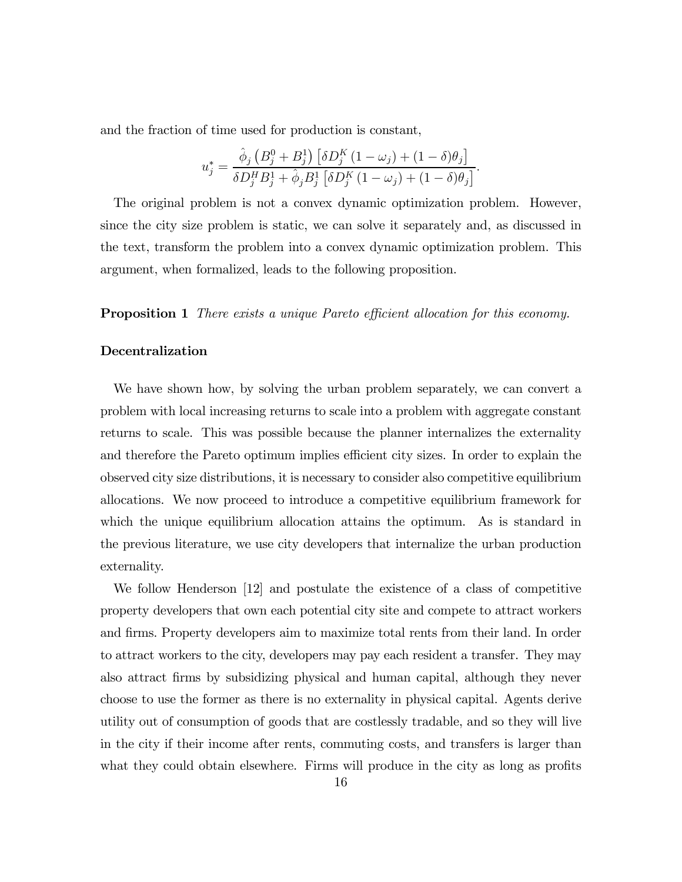and the fraction of time used for production is constant,

$$u_j^* = \frac{\hat{\phi}_j \left(B_j^0 + B_j^1\right) \left[\delta D_j^K \left(1 - \omega_j\right) + (1 - \delta)\theta_j\right]}{\delta D_j^H B_j^1 + \hat{\phi}_j B_j^1 \left[\delta D_j^K \left(1 - \omega_j\right) + (1 - \delta)\theta_j\right]}.$$

The original problem is not a convex dynamic optimization problem. However, since the city size problem is static, we can solve it separately and, as discussed in the text, transform the problem into a convex dynamic optimization problem. This argument, when formalized, leads to the following proposition.

**Proposition 1** *There exists a unique Pareto efficient allocation for this economy.*

### Decentralization

We have shown how, by solving the urban problem separately, we can convert a problem with local increasing returns to scale into a problem with aggregate constant returns to scale. This was possible because the planner internalizes the externality and therefore the Pareto optimum implies efficient city sizes. In order to explain the observed city size distributions, it is necessary to consider also competitive equilibrium allocations. We now proceed to introduce a competitive equilibrium framework for which the unique equilibrium allocation attains the optimum. As is standard in the previous literature, we use city developers that internalize the urban production externality.

We follow Henderson [12] and postulate the existence of a class of competitive property developers that own each potential city site and compete to attract workers and firms. Property developers aim to maximize total rents from their land. In order to attract workers to the city, developers may pay each resident a transfer. They may also attract firms by subsidizing physical and human capital, although they never choose to use the former as there is no externality in physical capital. Agents derive utility out of consumption of goods that are costlessly tradable, and so they will live in the city if their income after rents, commuting costs, and transfers is larger than what they could obtain elsewhere. Firms will produce in the city as long as profits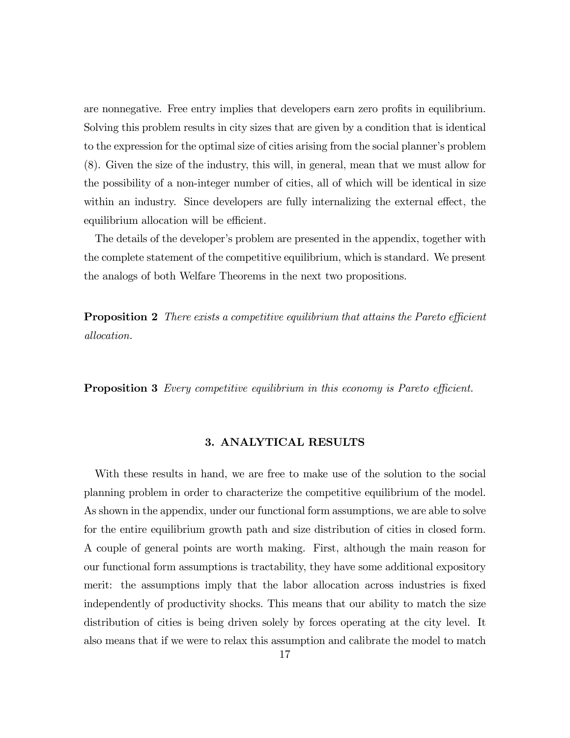are nonnegative. Free entry implies that developers earn zero profits in equilibrium. Solving this problem results in city sizes that are given by a condition that is identical to the expression for the optimal size of cities arising from the social planner's problem (8). Given the size of the industry, this will, in general, mean that we must allow for the possibility of a non-integer number of cities, all of which will be identical in size within an industry. Since developers are fully internalizing the external effect, the equilibrium allocation will be efficient.

The details of the developer's problem are presented in the appendix, together with the complete statement of the competitive equilibrium, which is standard. We present the analogs of both Welfare Theorems in the next two propositions.

**Proposition 2** *There exists a competitive equilibrium that attains the Pareto efficient allocation.*

**Proposition 3** *Every competitive equilibrium in this economy is Pareto efficient.*

## 3. ANALYTICAL RESULTS

With these results in hand, we are free to make use of the solution to the social planning problem in order to characterize the competitive equilibrium of the model. As shown in the appendix, under our functional form assumptions, we are able to solve for the entire equilibrium growth path and size distribution of cities in closed form. A couple of general points are worth making. First, although the main reason for our functional form assumptions is tractability, they have some additional expository merit: the assumptions imply that the labor allocation across industries is fixed independently of productivity shocks. This means that our ability to match the size distribution of cities is being driven solely by forces operating at the city level. It also means that if we were to relax this assumption and calibrate the model to match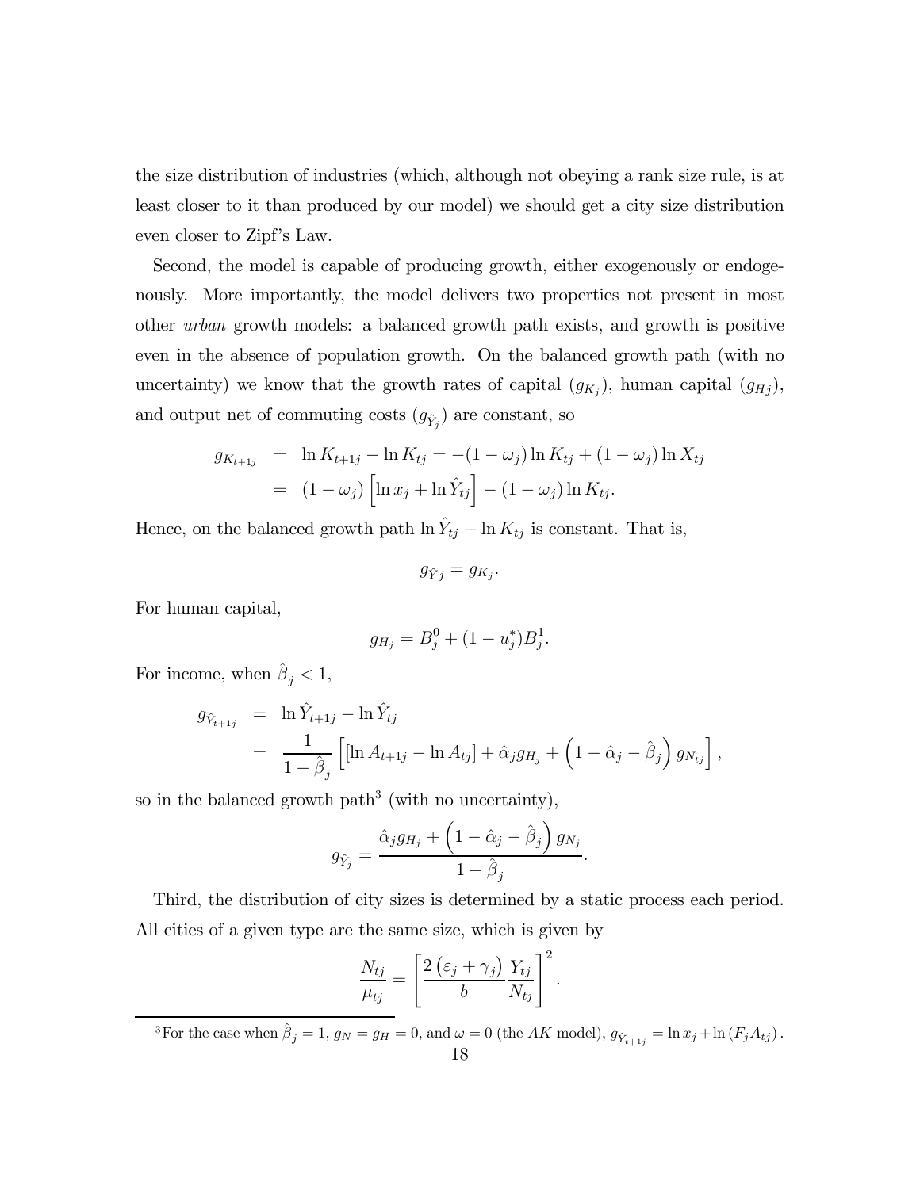the size distribution of industries (which, although not obeying a rank size rule, is at least closer to it than produced by our model) we should get a city size distribution even closer to Zipf's Law.

Second, the model is capable of producing growth, either exogenously or endogenously. More importantly, the model delivers two properties not present in most other *urban* growth models: a balanced growth path exists, and growth is positive even in the absence of population growth. On the balanced growth path (with no uncertainty) we know that the growth rates of capital ($g_{K_j}$), human capital ($g_{Hj}$), and output net of commuting costs ($g_{\hat{Y}_j}$) are constant, so

$$
\begin{aligned}
g_{K_{t+1j}} &= \ln K_{t+1j} - \ln K_{tj} = -(1-\omega_j)\ln K_{tj} + (1-\omega_j)\ln X_{tj} \\
&= (1-\omega_j)\left[\ln x_j + \ln \hat{Y}_{tj}\right] - (1-\omega_j)\ln K_{tj}.
\end{aligned}
$$

Hence, on the balanced growth path $\ln \hat{Y}_{tj} - \ln K_{tj}$ is constant. That is,

$$
g_{\hat{Y}j} = g_{K_j}.
$$

For human capital,

$$
g_{H_j} = B_j^0 + (1-u_j^*)B_j^1.
$$

For income, when $\hat{\beta}_j < 1$,

$$
\begin{aligned}
g_{\hat{Y}_{t+1j}} &= \ln \hat{Y}_{t+1j} - \ln \hat{Y}_{tj} \\
&= \frac{1}{1-\hat{\beta}_j}\left[\left[\ln A_{t+1j} - \ln A_{tj}\right] + \hat{\alpha}_j g_{H_j} + \left(1-\hat{\alpha}_j-\hat{\beta}_j\right) g_{N_{tj}}\right],
\end{aligned}
$$

so in the balanced growth path[3] (with no uncertainty),

$$
g_{\hat{Y}_j} = \frac{\hat{\alpha}_j g_{H_j} + \left(1-\hat{\alpha}_j-\hat{\beta}_j\right) g_{N_j}}{1-\hat{\beta}_j}.
$$

Third, the distribution of city sizes is determined by a static process each period. All cities of a given type are the same size, which is given by

$$
\frac{N_{tj}}{\mu_{tj}} = \left[\frac{2\left(\varepsilon_j+\gamma_j\right)}{b}\frac{Y_{tj}}{N_{tj}}\right]^2.
$$

---

[3] For the case when $\hat{\beta}_j = 1$, $g_N = g_H = 0$, and $\omega = 0$ (the $AK$ model), $g_{\hat{Y}_{t+1j}} = \ln x_j + \ln\left(F_j A_{tj}\right)$.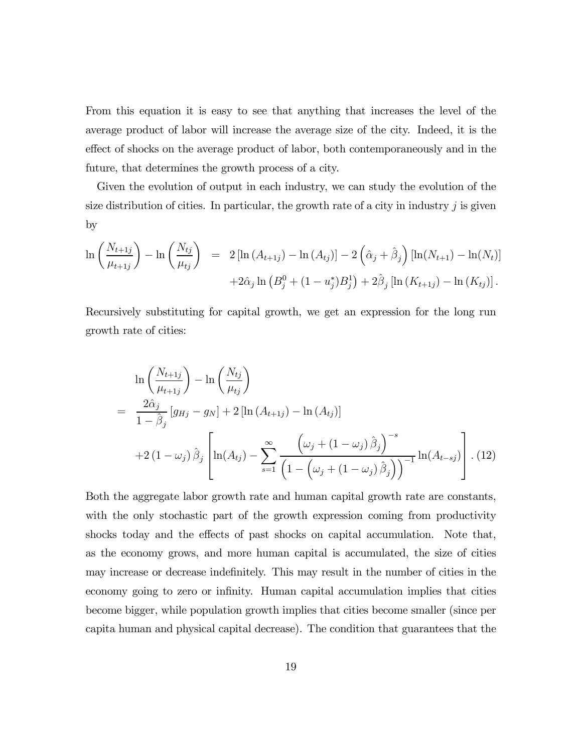From this equation it is easy to see that anything that increases the level of the average product of labor will increase the average size of the city. Indeed, it is the effect of shocks on the average product of labor, both contemporaneously and in the future, that determines the growth process of a city.

Given the evolution of output in each industry, we can study the evolution of the size distribution of cities. In particular, the growth rate of a city in industry $j$ is given by

$$\begin{aligned}\ln\left(\frac{N_{t+1j}}{\mu_{t+1j}}\right) - \ln\left(\frac{N_{tj}}{\mu_{tj}}\right) &= 2\left[\ln\left(A_{t+1j}\right) - \ln\left(A_{tj}\right)\right] - 2\left(\hat{\alpha}_j + \hat{\beta}_j\right)\left[\ln(N_{t+1}) - \ln(N_t)\right] \\ &\quad + 2\hat{\alpha}_j \ln\left(B_j^0 + (1-u_j^*)B_j^1\right) + 2\hat{\beta}_j\left[\ln\left(K_{t+1j}\right) - \ln\left(K_{tj}\right)\right].\end{aligned}$$

Recursively substituting for capital growth, we get an expression for the long run growth rate of cities:

$$\begin{aligned}&\ln\left(\frac{N_{t+1j}}{\mu_{t+1j}}\right) - \ln\left(\frac{N_{tj}}{\mu_{tj}}\right) \\ = \; & \frac{2\hat{\alpha}_j}{1-\hat{\beta}_j}\left[g_{Hj} - g_N\right] + 2\left[\ln\left(A_{t+1j}\right) - \ln\left(A_{tj}\right)\right] \\ & + 2\left(1-\omega_j\right)\hat{\beta}_j\left[\ln(A_{tj}) - \sum_{s=1}^{\infty}\frac{\left(\omega_j + \left(1-\omega_j\right)\hat{\beta}_j\right)^{-s}}{\left(1-\left(\omega_j + \left(1-\omega_j\right)\hat{\beta}_j\right)\right)^{-1}}\ln(A_{t-sj})\right]. \quad (12)\end{aligned}$$

Both the aggregate labor growth rate and human capital growth rate are constants, with the only stochastic part of the growth expression coming from productivity shocks today and the effects of past shocks on capital accumulation. Note that, as the economy grows, and more human capital is accumulated, the size of cities may increase or decrease indefinitely. This may result in the number of cities in the economy going to zero or infinity. Human capital accumulation implies that cities become bigger, while population growth implies that cities become smaller (since per capita human and physical capital decrease). The condition that guarantees that the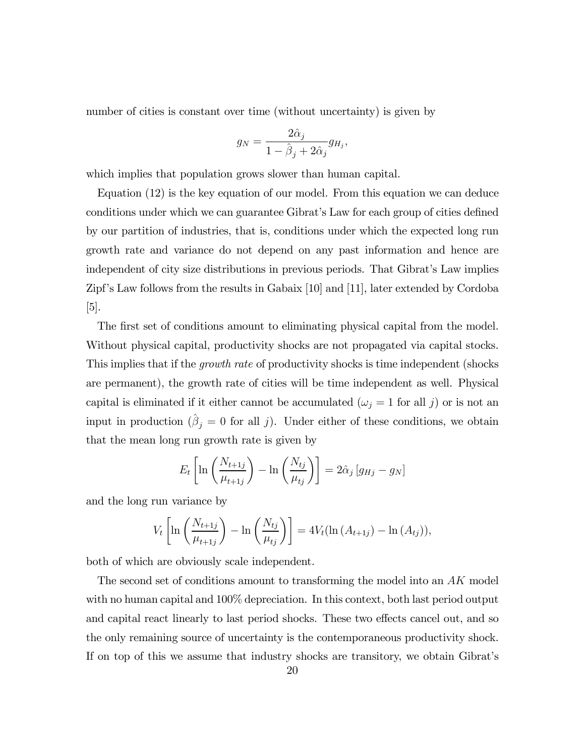number of cities is constant over time (without uncertainty) is given by

$$g_N = \frac{2\hat{\alpha}_j}{1 - \hat{\beta}_j + 2\hat{\alpha}_j} g_{H_j},$$

which implies that population grows slower than human capital.

Equation (12) is the key equation of our model. From this equation we can deduce conditions under which we can guarantee Gibrat's Law for each group of cities defined by our partition of industries, that is, conditions under which the expected long run growth rate and variance do not depend on any past information and hence are independent of city size distributions in previous periods. That Gibrat's Law implies Zipf's Law follows from the results in Gabaix [10] and [11], later extended by Cordoba [5].

The first set of conditions amount to eliminating physical capital from the model. Without physical capital, productivity shocks are not propagated via capital stocks. This implies that if the *growth rate* of productivity shocks is time independent (shocks are permanent), the growth rate of cities will be time independent as well. Physical capital is eliminated if it either cannot be accumulated ($\omega_j = 1$ for all $j$) or is not an input in production ($\hat{\beta}_j = 0$ for all $j$). Under either of these conditions, we obtain that the mean long run growth rate is given by

$$E_t \left[ \ln \left( \frac{N_{t+1j}}{\mu_{t+1j}} \right) - \ln \left( \frac{N_{tj}}{\mu_{tj}} \right) \right] = 2\hat{\alpha}_j \left[ g_{Hj} - g_N \right]$$

and the long run variance by

$$V_t \left[ \ln \left( \frac{N_{t+1j}}{\mu_{t+1j}} \right) - \ln \left( \frac{N_{tj}}{\mu_{tj}} \right) \right] = 4V_t(\ln (A_{t+1j}) - \ln (A_{tj})),$$

both of which are obviously scale independent.

The second set of conditions amount to transforming the model into an $AK$ model with no human capital and 100% depreciation. In this context, both last period output and capital react linearly to last period shocks. These two effects cancel out, and so the only remaining source of uncertainty is the contemporaneous productivity shock. If on top of this we assume that industry shocks are transitory, we obtain Gibrat's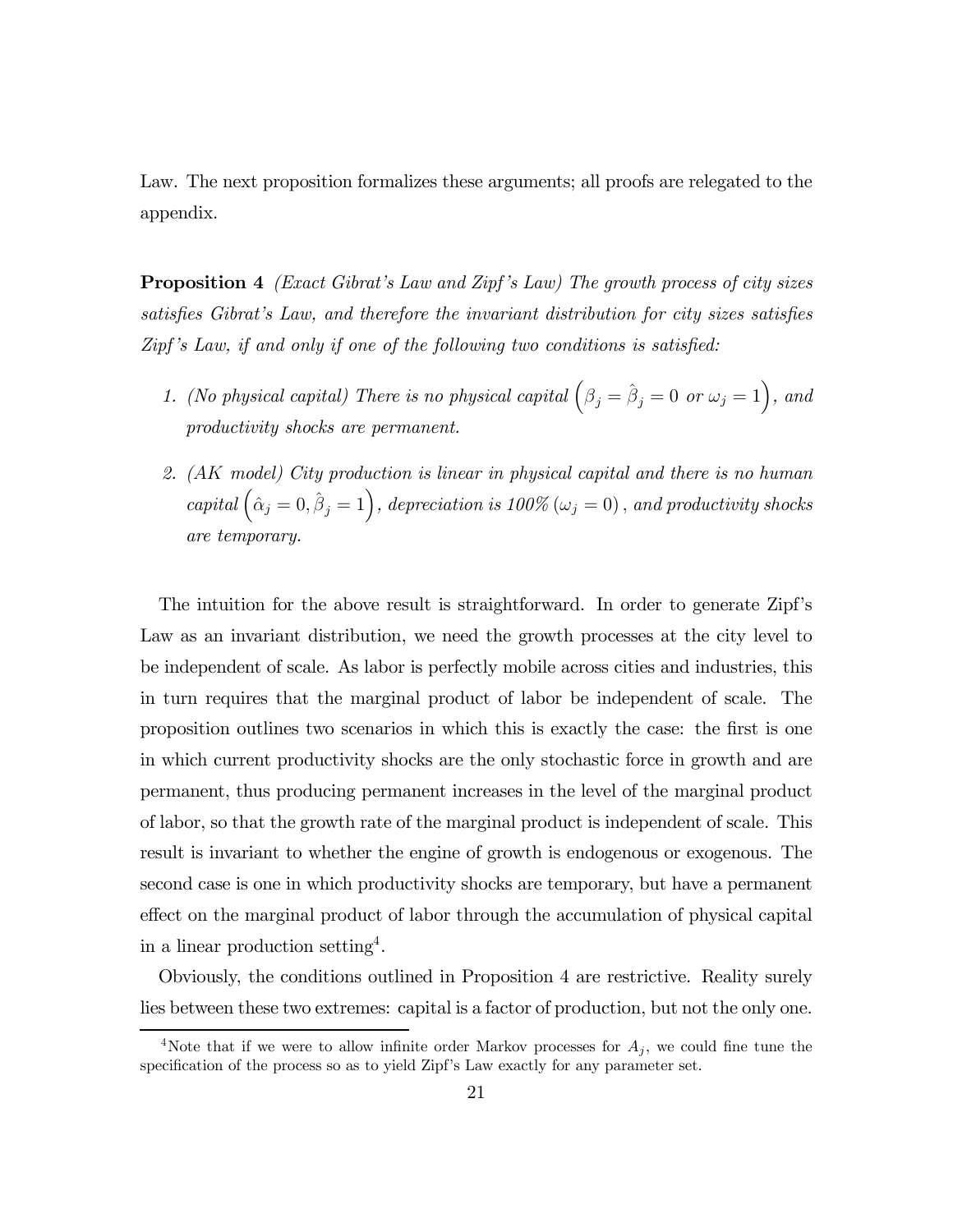Law. The next proposition formalizes these arguments; all proofs are relegated to the appendix.

**Proposition 4** *(Exact Gibrat's Law and Zipf's Law) The growth process of city sizes satisfies Gibrat's Law, and therefore the invariant distribution for city sizes satisfies Zipf's Law, if and only if one of the following two conditions is satisfied:*

1. *(No physical capital) There is no physical capital* $\left(\beta_j = \hat{\beta}_j = 0 \text{ or } \omega_j = 1\right)$*, and productivity shocks are permanent.*
2. *(AK model) City production is linear in physical capital and there is no human capital* $\left(\hat{\alpha}_j = 0, \hat{\beta}_j = 1\right)$*, depreciation is 100%* $(\omega_j = 0)$*, and productivity shocks are temporary.*

The intuition for the above result is straightforward. In order to generate Zipf's Law as an invariant distribution, we need the growth processes at the city level to be independent of scale. As labor is perfectly mobile across cities and industries, this in turn requires that the marginal product of labor be independent of scale. The proposition outlines two scenarios in which this is exactly the case: the first is one in which current productivity shocks are the only stochastic force in growth and are permanent, thus producing permanent increases in the level of the marginal product of labor, so that the growth rate of the marginal product is independent of scale. This result is invariant to whether the engine of growth is endogenous or exogenous. The second case is one in which productivity shocks are temporary, but have a permanent effect on the marginal product of labor through the accumulation of physical capital in a linear production setting[4].

Obviously, the conditions outlined in Proposition 4 are restrictive. Reality surely lies between these two extremes: capital is a factor of production, but not the only one.

[4] Note that if we were to allow infinite order Markov processes for $A_j$, we could fine tune the specification of the process so as to yield Zipf's Law exactly for any parameter set.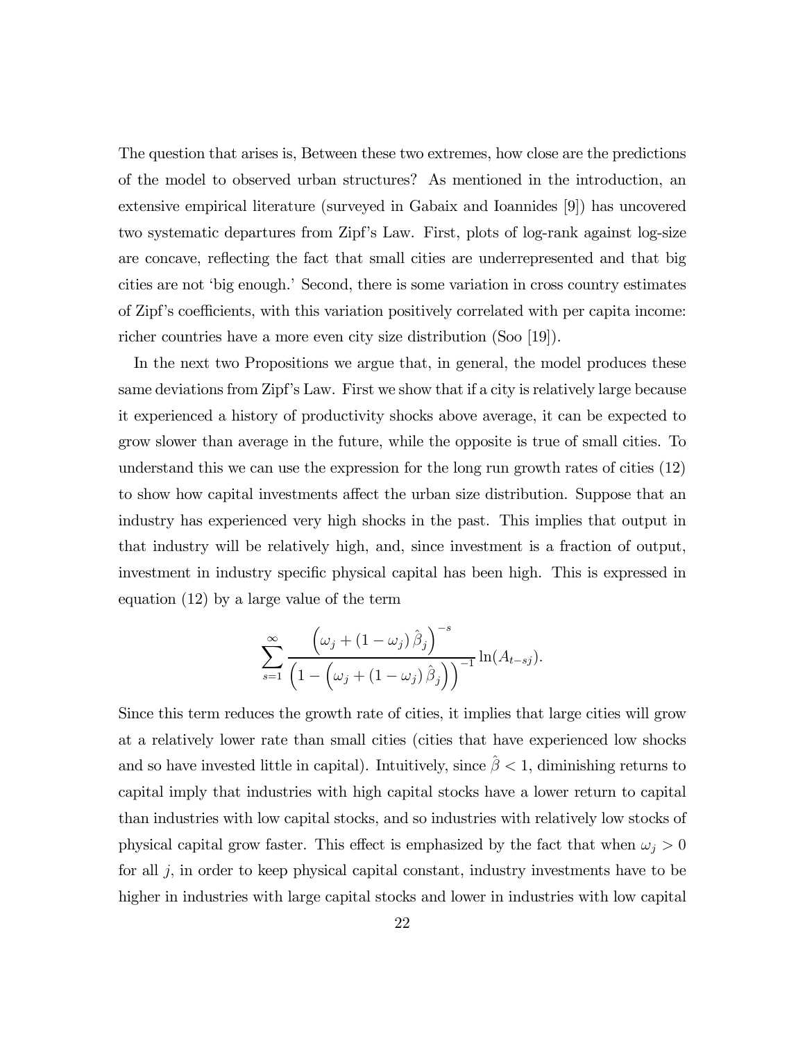The question that arises is, Between these two extremes, how close are the predictions of the model to observed urban structures? As mentioned in the introduction, an extensive empirical literature (surveyed in Gabaix and Ioannides [9]) has uncovered two systematic departures from Zipf's Law. First, plots of log-rank against log-size are concave, reflecting the fact that small cities are underrepresented and that big cities are not 'big enough.' Second, there is some variation in cross country estimates of Zipf's coefficients, with this variation positively correlated with per capita income: richer countries have a more even city size distribution (Soo [19]).

In the next two Propositions we argue that, in general, the model produces these same deviations from Zipf's Law. First we show that if a city is relatively large because it experienced a history of productivity shocks above average, it can be expected to grow slower than average in the future, while the opposite is true of small cities. To understand this we can use the expression for the long run growth rates of cities (12) to show how capital investments affect the urban size distribution. Suppose that an industry has experienced very high shocks in the past. This implies that output in that industry will be relatively high, and, since investment is a fraction of output, investment in industry specific physical capital has been high. This is expressed in equation (12) by a large value of the term

$$\sum_{s=1}^{\infty} \frac{\left(\omega_j + (1-\omega_j)\,\hat{\beta}_j\right)^{-s}}{\left(1-\left(\omega_j + (1-\omega_j)\,\hat{\beta}_j\right)\right)^{-1}} \ln(A_{t-sj}).$$

Since this term reduces the growth rate of cities, it implies that large cities will grow at a relatively lower rate than small cities (cities that have experienced low shocks and so have invested little in capital). Intuitively, since $\hat{\beta} < 1$, diminishing returns to capital imply that industries with high capital stocks have a lower return to capital than industries with low capital stocks, and so industries with relatively low stocks of physical capital grow faster. This effect is emphasized by the fact that when $\omega_j > 0$ for all $j$, in order to keep physical capital constant, industry investments have to be higher in industries with large capital stocks and lower in industries with low capital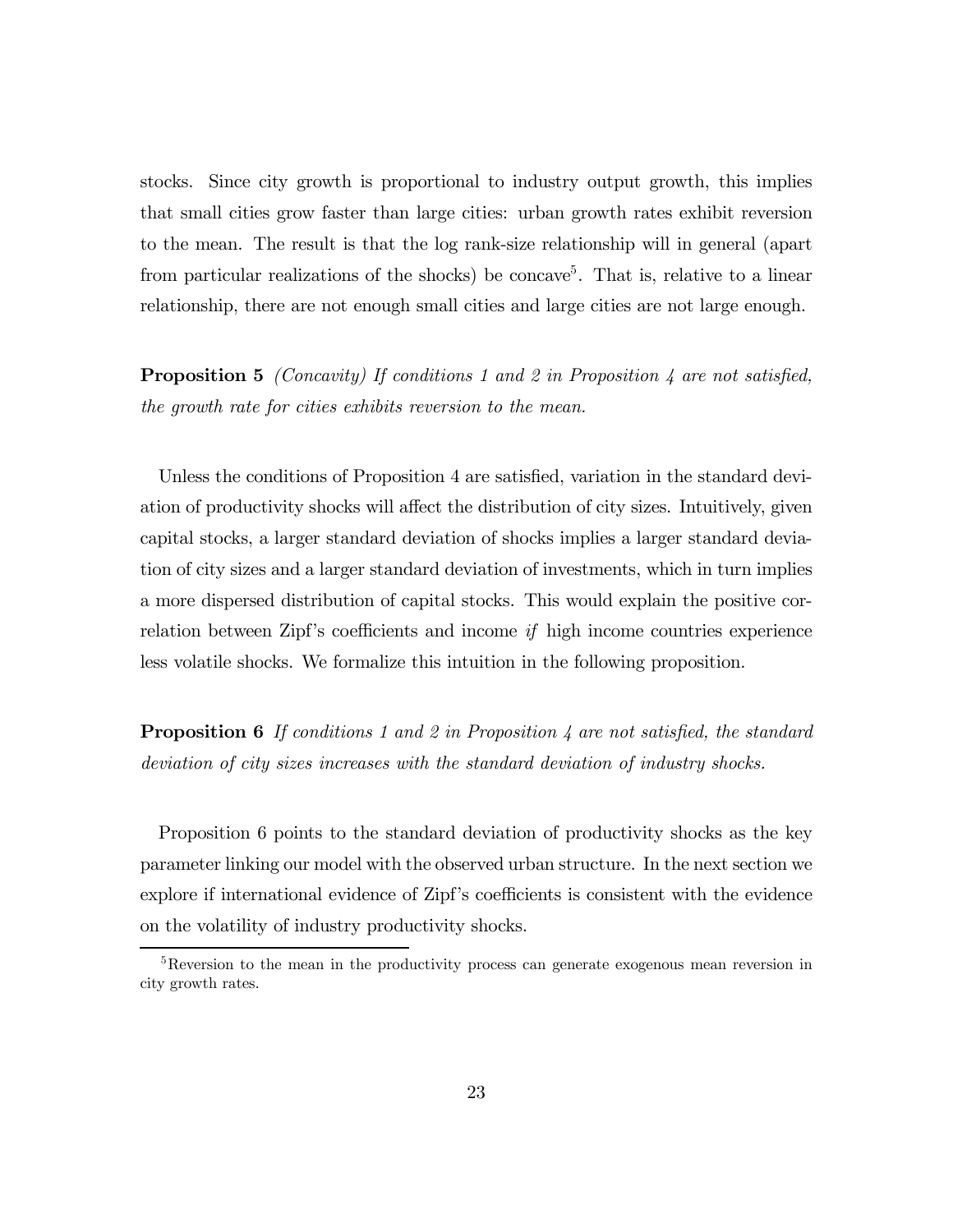stocks. Since city growth is proportional to industry output growth, this implies that small cities grow faster than large cities: urban growth rates exhibit reversion to the mean. The result is that the log rank-size relationship will in general (apart from particular realizations of the shocks) be concave[5]. That is, relative to a linear relationship, there are not enough small cities and large cities are not large enough.

**Proposition 5** *(Concavity) If conditions 1 and 2 in Proposition 4 are not satisfied, the growth rate for cities exhibits reversion to the mean.*

Unless the conditions of Proposition 4 are satisfied, variation in the standard deviation of productivity shocks will affect the distribution of city sizes. Intuitively, given capital stocks, a larger standard deviation of shocks implies a larger standard deviation of city sizes and a larger standard deviation of investments, which in turn implies a more dispersed distribution of capital stocks. This would explain the positive correlation between Zipf's coefficients and income *if* high income countries experience less volatile shocks. We formalize this intuition in the following proposition.

**Proposition 6** *If conditions 1 and 2 in Proposition 4 are not satisfied, the standard deviation of city sizes increases with the standard deviation of industry shocks.*

Proposition 6 points to the standard deviation of productivity shocks as the key parameter linking our model with the observed urban structure. In the next section we explore if international evidence of Zipf's coefficients is consistent with the evidence on the volatility of industry productivity shocks.

[5] Reversion to the mean in the productivity process can generate exogenous mean reversion in city growth rates.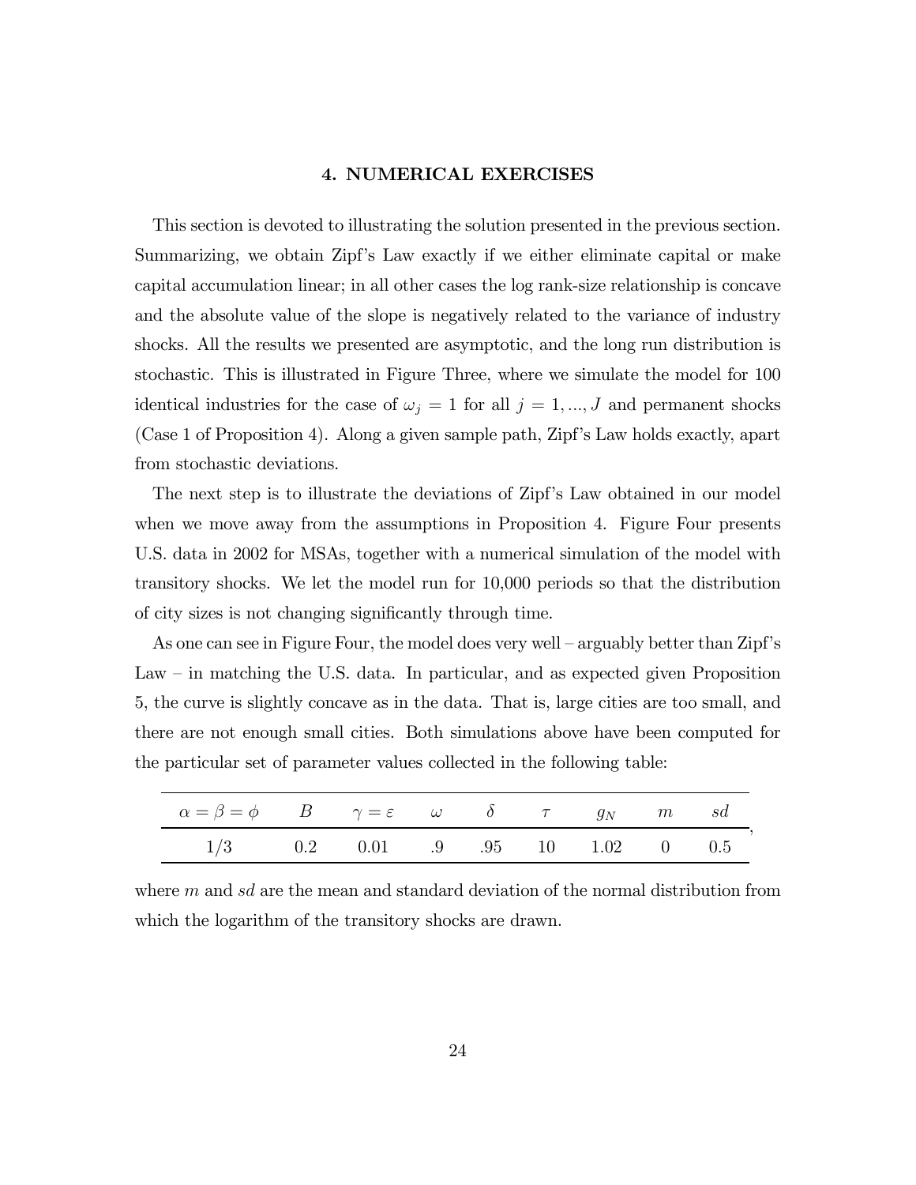## 4. NUMERICAL EXERCISES

This section is devoted to illustrating the solution presented in the previous section. Summarizing, we obtain Zipf's Law exactly if we either eliminate capital or make capital accumulation linear; in all other cases the log rank-size relationship is concave and the absolute value of the slope is negatively related to the variance of industry shocks. All the results we presented are asymptotic, and the long run distribution is stochastic. This is illustrated in Figure Three, where we simulate the model for 100 identical industries for the case of $\omega_j = 1$ for all $j = 1, ..., J$ and permanent shocks (Case 1 of Proposition 4). Along a given sample path, Zipf's Law holds exactly, apart from stochastic deviations.

The next step is to illustrate the deviations of Zipf's Law obtained in our model when we move away from the assumptions in Proposition 4. Figure Four presents U.S. data in 2002 for MSAs, together with a numerical simulation of the model with transitory shocks. We let the model run for 10,000 periods so that the distribution of city sizes is not changing significantly through time.

As one can see in Figure Four, the model does very well – arguably better than Zipf's Law – in matching the U.S. data. In particular, and as expected given Proposition 5, the curve is slightly concave as in the data. That is, large cities are too small, and there are not enough small cities. Both simulations above have been computed for the particular set of parameter values collected in the following table:

| $\alpha = \beta = \phi$ | $B$ | $\gamma = \varepsilon$ | $\omega$ | $\delta$ | $\tau$ | $g_N$ | $m$ | $sd$ |
|---|---|---|---|---|---|---|---|---|
| 1/3 | 0.2 | 0.01 | .9 | .95 | 10 | 1.02 | 0 | 0.5 |

where $m$ and $sd$ are the mean and standard deviation of the normal distribution from which the logarithm of the transitory shocks are drawn.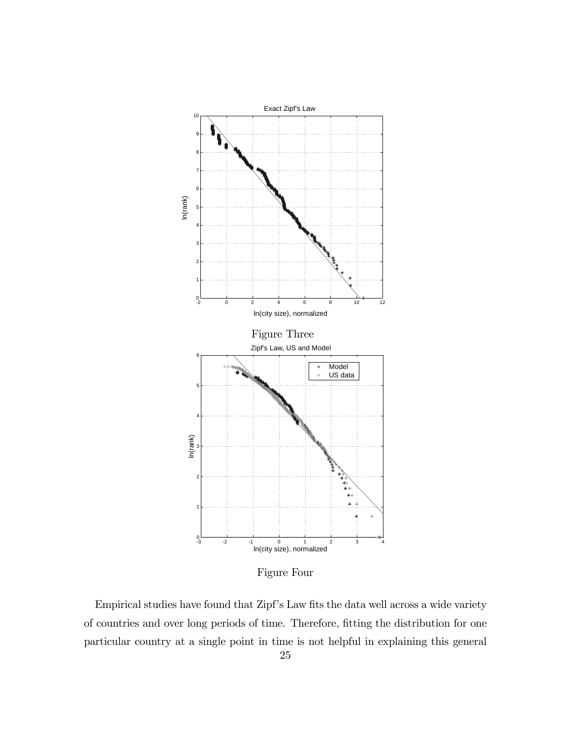Figure Three

Figure Four

Empirical studies have found that Zipf's Law fits the data well across a wide variety of countries and over long periods of time. Therefore, fitting the distribution for one particular country at a single point in time is not helpful in explaining this general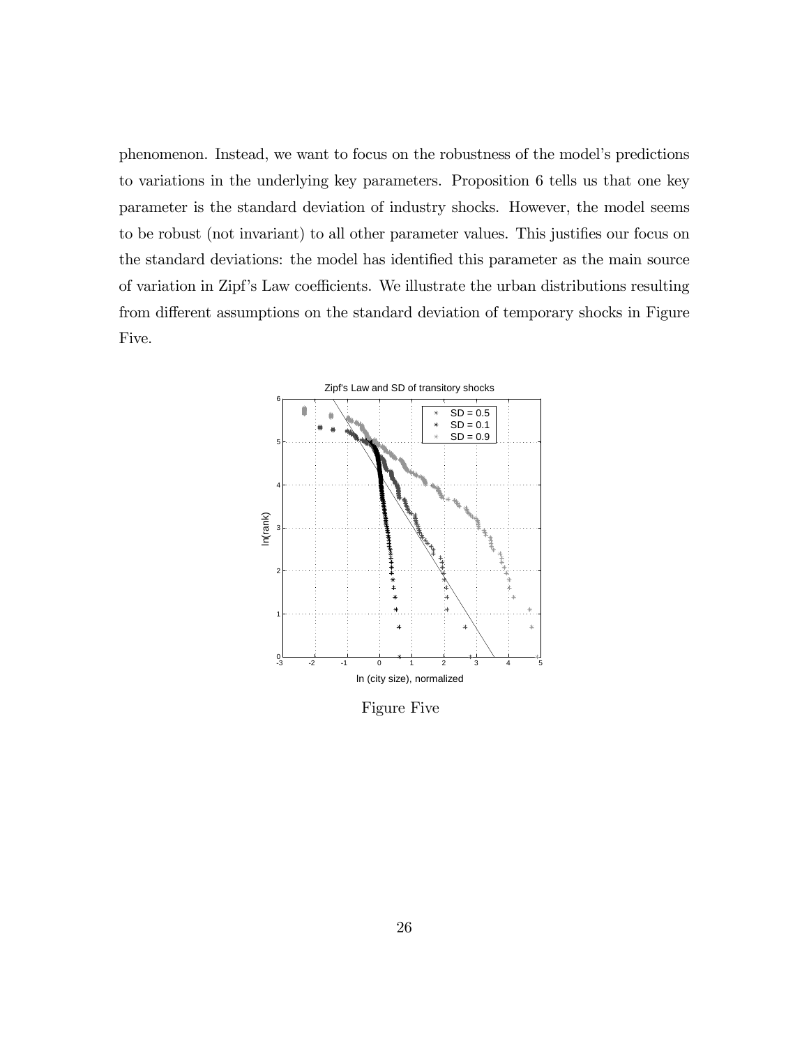phenomenon. Instead, we want to focus on the robustness of the model's predictions to variations in the underlying key parameters. Proposition 6 tells us that one key parameter is the standard deviation of industry shocks. However, the model seems to be robust (not invariant) to all other parameter values. This justifies our focus on the standard deviations: the model has identified this parameter as the main source of variation in Zipf's Law coefficients. We illustrate the urban distributions resulting from different assumptions on the standard deviation of temporary shocks in Figure Five.

Figure Five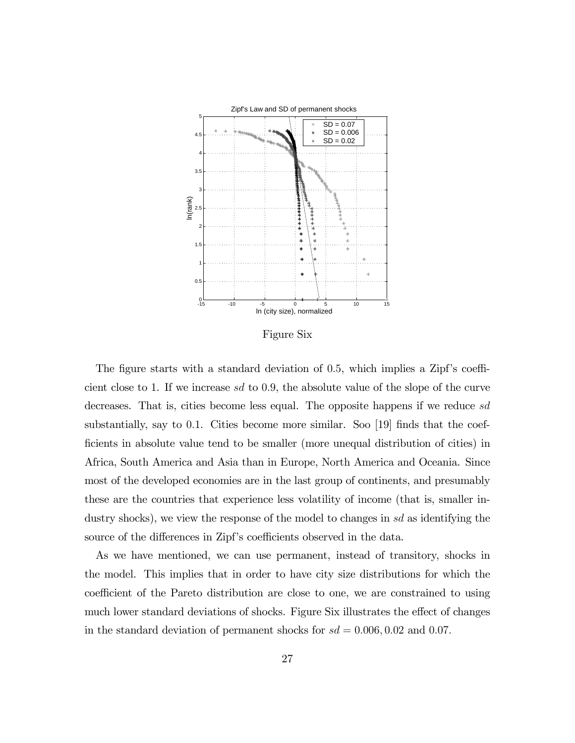Figure Six

The figure starts with a standard deviation of 0.5, which implies a Zipf's coefficient close to 1. If we increase $sd$ to 0.9, the absolute value of the slope of the curve decreases. That is, cities become less equal. The opposite happens if we reduce $sd$ substantially, say to 0.1. Cities become more similar. Soo [19] finds that the coefficients in absolute value tend to be smaller (more unequal distribution of cities) in Africa, South America and Asia than in Europe, North America and Oceania. Since most of the developed economies are in the last group of continents, and presumably these are the countries that experience less volatility of income (that is, smaller industry shocks), we view the response of the model to changes in $sd$ as identifying the source of the differences in Zipf's coefficients observed in the data.

As we have mentioned, we can use permanent, instead of transitory, shocks in the model. This implies that in order to have city size distributions for which the coefficient of the Pareto distribution are close to one, we are constrained to using much lower standard deviations of shocks. Figure Six illustrates the effect of changes in the standard deviation of permanent shocks for $sd = 0.006, 0.02$ and $0.07$.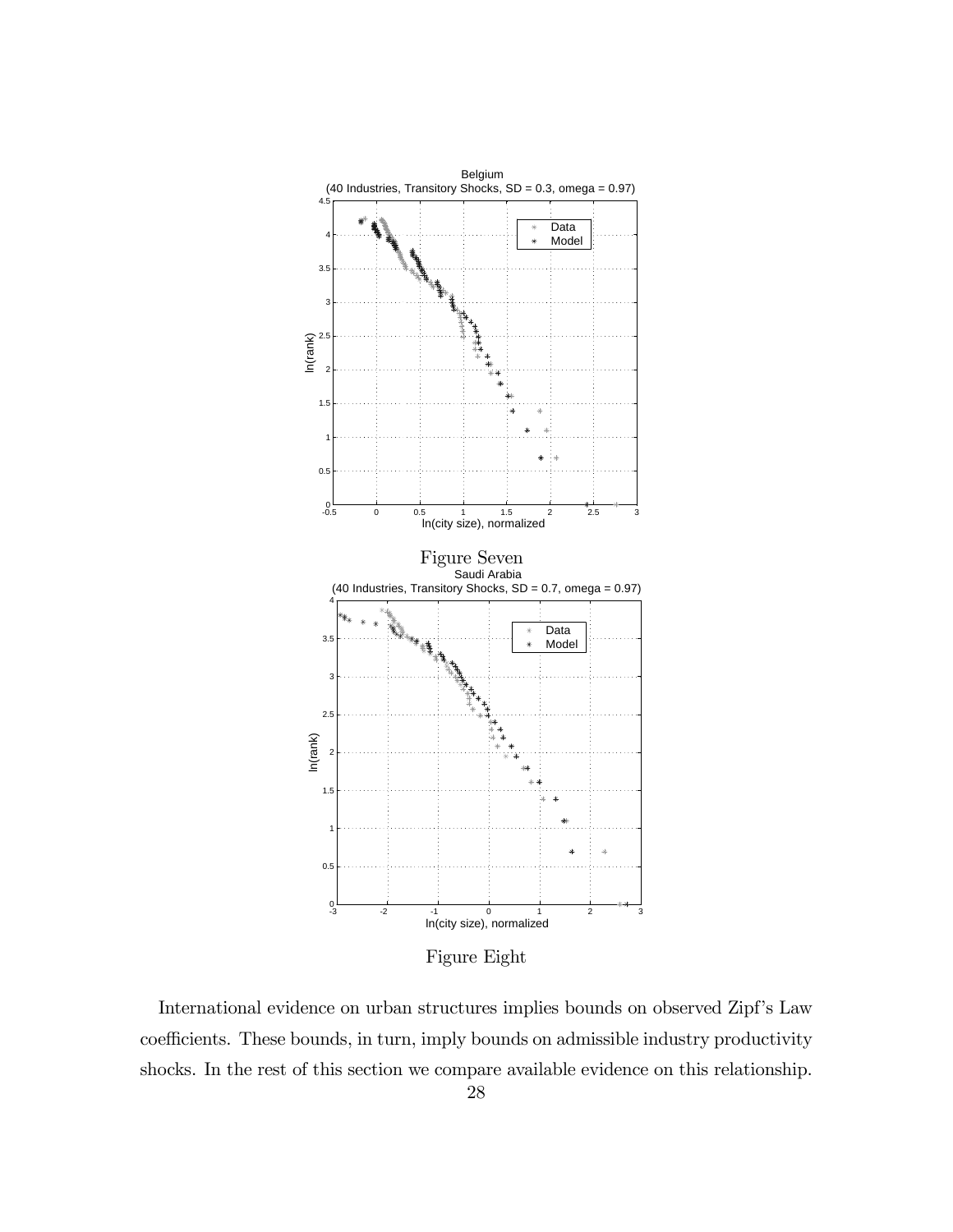Figure Seven

Figure Eight

International evidence on urban structures implies bounds on observed Zipf's Law coefficients. These bounds, in turn, imply bounds on admissible industry productivity shocks. In the rest of this section we compare available evidence on this relationship.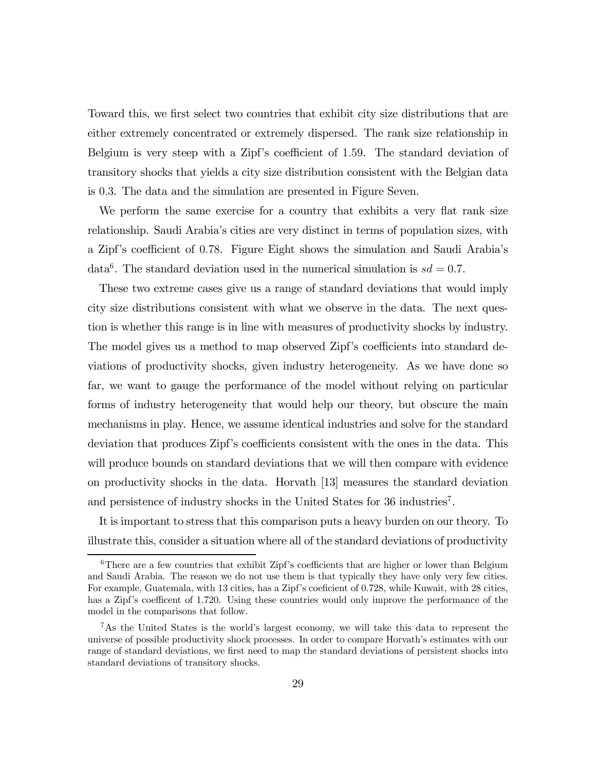Toward this, we first select two countries that exhibit city size distributions that are either extremely concentrated or extremely dispersed. The rank size relationship in Belgium is very steep with a Zipf's coefficient of 1.59. The standard deviation of transitory shocks that yields a city size distribution consistent with the Belgian data is 0.3. The data and the simulation are presented in Figure Seven.

We perform the same exercise for a country that exhibits a very flat rank size relationship. Saudi Arabia's cities are very distinct in terms of population sizes, with a Zipf's coefficient of 0.78. Figure Eight shows the simulation and Saudi Arabia's data[6]. The standard deviation used in the numerical simulation is $sd = 0.7$.

These two extreme cases give us a range of standard deviations that would imply city size distributions consistent with what we observe in the data. The next question is whether this range is in line with measures of productivity shocks by industry. The model gives us a method to map observed Zipf's coefficients into standard deviations of productivity shocks, given industry heterogeneity. As we have done so far, we want to gauge the performance of the model without relying on particular forms of industry heterogeneity that would help our theory, but obscure the main mechanisms in play. Hence, we assume identical industries and solve for the standard deviation that produces Zipf's coefficients consistent with the ones in the data. This will produce bounds on standard deviations that we will then compare with evidence on productivity shocks in the data. Horvath [13] measures the standard deviation and persistence of industry shocks in the United States for 36 industries[7].

It is important to stress that this comparison puts a heavy burden on our theory. To illustrate this, consider a situation where all of the standard deviations of productivity

[6] There are a few countries that exhibit Zipf's coefficients that are higher or lower than Belgium and Saudi Arabia. The reason we do not use them is that typically they have only very few cities. For example, Guatemala, with 13 cities, has a Zipf's coeficient of 0.728, while Kuwait, with 28 cities, has a Zipf's coefficent of 1.720. Using these countries would only improve the performance of the model in the comparisons that follow.

[7] As the United States is the world's largest economy, we will take this data to represent the universe of possible productivity shock processes. In order to compare Horvath's estimates with our range of standard deviations, we first need to map the standard deviations of persistent shocks into standard deviations of transitory shocks.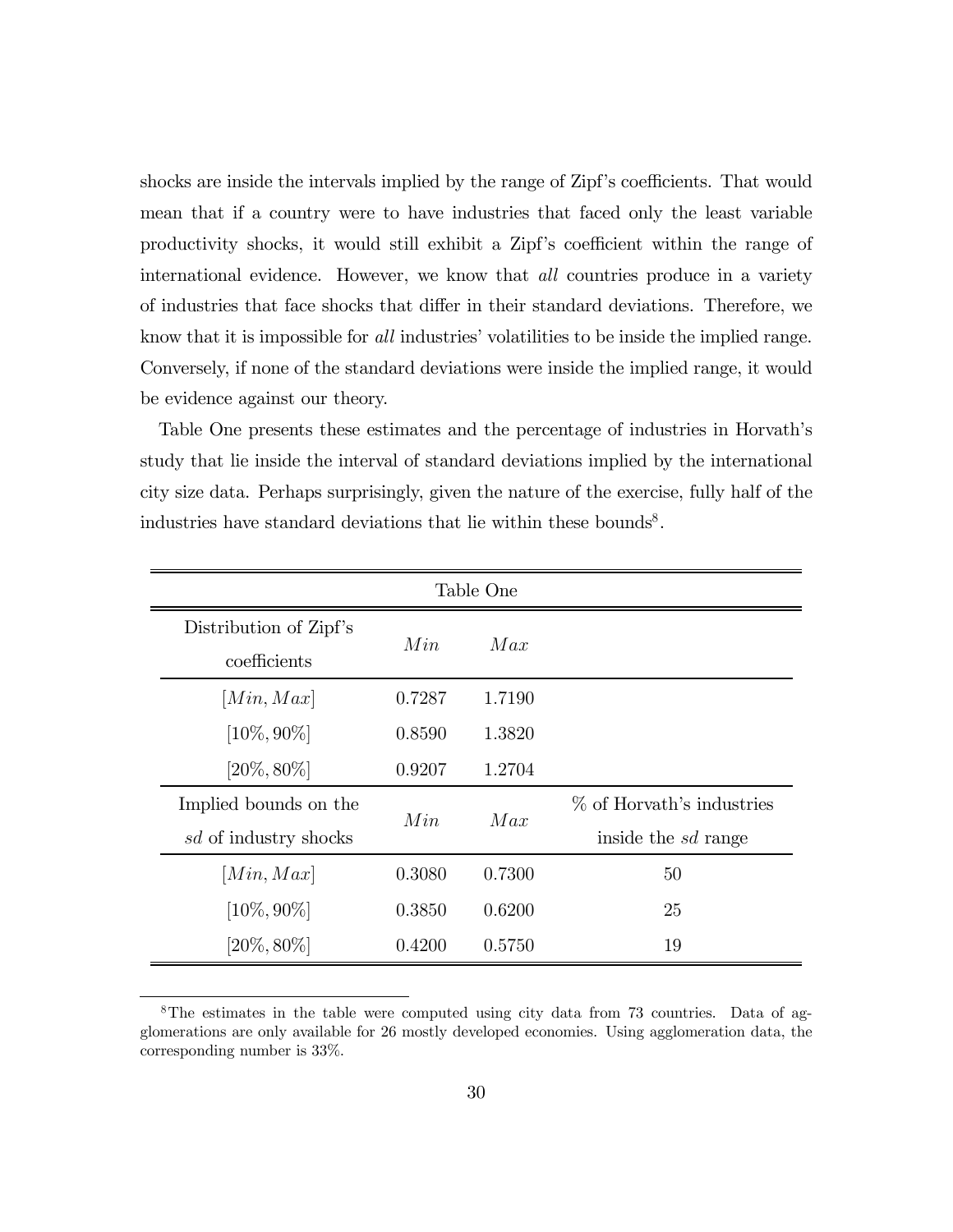shocks are inside the intervals implied by the range of Zipf's coefficients. That would mean that if a country were to have industries that faced only the least variable productivity shocks, it would still exhibit a Zipf's coefficient within the range of international evidence. However, we know that *all* countries produce in a variety of industries that face shocks that differ in their standard deviations. Therefore, we know that it is impossible for *all* industries' volatilities to be inside the implied range. Conversely, if none of the standard deviations were inside the implied range, it would be evidence against our theory.

Table One presents these estimates and the percentage of industries in Horvath's study that lie inside the interval of standard deviations implied by the international city size data. Perhaps surprisingly, given the nature of the exercise, fully half of the industries have standard deviations that lie within these bounds[8].

| Table One | | | |
|---|---|---|---|
| Distribution of Zipf's coefficients | *Min* | *Max* | |
| $[Min, Max]$ | 0.7287 | 1.7190 | |
| $[10\%, 90\%]$ | 0.8590 | 1.3820 | |
| $[20\%, 80\%]$ | 0.9207 | 1.2704 | |
| Implied bounds on the *sd* of industry shocks | *Min* | *Max* | % of Horvath's industries inside the *sd* range |
| $[Min, Max]$ | 0.3080 | 0.7300 | 50 |
| $[10\%, 90\%]$ | 0.3850 | 0.6200 | 25 |
| $[20\%, 80\%]$ | 0.4200 | 0.5750 | 19 |

[8]The estimates in the table were computed using city data from 73 countries. Data of agglomerations are only available for 26 mostly developed economies. Using agglomeration data, the corresponding number is 33%.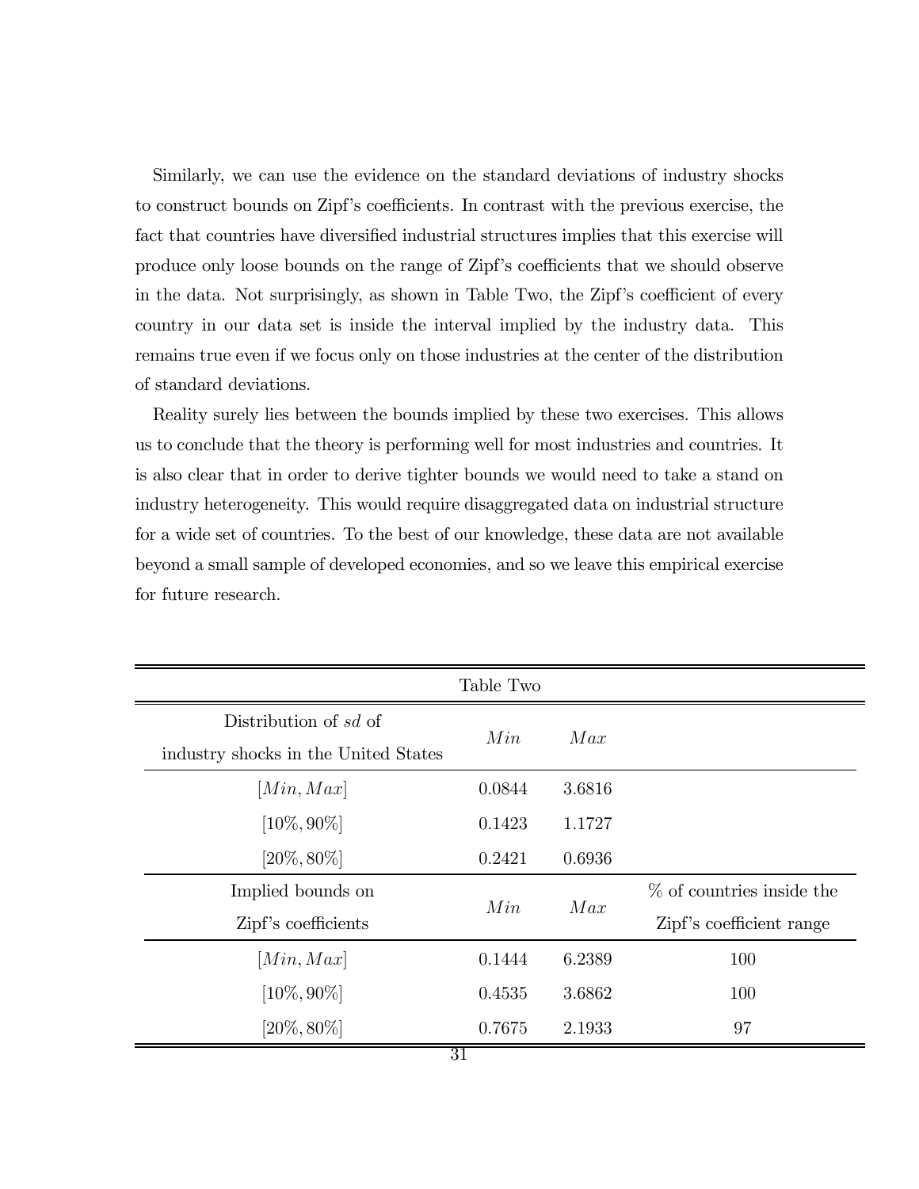Similarly, we can use the evidence on the standard deviations of industry shocks to construct bounds on Zipf's coefficients. In contrast with the previous exercise, the fact that countries have diversified industrial structures implies that this exercise will produce only loose bounds on the range of Zipf's coefficients that we should observe in the data. Not surprisingly, as shown in Table Two, the Zipf's coefficient of every country in our data set is inside the interval implied by the industry data. This remains true even if we focus only on those industries at the center of the distribution of standard deviations.

Reality surely lies between the bounds implied by these two exercises. This allows us to conclude that the theory is performing well for most industries and countries. It is also clear that in order to derive tighter bounds we would need to take a stand on industry heterogeneity. This would require disaggregated data on industrial structure for a wide set of countries. To the best of our knowledge, these data are not available beyond a small sample of developed economies, and so we leave this empirical exercise for future research.

Table Two

| Distribution of *sd* of industry shocks in the United States | $Min$ | $Max$ | |
|---|---|---|---|
| $[Min, Max]$ | 0.0844 | 3.6816 | |
| $[10\%, 90\%]$ | 0.1423 | 1.1727 | |
| $[20\%, 80\%]$ | 0.2421 | 0.6936 | |
| **Implied bounds on Zipf's coefficients** | $Min$ | $Max$ | % of countries inside the Zipf's coefficient range |
| $[Min, Max]$ | 0.1444 | 6.2389 | 100 |
| $[10\%, 90\%]$ | 0.4535 | 3.6862 | 100 |
| $[20\%, 80\%]$ | 0.7675 | 2.1933 | 97 |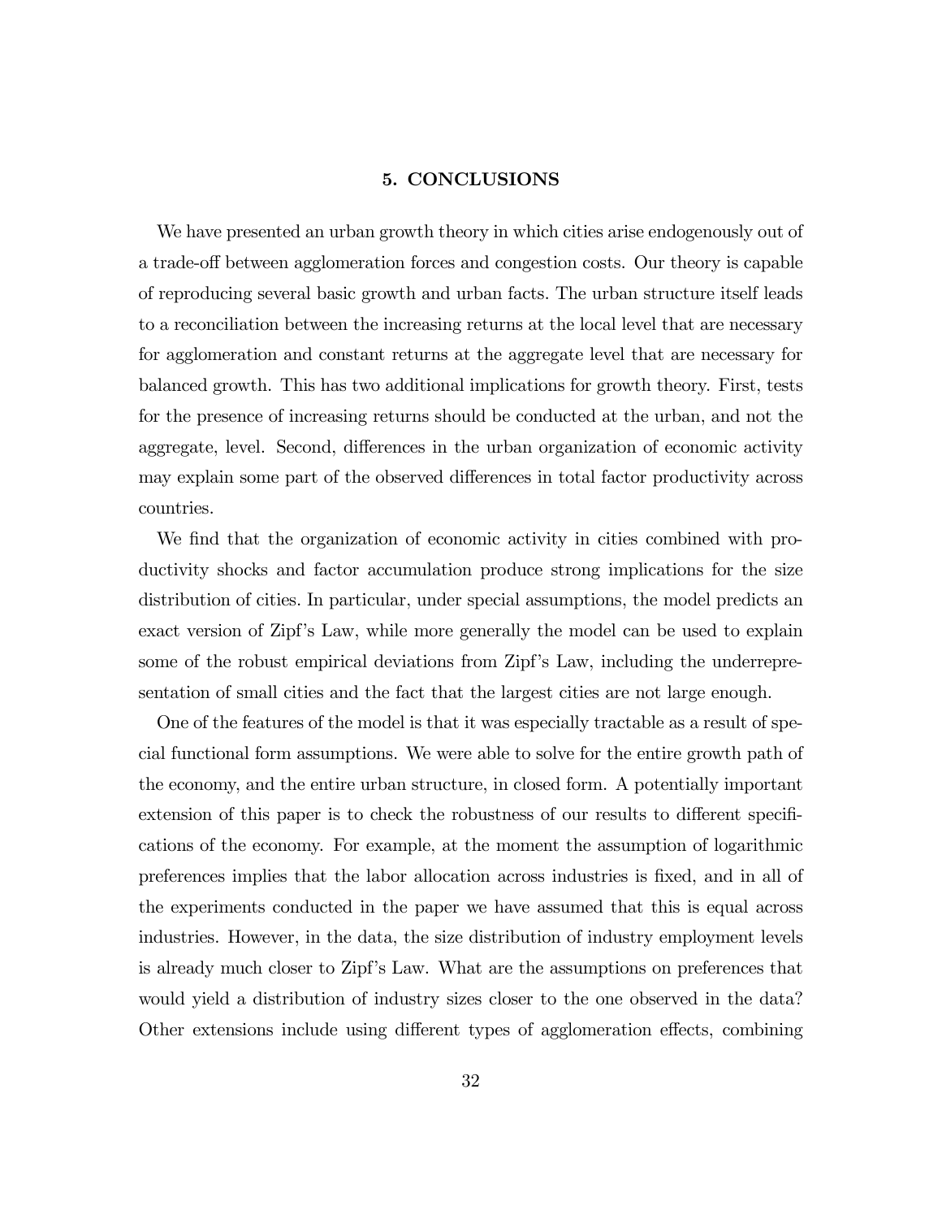## 5. CONCLUSIONS

We have presented an urban growth theory in which cities arise endogenously out of a trade-off between agglomeration forces and congestion costs. Our theory is capable of reproducing several basic growth and urban facts. The urban structure itself leads to a reconciliation between the increasing returns at the local level that are necessary for agglomeration and constant returns at the aggregate level that are necessary for balanced growth. This has two additional implications for growth theory. First, tests for the presence of increasing returns should be conducted at the urban, and not the aggregate, level. Second, differences in the urban organization of economic activity may explain some part of the observed differences in total factor productivity across countries.

We find that the organization of economic activity in cities combined with productivity shocks and factor accumulation produce strong implications for the size distribution of cities. In particular, under special assumptions, the model predicts an exact version of Zipf's Law, while more generally the model can be used to explain some of the robust empirical deviations from Zipf's Law, including the underrepresentation of small cities and the fact that the largest cities are not large enough.

One of the features of the model is that it was especially tractable as a result of special functional form assumptions. We were able to solve for the entire growth path of the economy, and the entire urban structure, in closed form. A potentially important extension of this paper is to check the robustness of our results to different specifications of the economy. For example, at the moment the assumption of logarithmic preferences implies that the labor allocation across industries is fixed, and in all of the experiments conducted in the paper we have assumed that this is equal across industries. However, in the data, the size distribution of industry employment levels is already much closer to Zipf's Law. What are the assumptions on preferences that would yield a distribution of industry sizes closer to the one observed in the data? Other extensions include using different types of agglomeration effects, combining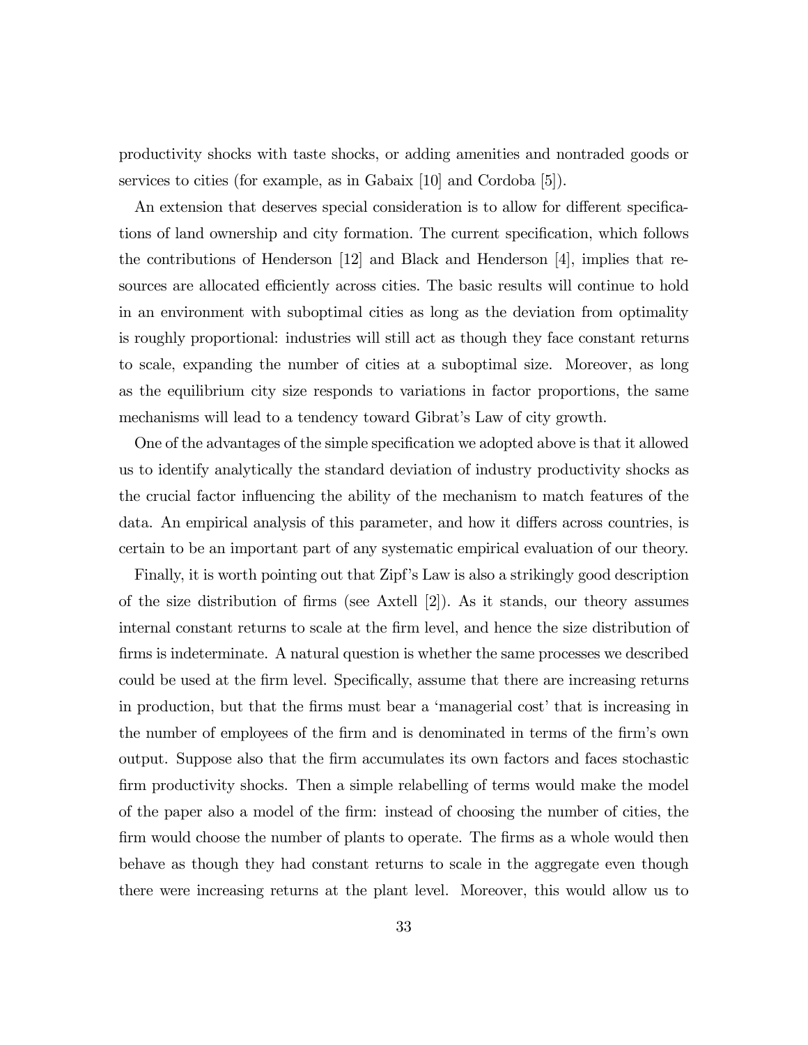productivity shocks with taste shocks, or adding amenities and nontraded goods or services to cities (for example, as in Gabaix [10] and Cordoba [5]).

An extension that deserves special consideration is to allow for different specifications of land ownership and city formation. The current specification, which follows the contributions of Henderson [12] and Black and Henderson [4], implies that resources are allocated efficiently across cities. The basic results will continue to hold in an environment with suboptimal cities as long as the deviation from optimality is roughly proportional: industries will still act as though they face constant returns to scale, expanding the number of cities at a suboptimal size. Moreover, as long as the equilibrium city size responds to variations in factor proportions, the same mechanisms will lead to a tendency toward Gibrat's Law of city growth.

One of the advantages of the simple specification we adopted above is that it allowed us to identify analytically the standard deviation of industry productivity shocks as the crucial factor influencing the ability of the mechanism to match features of the data. An empirical analysis of this parameter, and how it differs across countries, is certain to be an important part of any systematic empirical evaluation of our theory.

Finally, it is worth pointing out that Zipf's Law is also a strikingly good description of the size distribution of firms (see Axtell [2]). As it stands, our theory assumes internal constant returns to scale at the firm level, and hence the size distribution of firms is indeterminate. A natural question is whether the same processes we described could be used at the firm level. Specifically, assume that there are increasing returns in production, but that the firms must bear a 'managerial cost' that is increasing in the number of employees of the firm and is denominated in terms of the firm's own output. Suppose also that the firm accumulates its own factors and faces stochastic firm productivity shocks. Then a simple relabelling of terms would make the model of the paper also a model of the firm: instead of choosing the number of cities, the firm would choose the number of plants to operate. The firms as a whole would then behave as though they had constant returns to scale in the aggregate even though there were increasing returns at the plant level. Moreover, this would allow us to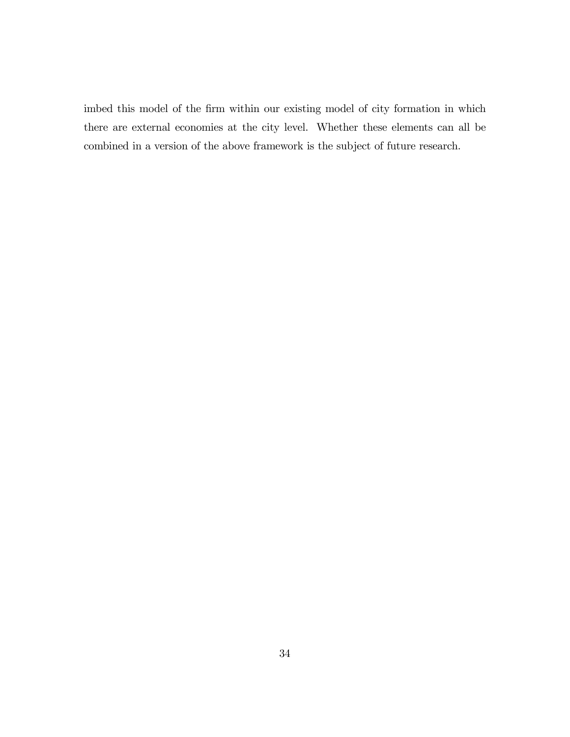imbed this model of the firm within our existing model of city formation in which there are external economies at the city level. Whether these elements can all be combined in a version of the above framework is the subject of future research.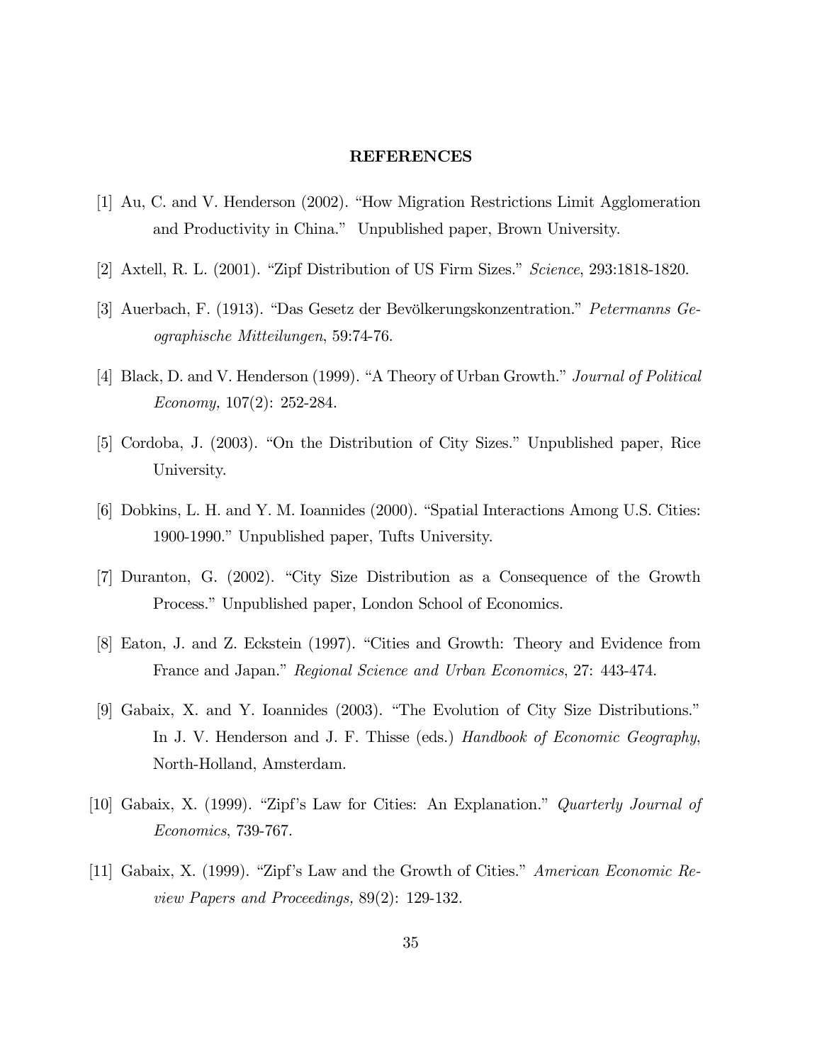**REFERENCES**

[1] Au, C. and V. Henderson (2002). "How Migration Restrictions Limit Agglomeration and Productivity in China." Unpublished paper, Brown University.

[2] Axtell, R. L. (2001). "Zipf Distribution of US Firm Sizes." *Science*, 293:1818-1820.

[3] Auerbach, F. (1913). "Das Gesetz der Bevölkerungskonzentration." *Petermanns Geographische Mitteilungen*, 59:74-76.

[4] Black, D. and V. Henderson (1999). "A Theory of Urban Growth." *Journal of Political Economy,* 107(2): 252-284.

[5] Cordoba, J. (2003). "On the Distribution of City Sizes." Unpublished paper, Rice University.

[6] Dobkins, L. H. and Y. M. Ioannides (2000). "Spatial Interactions Among U.S. Cities: 1900-1990." Unpublished paper, Tufts University.

[7] Duranton, G. (2002). "City Size Distribution as a Consequence of the Growth Process." Unpublished paper, London School of Economics.

[8] Eaton, J. and Z. Eckstein (1997). "Cities and Growth: Theory and Evidence from France and Japan." *Regional Science and Urban Economics*, 27: 443-474.

[9] Gabaix, X. and Y. Ioannides (2003). "The Evolution of City Size Distributions." In J. V. Henderson and J. F. Thisse (eds.) *Handbook of Economic Geography*, North-Holland, Amsterdam.

[10] Gabaix, X. (1999). "Zipf's Law for Cities: An Explanation." *Quarterly Journal of Economics*, 739-767.

[11] Gabaix, X. (1999). "Zipf's Law and the Growth of Cities." *American Economic Review Papers and Proceedings,* 89(2): 129-132.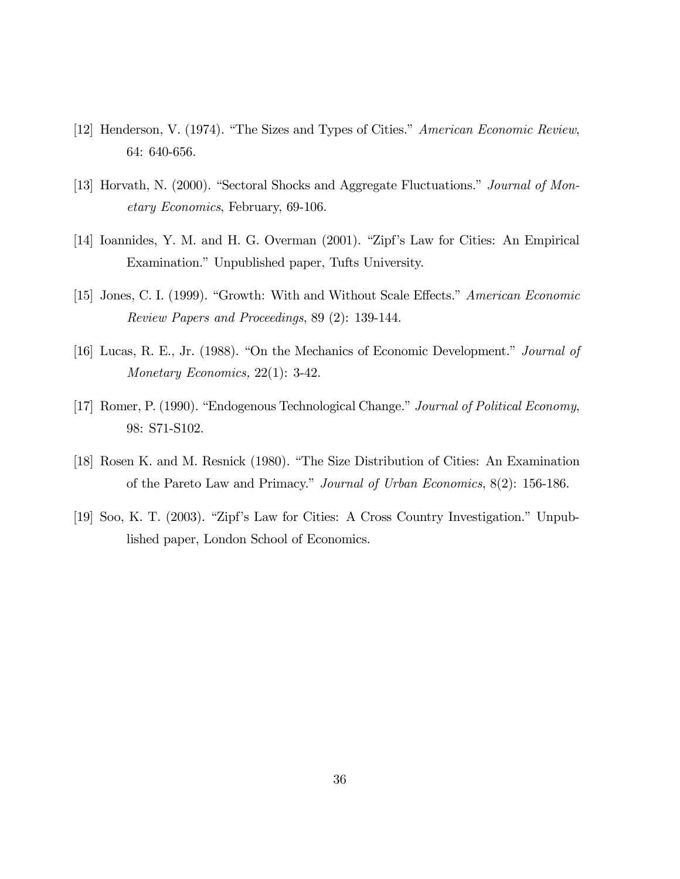[12] Henderson, V. (1974). "The Sizes and Types of Cities." *American Economic Review*, 64: 640-656.

[13] Horvath, N. (2000). "Sectoral Shocks and Aggregate Fluctuations." *Journal of Monetary Economics*, February, 69-106.

[14] Ioannides, Y. M. and H. G. Overman (2001). "Zipf's Law for Cities: An Empirical Examination." Unpublished paper, Tufts University.

[15] Jones, C. I. (1999). "Growth: With and Without Scale Effects." *American Economic Review Papers and Proceedings*, 89 (2): 139-144.

[16] Lucas, R. E., Jr. (1988). "On the Mechanics of Economic Development." *Journal of Monetary Economics,* 22(1): 3-42.

[17] Romer, P. (1990). "Endogenous Technological Change." *Journal of Political Economy*, 98: S71-S102.

[18] Rosen K. and M. Resnick (1980). "The Size Distribution of Cities: An Examination of the Pareto Law and Primacy." *Journal of Urban Economics*, 8(2): 156-186.

[19] Soo, K. T. (2003). "Zipf's Law for Cities: A Cross Country Investigation." Unpublished paper, London School of Economics.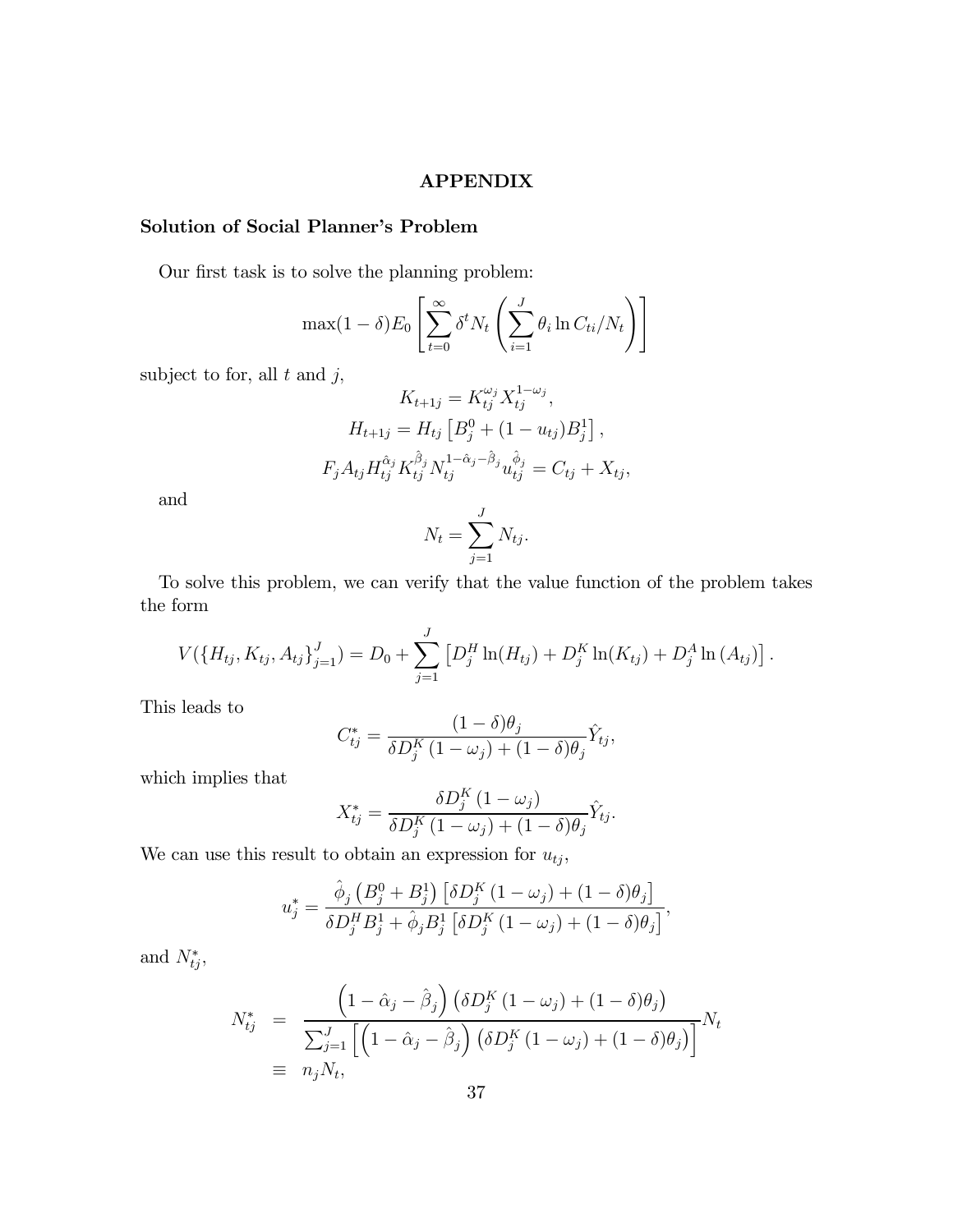# APPENDIX

## Solution of Social Planner's Problem

Our first task is to solve the planning problem:

$$\max(1-\delta)E_0\left[\sum_{t=0}^{\infty}\delta^t N_t\left(\sum_{i=1}^{J}\theta_i \ln C_{ti}/N_t\right)\right]$$

subject to for, all $t$ and $j$,

$$K_{t+1j} = K_{tj}^{\omega_j}X_{tj}^{1-\omega_j},$$

$$H_{t+1j} = H_{tj}\left[B_j^0 + (1-u_{tj})B_j^1\right],$$

$$F_j A_{tj} H_{tj}^{\hat{\alpha}_j} K_{tj}^{\hat{\beta}_j} N_{tj}^{1-\hat{\alpha}_j-\hat{\beta}_j} u_{tj}^{\hat{\phi}_j} = C_{tj} + X_{tj},$$

and

$$N_t = \sum_{j=1}^{J} N_{tj}.$$

To solve this problem, we can verify that the value function of the problem takes the form

$$V(\{H_{tj}, K_{tj}, A_{tj}\}_{j=1}^J) = D_0 + \sum_{j=1}^{J}\left[D_j^H \ln(H_{tj}) + D_j^K \ln(K_{tj}) + D_j^A \ln(A_{tj})\right].$$

This leads to

$$C_{tj}^* = \frac{(1-\delta)\theta_j}{\delta D_j^K(1-\omega_j) + (1-\delta)\theta_j}\hat{Y}_{tj},$$

which implies that

$$X_{tj}^* = \frac{\delta D_j^K(1-\omega_j)}{\delta D_j^K(1-\omega_j) + (1-\delta)\theta_j}\hat{Y}_{tj}.$$

We can use this result to obtain an expression for $u_{tj}$,

$$u_j^* = \frac{\hat{\phi}_j\left(B_j^0 + B_j^1\right)\left[\delta D_j^K(1-\omega_j) + (1-\delta)\theta_j\right]}{\delta D_j^H B_j^1 + \hat{\phi}_j B_j^1\left[\delta D_j^K(1-\omega_j) + (1-\delta)\theta_j\right]},$$

and $N_{tj}^*$,

$$\begin{aligned} N_{tj}^* &= \frac{\left(1-\hat{\alpha}_j-\hat{\beta}_j\right)\left(\delta D_j^K(1-\omega_j) + (1-\delta)\theta_j\right)}{\sum_{j=1}^{J}\left[\left(1-\hat{\alpha}_j-\hat{\beta}_j\right)\left(\delta D_j^K(1-\omega_j) + (1-\delta)\theta_j\right)\right]}N_t \\ &\equiv n_j N_t, \end{aligned}$$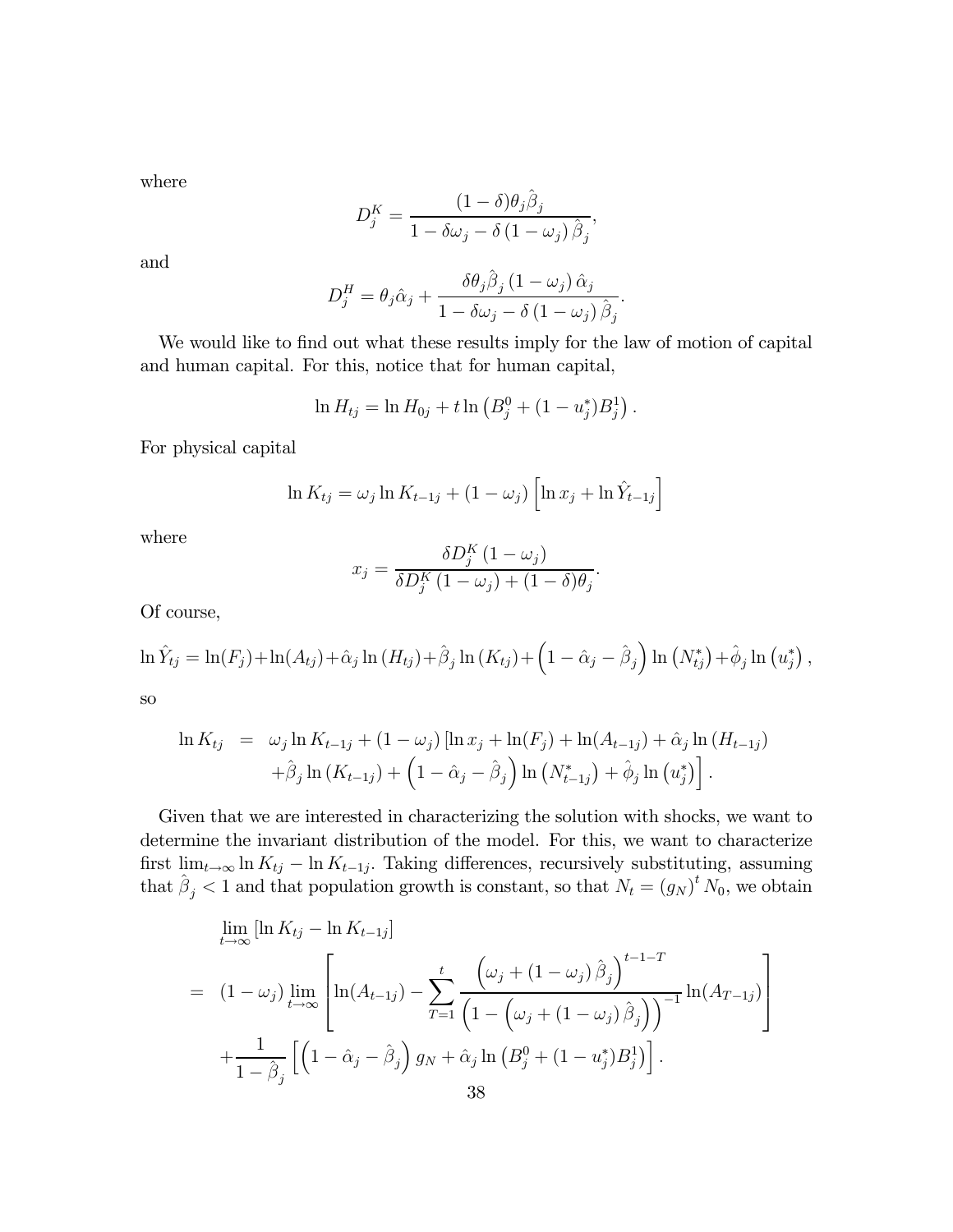where

$$D_j^K = \frac{(1-\delta)\theta_j \hat{\beta}_j}{1 - \delta\omega_j - \delta\left(1-\omega_j\right)\hat{\beta}_j},$$

and

$$D_j^H = \theta_j \hat{\alpha}_j + \frac{\delta\theta_j \hat{\beta}_j \left(1-\omega_j\right)\hat{\alpha}_j}{1 - \delta\omega_j - \delta\left(1-\omega_j\right)\hat{\beta}_j}.$$

We would like to find out what these results imply for the law of motion of capital and human capital. For this, notice that for human capital,

$$\ln H_{tj} = \ln H_{0j} + t \ln\left(B_j^0 + (1-u_j^*)B_j^1\right).$$

For physical capital

$$\ln K_{tj} = \omega_j \ln K_{t-1j} + \left(1-\omega_j\right)\left[\ln x_j + \ln \hat{Y}_{t-1j}\right]$$

where

$$x_j = \frac{\delta D_j^K \left(1-\omega_j\right)}{\delta D_j^K \left(1-\omega_j\right) + (1-\delta)\theta_j}.$$

Of course,

$$\ln \hat{Y}_{tj} = \ln(F_j) + \ln(A_{tj}) + \hat{\alpha}_j \ln\left(H_{tj}\right) + \hat{\beta}_j \ln\left(K_{tj}\right) + \left(1 - \hat{\alpha}_j - \hat{\beta}_j\right)\ln\left(N_{tj}^*\right) + \hat{\phi}_j \ln\left(u_j^*\right),$$

so

$$\begin{aligned}
\ln K_{tj} &= \omega_j \ln K_{t-1j} + \left(1-\omega_j\right)\left[\ln x_j + \ln(F_j) + \ln(A_{t-1j}) + \hat{\alpha}_j \ln\left(H_{t-1j}\right)\right. \\
&\quad \left. + \hat{\beta}_j \ln\left(K_{t-1j}\right) + \left(1 - \hat{\alpha}_j - \hat{\beta}_j\right)\ln\left(N_{t-1j}^*\right) + \hat{\phi}_j \ln\left(u_j^*\right)\right].
\end{aligned}$$

Given that we are interested in characterizing the solution with shocks, we want to determine the invariant distribution of the model. For this, we want to characterize first $\lim_{t\to\infty} \ln K_{tj} - \ln K_{t-1j}$. Taking differences, recursively substituting, assuming that $\hat{\beta}_j < 1$ and that population growth is constant, so that $N_t = (g_N)^t N_0$, we obtain

$$\begin{aligned}
&\lim_{t\to\infty}\left[\ln K_{tj} - \ln K_{t-1j}\right] \\
&= \left(1-\omega_j\right)\lim_{t\to\infty}\left[\ln(A_{t-1j}) - \sum_{T=1}^{t} \frac{\left(\omega_j + \left(1-\omega_j\right)\hat{\beta}_j\right)^{t-1-T}}{\left(1 - \left(\omega_j + \left(1-\omega_j\right)\hat{\beta}_j\right)\right)^{-1}} \ln(A_{T-1j})\right] \\
&\quad + \frac{1}{1-\hat{\beta}_j}\left[\left(1 - \hat{\alpha}_j - \hat{\beta}_j\right) g_N + \hat{\alpha}_j \ln\left(B_j^0 + (1-u_j^*)B_j^1\right)\right].
\end{aligned}$$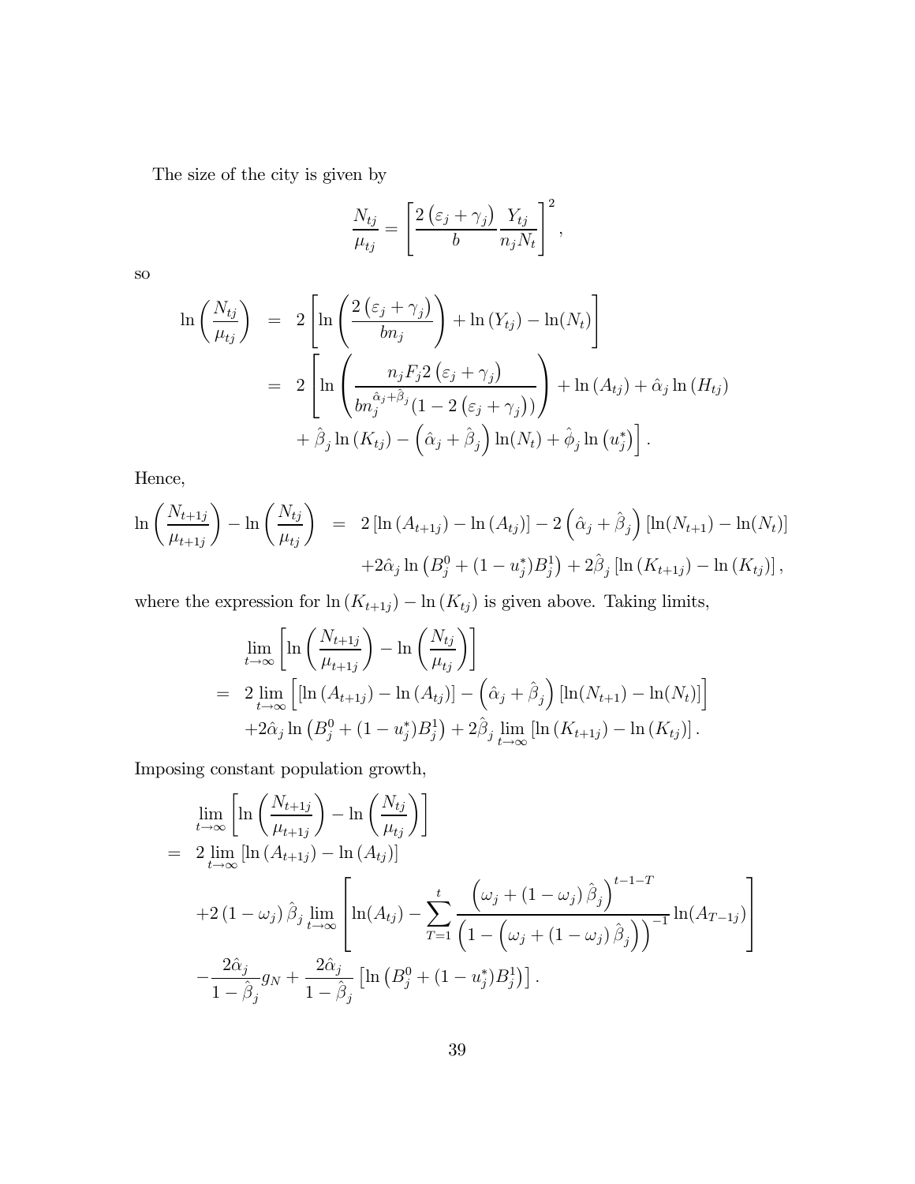The size of the city is given by

$$\frac{N_{tj}}{\mu_{tj}} = \left[\frac{2\left(\varepsilon_j + \gamma_j\right)}{b}\frac{Y_{tj}}{n_j N_t}\right]^2,$$

so

$$\begin{aligned}
\ln\left(\frac{N_{tj}}{\mu_{tj}}\right) &= 2\left[\ln\left(\frac{2\left(\varepsilon_j + \gamma_j\right)}{b n_j}\right) + \ln\left(Y_{tj}\right) - \ln(N_t)\right] \\
&= 2\left[\ln\left(\frac{n_j F_j 2\left(\varepsilon_j + \gamma_j\right)}{b n_j^{\hat{\alpha}_j + \hat{\beta}_j}\left(1 - 2\left(\varepsilon_j + \gamma_j\right)\right)}\right) + \ln\left(A_{tj}\right) + \hat{\alpha}_j \ln\left(H_{tj}\right)\right. \\
&\quad \left. + \hat{\beta}_j \ln\left(K_{tj}\right) - \left(\hat{\alpha}_j + \hat{\beta}_j\right)\ln(N_t) + \hat{\phi}_j \ln\left(u_j^*\right)\right].
\end{aligned}$$

Hence,

$$\begin{aligned}
\ln\left(\frac{N_{t+1j}}{\mu_{t+1j}}\right) - \ln\left(\frac{N_{tj}}{\mu_{tj}}\right) &= 2\left[\ln\left(A_{t+1j}\right) - \ln\left(A_{tj}\right)\right] - 2\left(\hat{\alpha}_j + \hat{\beta}_j\right)\left[\ln(N_{t+1}) - \ln(N_t)\right] \\
&\quad + 2\hat{\alpha}_j \ln\left(B_j^0 + (1 - u_j^*)B_j^1\right) + 2\hat{\beta}_j\left[\ln\left(K_{t+1j}\right) - \ln\left(K_{tj}\right)\right],
\end{aligned}$$

where the expression for $\ln\left(K_{t+1j}\right) - \ln\left(K_{tj}\right)$ is given above. Taking limits,

$$\begin{aligned}
&\lim_{t\to\infty}\left[\ln\left(\frac{N_{t+1j}}{\mu_{t+1j}}\right) - \ln\left(\frac{N_{tj}}{\mu_{tj}}\right)\right] \\
= \; & 2\lim_{t\to\infty}\left[\left[\ln\left(A_{t+1j}\right) - \ln\left(A_{tj}\right)\right] - \left(\hat{\alpha}_j + \hat{\beta}_j\right)\left[\ln(N_{t+1}) - \ln(N_t)\right]\right] \\
& + 2\hat{\alpha}_j \ln\left(B_j^0 + (1 - u_j^*)B_j^1\right) + 2\hat{\beta}_j \lim_{t\to\infty}\left[\ln\left(K_{t+1j}\right) - \ln\left(K_{tj}\right)\right].
\end{aligned}$$

Imposing constant population growth,

$$\begin{aligned}
&\lim_{t\to\infty}\left[\ln\left(\frac{N_{t+1j}}{\mu_{t+1j}}\right) - \ln\left(\frac{N_{tj}}{\mu_{tj}}\right)\right] \\
= \; & 2\lim_{t\to\infty}\left[\ln\left(A_{t+1j}\right) - \ln\left(A_{tj}\right)\right] \\
& + 2\left(1 - \omega_j\right)\hat{\beta}_j \lim_{t\to\infty}\left[\ln(A_{tj}) - \sum_{T=1}^{t}\frac{\left(\omega_j + \left(1 - \omega_j\right)\hat{\beta}_j\right)^{t-1-T}}{\left(1 - \left(\omega_j + \left(1 - \omega_j\right)\hat{\beta}_j\right)\right)^{-1}}\ln(A_{T-1j})\right] \\
& - \frac{2\hat{\alpha}_j}{1 - \hat{\beta}_j} g_N + \frac{2\hat{\alpha}_j}{1 - \hat{\beta}_j}\left[\ln\left(B_j^0 + (1 - u_j^*)B_j^1\right)\right].
\end{aligned}$$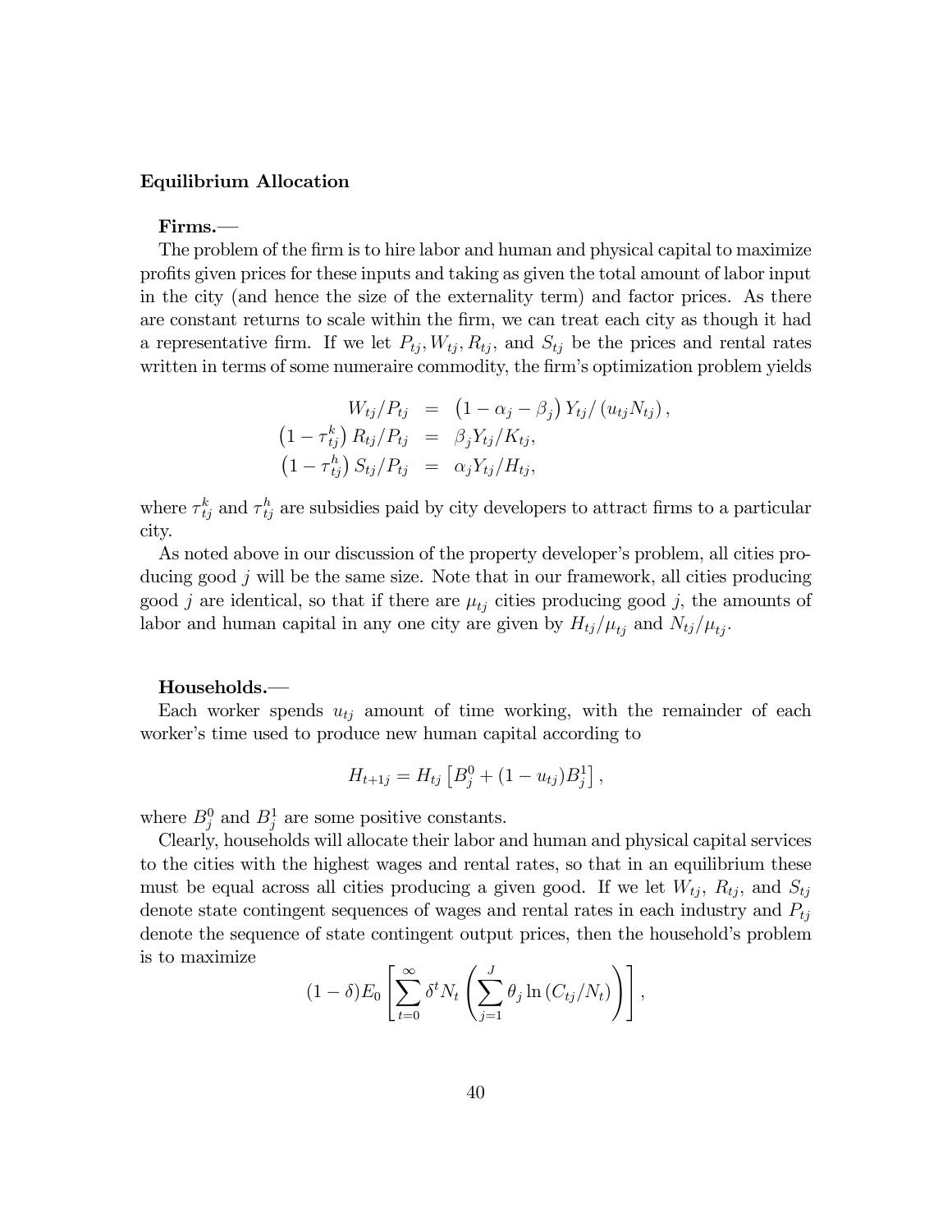**Equilibrium Allocation**

**Firms.**—

The problem of the firm is to hire labor and human and physical capital to maximize profits given prices for these inputs and taking as given the total amount of labor input in the city (and hence the size of the externality term) and factor prices. As there are constant returns to scale within the firm, we can treat each city as though it had a representative firm. If we let $P_{tj}, W_{tj}, R_{tj}$, and $S_{tj}$ be the prices and rental rates written in terms of some numeraire commodity, the firm's optimization problem yields

$$
\begin{aligned}
W_{tj}/P_{tj} &= \left(1 - \alpha_j - \beta_j\right) Y_{tj}/\left(u_{tj} N_{tj}\right), \\
\left(1 - \tau_{tj}^k\right) R_{tj}/P_{tj} &= \beta_j Y_{tj}/K_{tj}, \\
\left(1 - \tau_{tj}^h\right) S_{tj}/P_{tj} &= \alpha_j Y_{tj}/H_{tj},
\end{aligned}
$$

where $\tau_{tj}^k$ and $\tau_{tj}^h$ are subsidies paid by city developers to attract firms to a particular city.

As noted above in our discussion of the property developer's problem, all cities producing good $j$ will be the same size. Note that in our framework, all cities producing good $j$ are identical, so that if there are $\mu_{tj}$ cities producing good $j$, the amounts of labor and human capital in any one city are given by $H_{tj}/\mu_{tj}$ and $N_{tj}/\mu_{tj}$.

**Households.**—

Each worker spends $u_{tj}$ amount of time working, with the remainder of each worker's time used to produce new human capital according to

$$
H_{t+1j} = H_{tj}\left[B_j^0 + (1 - u_{tj})B_j^1\right],
$$

where $B_j^0$ and $B_j^1$ are some positive constants.

Clearly, households will allocate their labor and human and physical capital services to the cities with the highest wages and rental rates, so that in an equilibrium these must be equal across all cities producing a given good. If we let $W_{tj}$, $R_{tj}$, and $S_{tj}$ denote state contingent sequences of wages and rental rates in each industry and $P_{tj}$ denote the sequence of state contingent output prices, then the household's problem is to maximize

$$
(1 - \delta)E_0\left[\sum_{t=0}^{\infty} \delta^t N_t \left(\sum_{j=1}^{J} \theta_j \ln\left(C_{tj}/N_t\right)\right)\right],
$$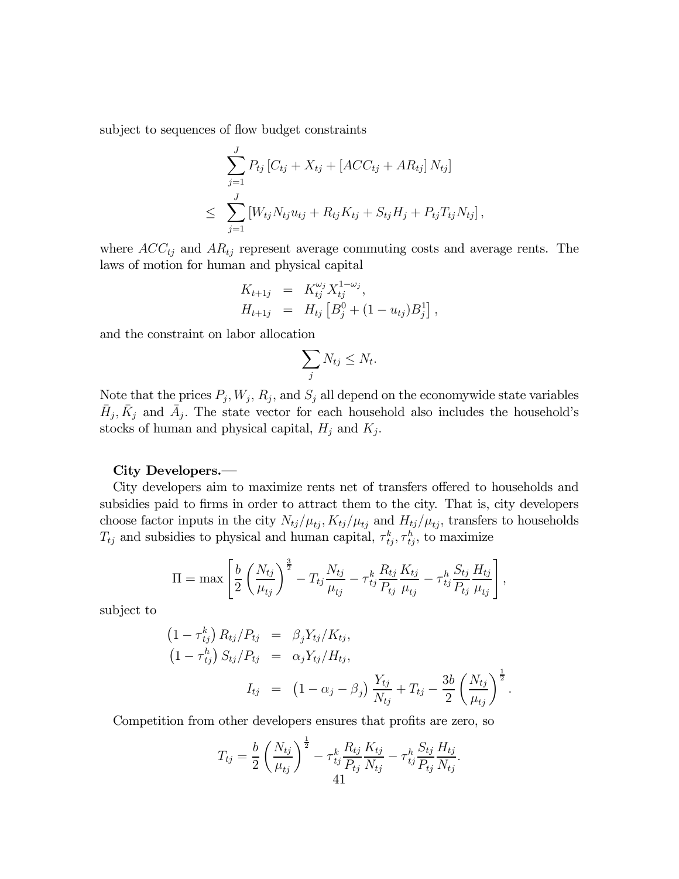subject to sequences of flow budget constraints

$$
\begin{aligned}
& \sum_{j=1}^{J} P_{tj} \left[ C_{tj} + X_{tj} + \left[ ACC_{tj} + AR_{tj} \right] N_{tj} \right] \\
\leq \; & \sum_{j=1}^{J} \left[ W_{tj} N_{tj} u_{tj} + R_{tj} K_{tj} + S_{tj} H_j + P_{tj} T_{tj} N_{tj} \right],
\end{aligned}
$$

where $ACC_{tj}$ and $AR_{tj}$ represent average commuting costs and average rents. The laws of motion for human and physical capital

$$
\begin{aligned}
K_{t+1j} &= K_{tj}^{\omega_j} X_{tj}^{1-\omega_j}, \\
H_{t+1j} &= H_{tj} \left[ B_j^0 + (1 - u_{tj}) B_j^1 \right],
\end{aligned}
$$

and the constraint on labor allocation

$$
\sum_j N_{tj} \leq N_t.
$$

Note that the prices $P_j, W_j, R_j$, and $S_j$ all depend on the economywide state variables $\bar{H}_j, \bar{K}_j$ and $\bar{A}_j$. The state vector for each household also includes the household's stocks of human and physical capital, $H_j$ and $K_j$.

**City Developers.—**

City developers aim to maximize rents net of transfers offered to households and subsidies paid to firms in order to attract them to the city. That is, city developers choose factor inputs in the city $N_{tj}/\mu_{tj}, K_{tj}/\mu_{tj}$ and $H_{tj}/\mu_{tj}$, transfers to households $T_{tj}$ and subsidies to physical and human capital, $\tau_{tj}^k, \tau_{tj}^h$, to maximize

$$
\Pi = \max \left[ \frac{b}{2} \left( \frac{N_{tj}}{\mu_{tj}} \right)^{\frac{3}{2}} - T_{tj} \frac{N_{tj}}{\mu_{tj}} - \tau_{tj}^k \frac{R_{tj}}{P_{tj}} \frac{K_{tj}}{\mu_{tj}} - \tau_{tj}^h \frac{S_{tj}}{P_{tj}} \frac{H_{tj}}{\mu_{tj}} \right],
$$

subject to

$$
\begin{aligned}
\left( 1 - \tau_{tj}^k \right) R_{tj}/P_{tj} &= \beta_j Y_{tj}/K_{tj}, \\
\left( 1 - \tau_{tj}^h \right) S_{tj}/P_{tj} &= \alpha_j Y_{tj}/H_{tj}, \\
I_{tj} &= \left( 1 - \alpha_j - \beta_j \right) \frac{Y_{tj}}{N_{tj}} + T_{tj} - \frac{3b}{2} \left( \frac{N_{tj}}{\mu_{tj}} \right)^{\frac{1}{2}}.
\end{aligned}
$$

Competition from other developers ensures that profits are zero, so

$$
T_{tj} = \frac{b}{2} \left( \frac{N_{tj}}{\mu_{tj}} \right)^{\frac{1}{2}} - \tau_{tj}^k \frac{R_{tj}}{P_{tj}} \frac{K_{tj}}{N_{tj}} - \tau_{tj}^h \frac{S_{tj}}{P_{tj}} \frac{H_{tj}}{N_{tj}}.
$$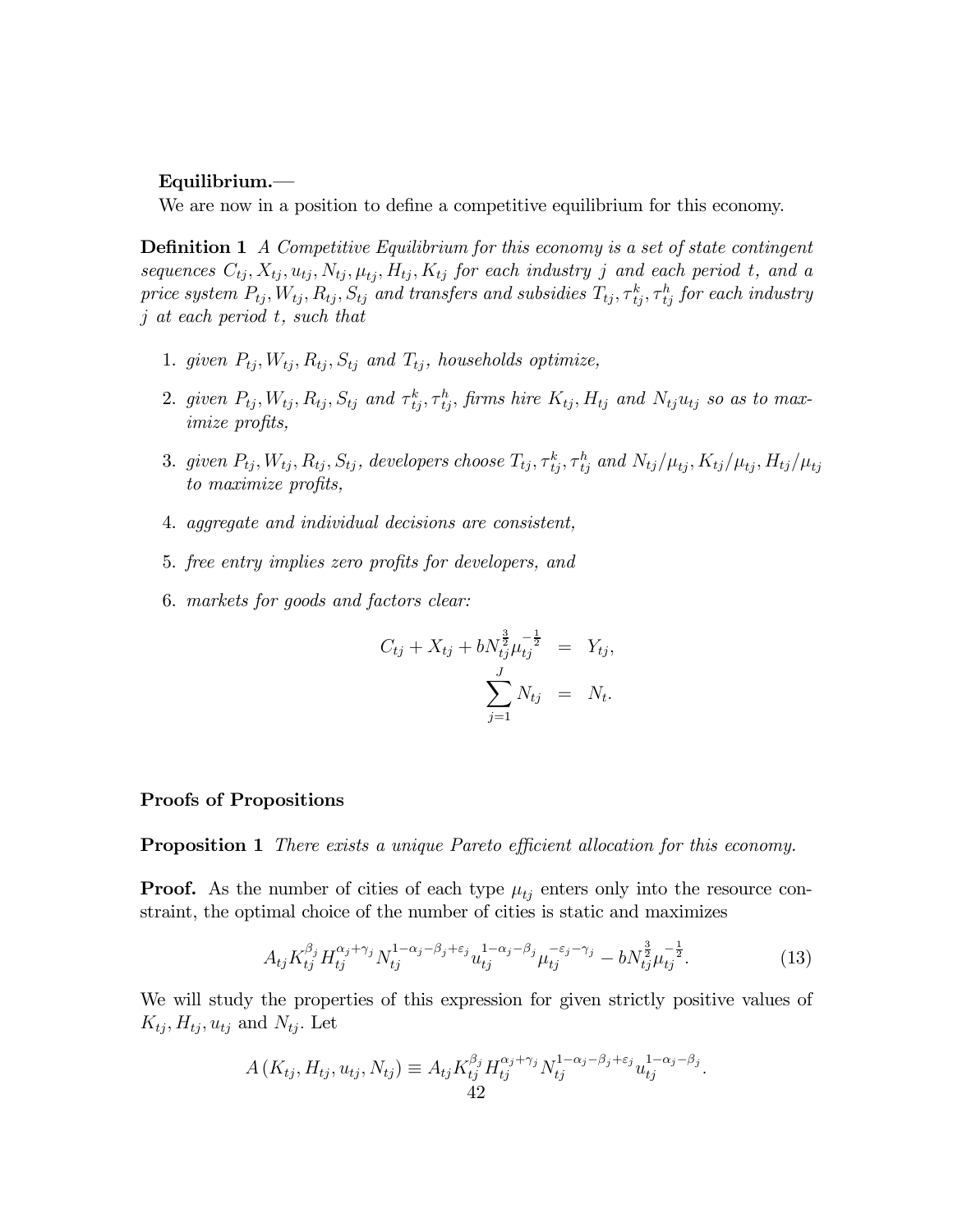**Equilibrium.**—

We are now in a position to define a competitive equilibrium for this economy.

**Definition 1** *A Competitive Equilibrium for this economy is a set of state contingent sequences $C_{tj}, X_{tj}, u_{tj}, N_{tj}, \mu_{tj}, H_{tj}, K_{tj}$ for each industry $j$ and each period $t$, and a price system $P_{tj}, W_{tj}, R_{tj}, S_{tj}$ and transfers and subsidies $T_{tj}, \tau^k_{tj}, \tau^h_{tj}$ for each industry $j$ at each period $t$, such that*

1. *given $P_{tj}, W_{tj}, R_{tj}, S_{tj}$ and $T_{tj}$, households optimize,*
2. *given $P_{tj}, W_{tj}, R_{tj}, S_{tj}$ and $\tau^k_{tj}, \tau^h_{tj}$, firms hire $K_{tj}, H_{tj}$ and $N_{tj}u_{tj}$ so as to maximize profits,*
3. *given $P_{tj}, W_{tj}, R_{tj}, S_{tj}$, developers choose $T_{tj}, \tau^k_{tj}, \tau^h_{tj}$ and $N_{tj}/\mu_{tj}, K_{tj}/\mu_{tj}, H_{tj}/\mu_{tj}$ to maximize profits,*
4. *aggregate and individual decisions are consistent,*
5. *free entry implies zero profits for developers, and*
6. *markets for goods and factors clear:*

$$
\begin{aligned}
C_{tj} + X_{tj} + bN_{tj}^{\frac{3}{2}}\mu_{tj}^{-\frac{1}{2}} &= Y_{tj}, \\
\sum_{j=1}^{J} N_{tj} &= N_t.
\end{aligned}
$$

**Proofs of Propositions**

**Proposition 1** *There exists a unique Pareto efficient allocation for this economy.*

**Proof.** As the number of cities of each type $\mu_{tj}$ enters only into the resource constraint, the optimal choice of the number of cities is static and maximizes

$$
A_{tj}K_{tj}^{\beta_j}H_{tj}^{\alpha_j+\gamma_j}N_{tj}^{1-\alpha_j-\beta_j+\varepsilon_j}u_{tj}^{1-\alpha_j-\beta_j}\mu_{tj}^{-\varepsilon_j-\gamma_j} - bN_{tj}^{\frac{3}{2}}\mu_{tj}^{-\frac{1}{2}}. \tag{13}
$$

We will study the properties of this expression for given strictly positive values of $K_{tj}, H_{tj}, u_{tj}$ and $N_{tj}$. Let

$$
A\left(K_{tj}, H_{tj}, u_{tj}, N_{tj}\right) \equiv A_{tj}K_{tj}^{\beta_j}H_{tj}^{\alpha_j+\gamma_j}N_{tj}^{1-\alpha_j-\beta_j+\varepsilon_j}u_{tj}^{1-\alpha_j-\beta_j}.
$$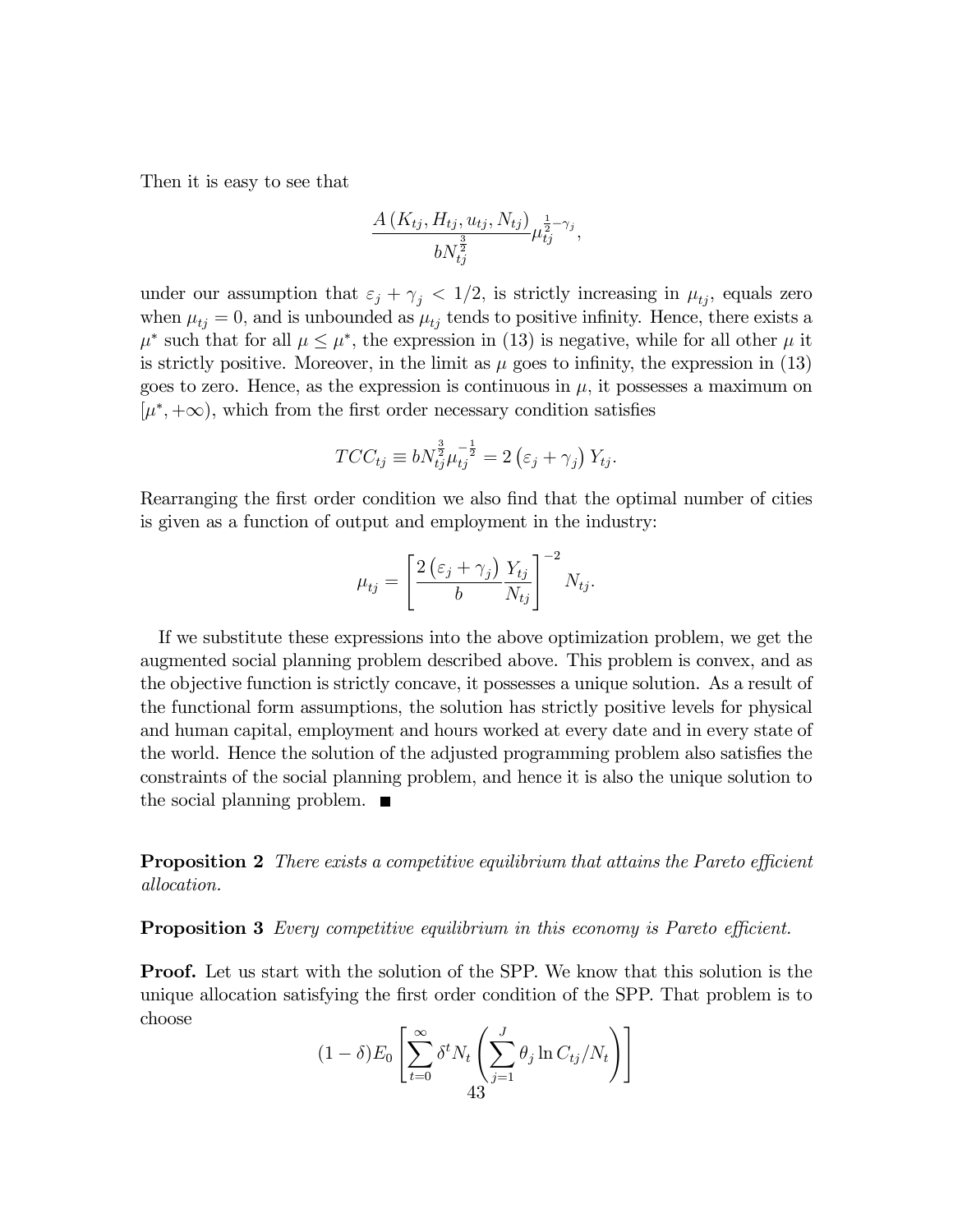Then it is easy to see that

$$\frac{A\left(K_{tj}, H_{tj}, u_{tj}, N_{tj}\right)}{bN_{tj}^{\frac{3}{2}}} \mu_{tj}^{\frac{1}{2}-\gamma_j},$$

under our assumption that $\varepsilon_j + \gamma_j < 1/2$, is strictly increasing in $\mu_{tj}$, equals zero when $\mu_{tj} = 0$, and is unbounded as $\mu_{tj}$ tends to positive infinity. Hence, there exists a $\mu^*$ such that for all $\mu \leq \mu^*$, the expression in (13) is negative, while for all other $\mu$ it is strictly positive. Moreover, in the limit as $\mu$ goes to infinity, the expression in (13) goes to zero. Hence, as the expression is continuous in $\mu$, it possesses a maximum on $[\mu^*, +\infty)$, which from the first order necessary condition satisfies

$$TCC_{tj} \equiv bN_{tj}^{\frac{3}{2}} \mu_{tj}^{-\frac{1}{2}} = 2\left(\varepsilon_j + \gamma_j\right) Y_{tj}.$$

Rearranging the first order condition we also find that the optimal number of cities is given as a function of output and employment in the industry:

$$\mu_{tj} = \left[\frac{2\left(\varepsilon_j + \gamma_j\right)}{b} \frac{Y_{tj}}{N_{tj}}\right]^{-2} N_{tj}.$$

If we substitute these expressions into the above optimization problem, we get the augmented social planning problem described above. This problem is convex, and as the objective function is strictly concave, it possesses a unique solution. As a result of the functional form assumptions, the solution has strictly positive levels for physical and human capital, employment and hours worked at every date and in every state of the world. Hence the solution of the adjusted programming problem also satisfies the constraints of the social planning problem, and hence it is also the unique solution to the social planning problem. ■

**Proposition 2** *There exists a competitive equilibrium that attains the Pareto efficient allocation.*

**Proposition 3** *Every competitive equilibrium in this economy is Pareto efficient.*

**Proof.** Let us start with the solution of the SPP. We know that this solution is the unique allocation satisfying the first order condition of the SPP. That problem is to choose

$$(1-\delta)E_0\left[\sum_{t=0}^{\infty} \delta^t N_t \left(\sum_{j=1}^{J} \theta_j \ln C_{tj}/N_t\right)\right]$$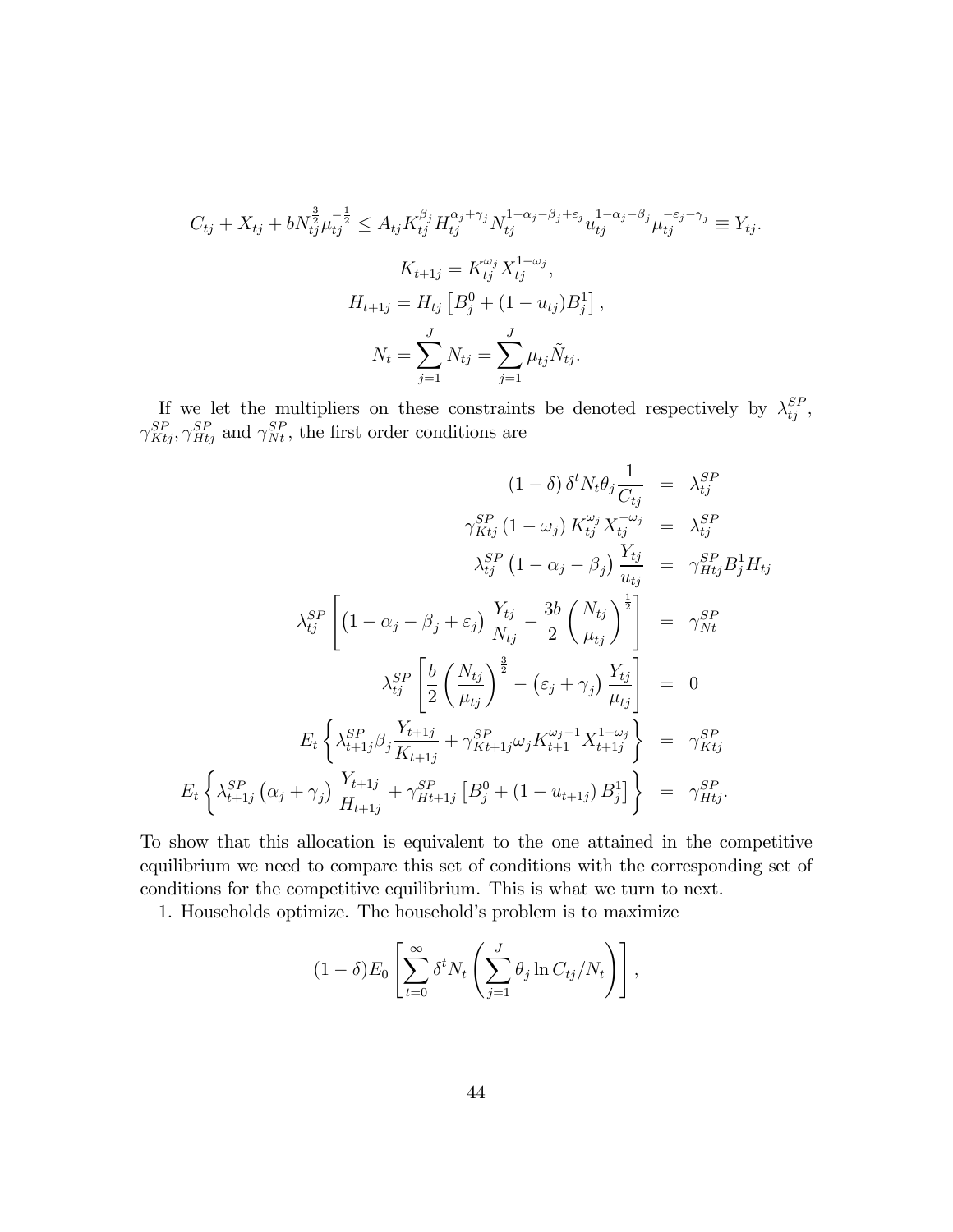$$C_{tj} + X_{tj} + bN_{tj}^{\frac{3}{2}}\mu_{tj}^{-\frac{1}{2}} \leq A_{tj}K_{tj}^{\beta_j}H_{tj}^{\alpha_j+\gamma_j}N_{tj}^{1-\alpha_j-\beta_j+\varepsilon_j}u_{tj}^{1-\alpha_j-\beta_j}\mu_{tj}^{-\varepsilon_j-\gamma_j} \equiv Y_{tj}.$$

$$K_{t+1j} = K_{tj}^{\omega_j}X_{tj}^{1-\omega_j},$$

$$H_{t+1j} = H_{tj}\left[B_j^0 + (1-u_{tj})B_j^1\right],$$

$$N_t = \sum_{j=1}^{J} N_{tj} = \sum_{j=1}^{J} \mu_{tj}\tilde{N}_{tj}.$$

If we let the multipliers on these constraints be denoted respectively by $\lambda_{tj}^{SP}$, $\gamma_{Ktj}^{SP}, \gamma_{Htj}^{SP}$ and $\gamma_{Nt}^{SP}$, the first order conditions are

$$\begin{aligned}
(1-\delta)\,\delta^t N_t \theta_j \frac{1}{C_{tj}} &= \lambda_{tj}^{SP} \\
\gamma_{Ktj}^{SP}(1-\omega_j)\,K_{tj}^{\omega_j}X_{tj}^{-\omega_j} &= \lambda_{tj}^{SP} \\
\lambda_{tj}^{SP}\left(1-\alpha_j-\beta_j\right)\frac{Y_{tj}}{u_{tj}} &= \gamma_{Htj}^{SP}B_j^1 H_{tj} \\
\lambda_{tj}^{SP}\left[\left(1-\alpha_j-\beta_j+\varepsilon_j\right)\frac{Y_{tj}}{N_{tj}} - \frac{3b}{2}\left(\frac{N_{tj}}{\mu_{tj}}\right)^{\frac{1}{2}}\right] &= \gamma_{Nt}^{SP} \\
\lambda_{tj}^{SP}\left[\frac{b}{2}\left(\frac{N_{tj}}{\mu_{tj}}\right)^{\frac{3}{2}} - \left(\varepsilon_j+\gamma_j\right)\frac{Y_{tj}}{\mu_{tj}}\right] &= 0 \\
E_t\left\{\lambda_{t+1j}^{SP}\beta_j\frac{Y_{t+1j}}{K_{t+1j}} + \gamma_{Kt+1j}^{SP}\omega_j K_{t+1}^{\omega_j-1}X_{t+1j}^{1-\omega_j}\right\} &= \gamma_{Ktj}^{SP} \\
E_t\left\{\lambda_{t+1j}^{SP}\left(\alpha_j+\gamma_j\right)\frac{Y_{t+1j}}{H_{t+1j}} + \gamma_{Ht+1j}^{SP}\left[B_j^0 + \left(1-u_{t+1j}\right)B_j^1\right]\right\} &= \gamma_{Htj}^{SP}.
\end{aligned}$$

To show that this allocation is equivalent to the one attained in the competitive equilibrium we need to compare this set of conditions with the corresponding set of conditions for the competitive equilibrium. This is what we turn to next.

1. Households optimize. The household's problem is to maximize

$$(1-\delta)E_0\left[\sum_{t=0}^{\infty}\delta^t N_t\left(\sum_{j=1}^{J}\theta_j \ln C_{tj}/N_t\right)\right],$$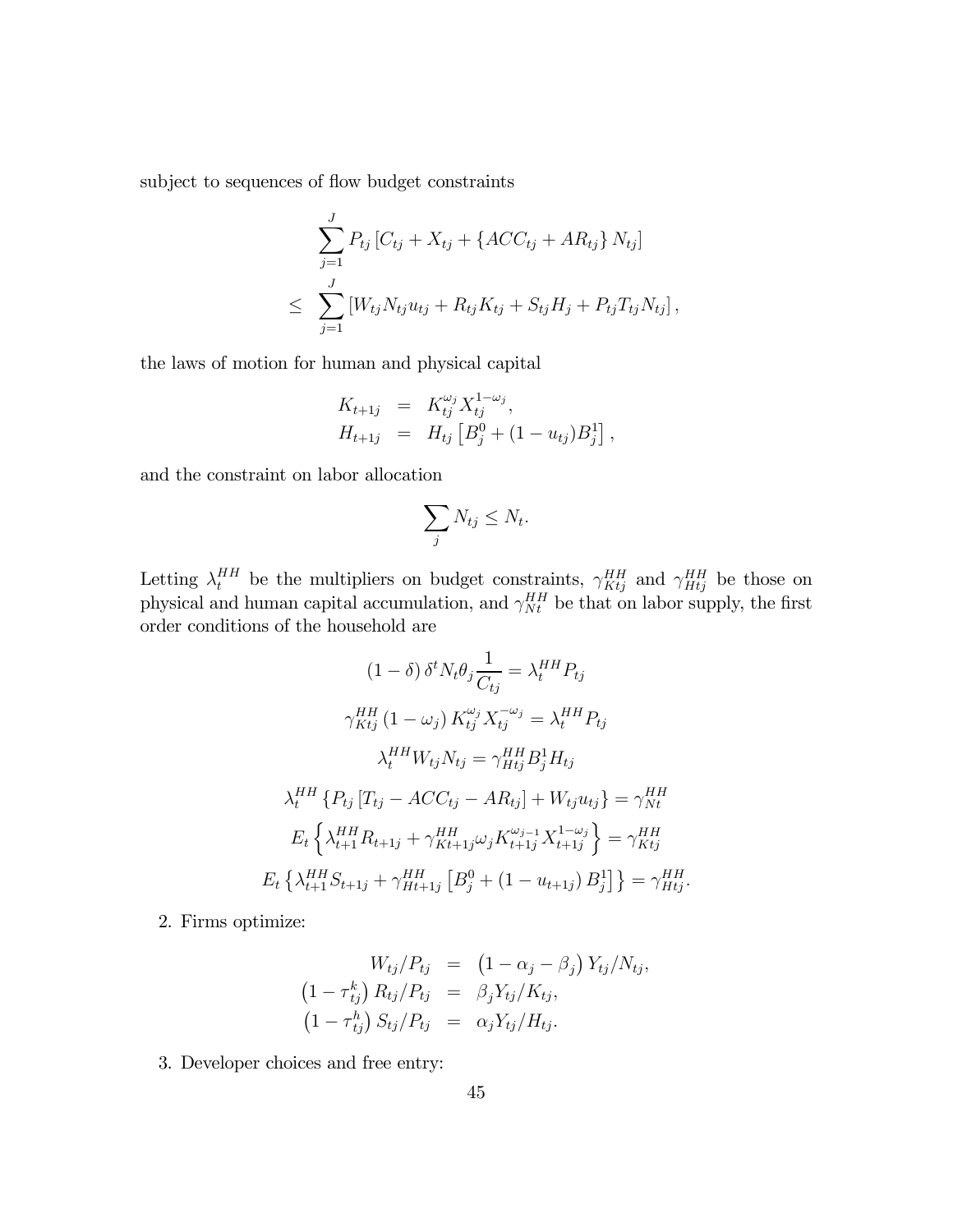subject to sequences of flow budget constraints

$$
\begin{aligned}
& \sum_{j=1}^{J} P_{tj} \left[ C_{tj} + X_{tj} + \{ACC_{tj} + AR_{tj}\} N_{tj} \right] \\
\leq & \sum_{j=1}^{J} \left[ W_{tj} N_{tj} u_{tj} + R_{tj} K_{tj} + S_{tj} H_j + P_{tj} T_{tj} N_{tj} \right],
\end{aligned}
$$

the laws of motion for human and physical capital

$$
\begin{aligned}
K_{t+1j} &= K_{tj}^{\omega_j} X_{tj}^{1-\omega_j}, \\
H_{t+1j} &= H_{tj} \left[ B_j^0 + (1 - u_{tj}) B_j^1 \right],
\end{aligned}
$$

and the constraint on labor allocation

$$
\sum_j N_{tj} \leq N_t.
$$

Letting $\lambda_t^{HH}$ be the multipliers on budget constraints, $\gamma_{Ktj}^{HH}$ and $\gamma_{Htj}^{HH}$ be those on physical and human capital accumulation, and $\gamma_{Nt}^{HH}$ be that on labor supply, the first order conditions of the household are

$$
(1-\delta)\,\delta^t N_t \theta_j \frac{1}{C_{tj}} = \lambda_t^{HH} P_{tj}
$$

$$
\gamma_{Ktj}^{HH} (1 - \omega_j) K_{tj}^{\omega_j} X_{tj}^{-\omega_j} = \lambda_t^{HH} P_{tj}
$$

$$
\lambda_t^{HH} W_{tj} N_{tj} = \gamma_{Htj}^{HH} B_j^1 H_{tj}
$$

$$
\lambda_t^{HH} \left\{ P_{tj} \left[ T_{tj} - ACC_{tj} - AR_{tj} \right] + W_{tj} u_{tj} \right\} = \gamma_{Nt}^{HH}
$$

$$
E_t \left\{ \lambda_{t+1}^{HH} R_{t+1j} + \gamma_{Kt+1j}^{HH} \omega_j K_{t+1j}^{\omega_{j-1}} X_{t+1j}^{1-\omega_j} \right\} = \gamma_{Ktj}^{HH}
$$

$$
E_t \left\{ \lambda_{t+1}^{HH} S_{t+1j} + \gamma_{Ht+1j}^{HH} \left[ B_j^0 + (1 - u_{t+1j}) B_j^1 \right] \right\} = \gamma_{Htj}^{HH}.
$$

2. Firms optimize:

$$
\begin{aligned}
W_{tj}/P_{tj} &= \left(1 - \alpha_j - \beta_j\right) Y_{tj}/N_{tj}, \\
\left(1 - \tau_{tj}^k\right) R_{tj}/P_{tj} &= \beta_j Y_{tj}/K_{tj}, \\
\left(1 - \tau_{tj}^h\right) S_{tj}/P_{tj} &= \alpha_j Y_{tj}/H_{tj}.
\end{aligned}
$$

3. Developer choices and free entry: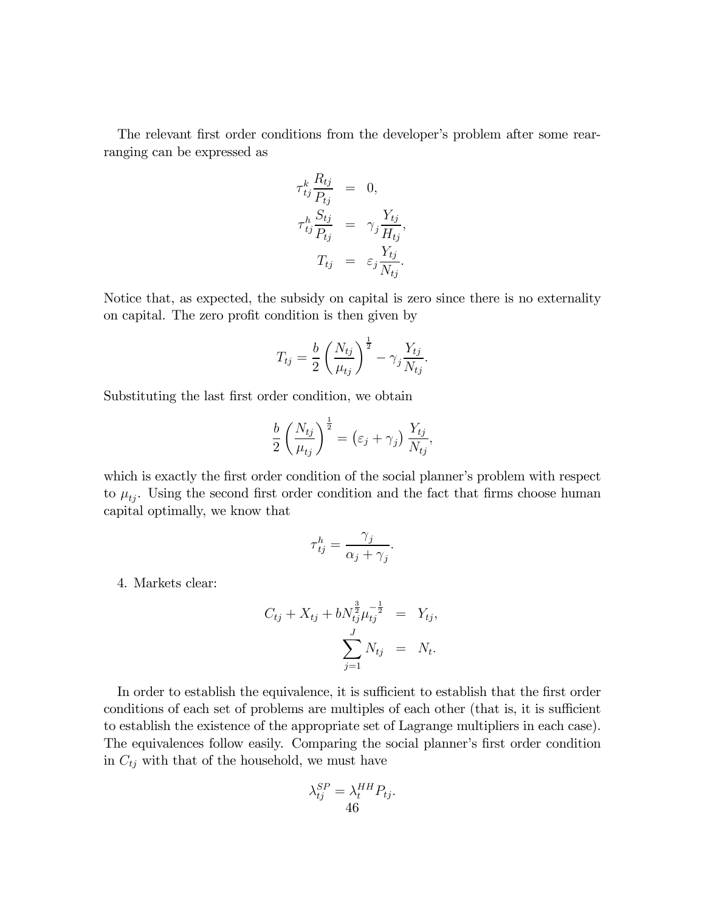The relevant first order conditions from the developer's problem after some rearranging can be expressed as

$$
\begin{aligned}
\tau^k_{tj} \frac{R_{tj}}{P_{tj}} &= 0, \\
\tau^h_{tj} \frac{S_{tj}}{P_{tj}} &= \gamma_j \frac{Y_{tj}}{H_{tj}}, \\
T_{tj} &= \varepsilon_j \frac{Y_{tj}}{N_{tj}}.
\end{aligned}
$$

Notice that, as expected, the subsidy on capital is zero since there is no externality on capital. The zero profit condition is then given by

$$
T_{tj} = \frac{b}{2} \left( \frac{N_{tj}}{\mu_{tj}} \right)^{\frac{1}{2}} - \gamma_j \frac{Y_{tj}}{N_{tj}}.
$$

Substituting the last first order condition, we obtain

$$
\frac{b}{2} \left( \frac{N_{tj}}{\mu_{tj}} \right)^{\frac{1}{2}} = \left( \varepsilon_j + \gamma_j \right) \frac{Y_{tj}}{N_{tj}},
$$

which is exactly the first order condition of the social planner's problem with respect to $\mu_{tj}$. Using the second first order condition and the fact that firms choose human capital optimally, we know that

$$
\tau^h_{tj} = \frac{\gamma_j}{\alpha_j + \gamma_j}.
$$

4. Markets clear:

$$
\begin{aligned}
C_{tj} + X_{tj} + b N_{tj}^{\frac{3}{2}} \mu_{tj}^{-\frac{1}{2}} &= Y_{tj}, \\
\sum_{j=1}^{J} N_{tj} &= N_t.
\end{aligned}
$$

In order to establish the equivalence, it is sufficient to establish that the first order conditions of each set of problems are multiples of each other (that is, it is sufficient to establish the existence of the appropriate set of Lagrange multipliers in each case). The equivalences follow easily. Comparing the social planner's first order condition in $C_{tj}$ with that of the household, we must have

$$
\lambda^{SP}_{tj} = \lambda^{HH}_t P_{tj}.
$$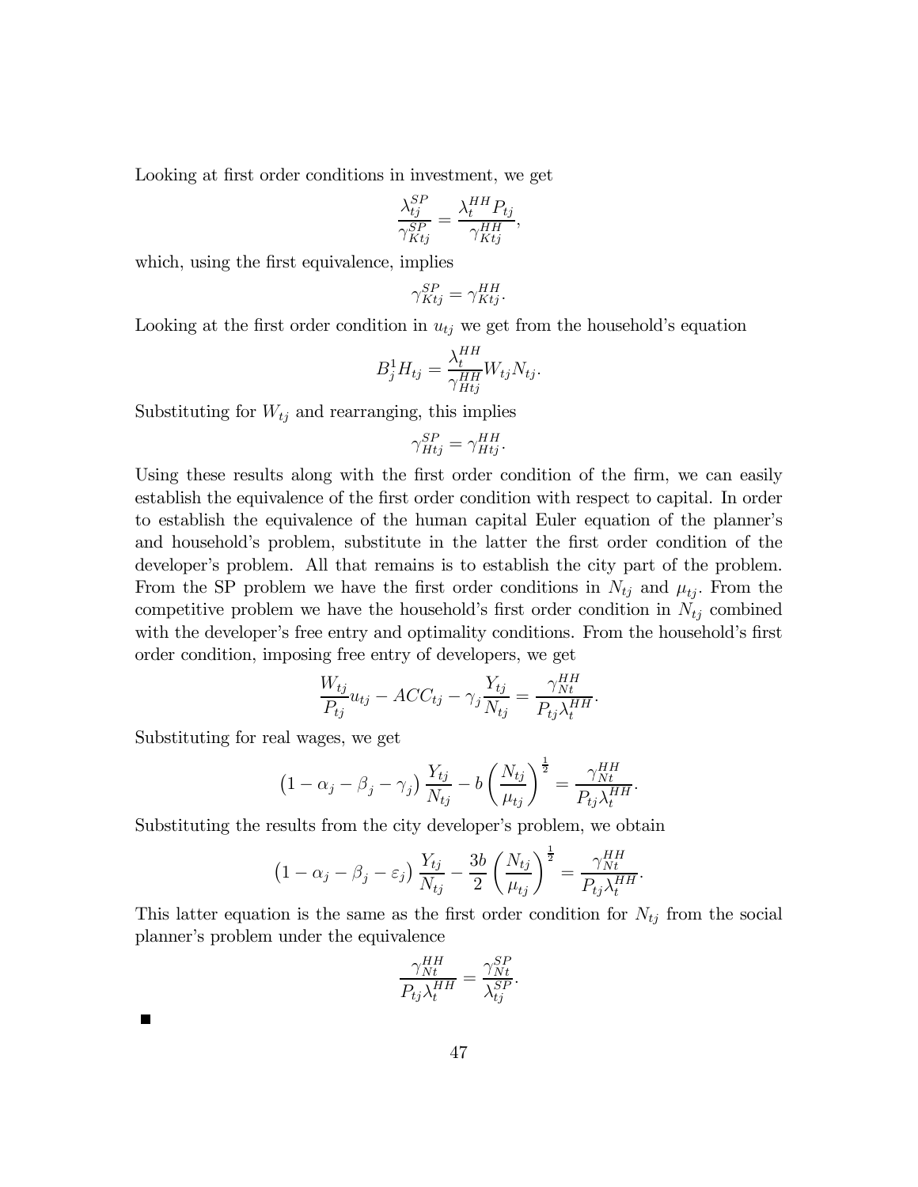Looking at first order conditions in investment, we get

$$\frac{\lambda_{tj}^{SP}}{\gamma_{Ktj}^{SP}} = \frac{\lambda_t^{HH} P_{tj}}{\gamma_{Ktj}^{HH}},$$

which, using the first equivalence, implies

$$\gamma_{Ktj}^{SP} = \gamma_{Ktj}^{HH}.$$

Looking at the first order condition in $u_{tj}$ we get from the household's equation

$$B_j^1 H_{tj} = \frac{\lambda_t^{HH}}{\gamma_{Htj}^{HH}} W_{tj} N_{tj}.$$

Substituting for $W_{tj}$ and rearranging, this implies

$$\gamma_{Htj}^{SP} = \gamma_{Htj}^{HH}.$$

Using these results along with the first order condition of the firm, we can easily establish the equivalence of the first order condition with respect to capital. In order to establish the equivalence of the human capital Euler equation of the planner's and household's problem, substitute in the latter the first order condition of the developer's problem. All that remains is to establish the city part of the problem. From the SP problem we have the first order conditions in $N_{tj}$ and $\mu_{tj}$. From the competitive problem we have the household's first order condition in $N_{tj}$ combined with the developer's free entry and optimality conditions. From the household's first order condition, imposing free entry of developers, we get

$$\frac{W_{tj}}{P_{tj}} u_{tj} - ACC_{tj} - \gamma_j \frac{Y_{tj}}{N_{tj}} = \frac{\gamma_{Nt}^{HH}}{P_{tj} \lambda_t^{HH}}.$$

Substituting for real wages, we get

$$\left(1 - \alpha_j - \beta_j - \gamma_j\right) \frac{Y_{tj}}{N_{tj}} - b \left(\frac{N_{tj}}{\mu_{tj}}\right)^{\frac{1}{2}} = \frac{\gamma_{Nt}^{HH}}{P_{tj} \lambda_t^{HH}}.$$

Substituting the results from the city developer's problem, we obtain

$$\left(1 - \alpha_j - \beta_j - \varepsilon_j\right) \frac{Y_{tj}}{N_{tj}} - \frac{3b}{2} \left(\frac{N_{tj}}{\mu_{tj}}\right)^{\frac{1}{2}} = \frac{\gamma_{Nt}^{HH}}{P_{tj} \lambda_t^{HH}}.$$

This latter equation is the same as the first order condition for $N_{tj}$ from the social planner's problem under the equivalence

$$\frac{\gamma_{Nt}^{HH}}{P_{tj} \lambda_t^{HH}} = \frac{\gamma_{Nt}^{SP}}{\lambda_{tj}^{SP}}.$$

■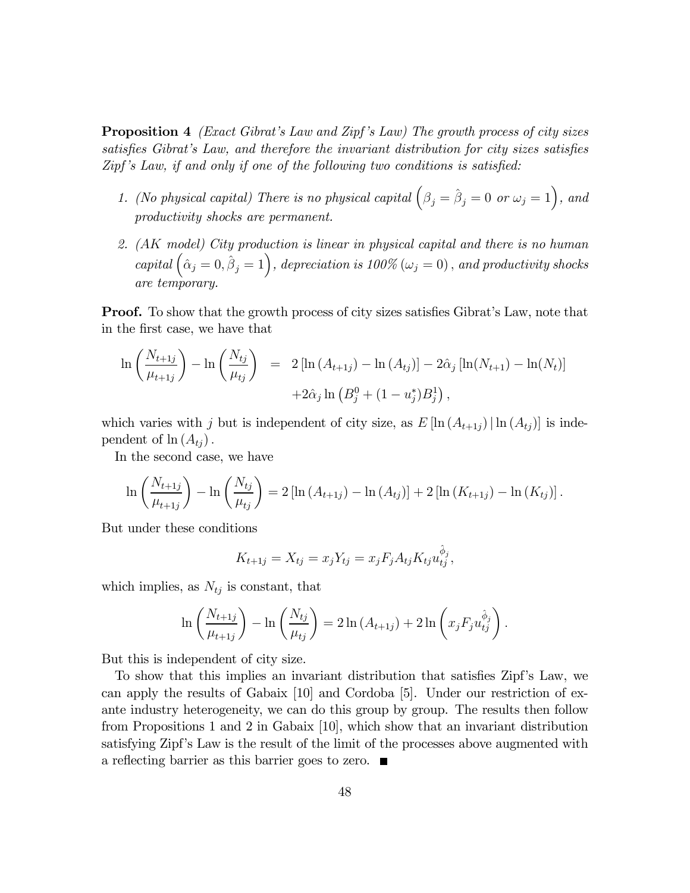**Proposition 4** *(Exact Gibrat's Law and Zipf's Law) The growth process of city sizes satisfies Gibrat's Law, and therefore the invariant distribution for city sizes satisfies Zipf's Law, if and only if one of the following two conditions is satisfied:*

1. *(No physical capital) There is no physical capital* $\left(\beta_j = \hat{\beta}_j = 0 \text{ or } \omega_j = 1\right)$*, and productivity shocks are permanent.*

2. *(AK model) City production is linear in physical capital and there is no human capital* $\left(\hat{\alpha}_j = 0, \hat{\beta}_j = 1\right)$*, depreciation is 100%* $(\omega_j = 0)$*, and productivity shocks are temporary.*

**Proof.** To show that the growth process of city sizes satisfies Gibrat's Law, note that in the first case, we have that

$$\begin{aligned} \ln\left(\frac{N_{t+1j}}{\mu_{t+1j}}\right) - \ln\left(\frac{N_{tj}}{\mu_{tj}}\right) &= 2\left[\ln\left(A_{t+1j}\right) - \ln\left(A_{tj}\right)\right] - 2\hat{\alpha}_j\left[\ln(N_{t+1}) - \ln(N_t)\right] \\ &\quad + 2\hat{\alpha}_j \ln\left(B_j^0 + (1-u_j^*)B_j^1\right), \end{aligned}$$

which varies with $j$ but is independent of city size, as $E\left[\ln\left(A_{t+1j}\right) | \ln\left(A_{tj}\right)\right]$ is independent of $\ln\left(A_{tj}\right)$.

In the second case, we have

$$\ln\left(\frac{N_{t+1j}}{\mu_{t+1j}}\right) - \ln\left(\frac{N_{tj}}{\mu_{tj}}\right) = 2\left[\ln\left(A_{t+1j}\right) - \ln\left(A_{tj}\right)\right] + 2\left[\ln\left(K_{t+1j}\right) - \ln\left(K_{tj}\right)\right].$$

But under these conditions

$$K_{t+1j} = X_{tj} = x_j Y_{tj} = x_j F_j A_{tj} K_{tj} u_{tj}^{\hat{\phi}_j},$$

which implies, as $N_{tj}$ is constant, that

$$\ln\left(\frac{N_{t+1j}}{\mu_{t+1j}}\right) - \ln\left(\frac{N_{tj}}{\mu_{tj}}\right) = 2\ln\left(A_{t+1j}\right) + 2\ln\left(x_j F_j u_{tj}^{\hat{\phi}_j}\right).$$

But this is independent of city size.

To show that this implies an invariant distribution that satisfies Zipf's Law, we can apply the results of Gabaix [10] and Cordoba [5]. Under our restriction of ex-ante industry heterogeneity, we can do this group by group. The results then follow from Propositions 1 and 2 in Gabaix [10], which show that an invariant distribution satisfying Zipf's Law is the result of the limit of the processes above augmented with a reflecting barrier as this barrier goes to zero. ■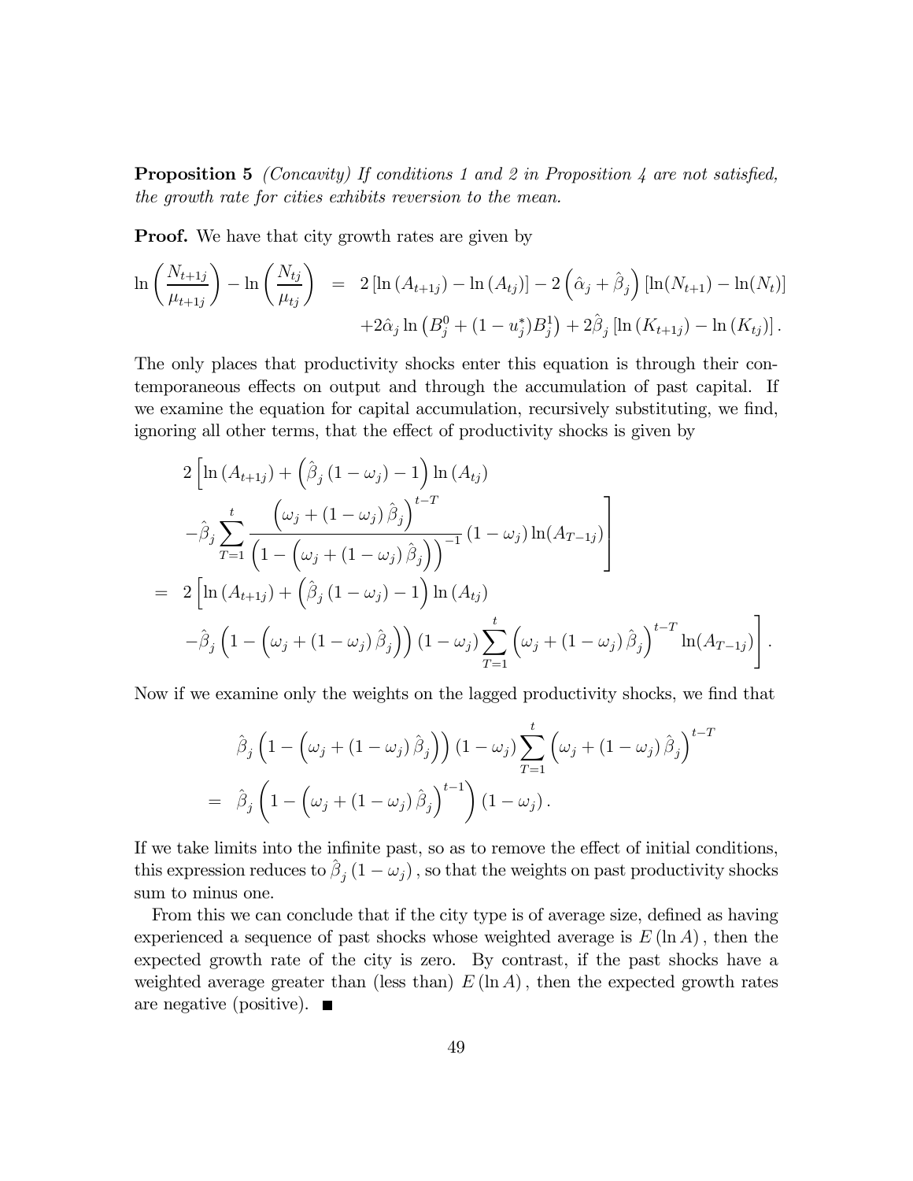**Proposition 5** *(Concavity) If conditions 1 and 2 in Proposition 4 are not satisfied, the growth rate for cities exhibits reversion to the mean.*

**Proof.** We have that city growth rates are given by

$$
\begin{aligned}
\ln\left(\frac{N_{t+1j}}{\mu_{t+1j}}\right) - \ln\left(\frac{N_{tj}}{\mu_{tj}}\right) &= 2\left[\ln\left(A_{t+1j}\right) - \ln\left(A_{tj}\right)\right] - 2\left(\hat{\alpha}_j + \hat{\beta}_j\right)\left[\ln(N_{t+1}) - \ln(N_t)\right] \\
&\quad + 2\hat{\alpha}_j \ln\left(B_j^0 + (1-u_j^*)B_j^1\right) + 2\hat{\beta}_j\left[\ln\left(K_{t+1j}\right) - \ln\left(K_{tj}\right)\right].
\end{aligned}
$$

The only places that productivity shocks enter this equation is through their contemporaneous effects on output and through the accumulation of past capital. If we examine the equation for capital accumulation, recursively substituting, we find, ignoring all other terms, that the effect of productivity shocks is given by

$$
\begin{aligned}
& 2\Bigg[\ln\left(A_{t+1j}\right) + \left(\hat{\beta}_j\left(1-\omega_j\right) - 1\right)\ln\left(A_{tj}\right) \\
& \quad - \hat{\beta}_j \sum_{T=1}^{t} \frac{\left(\omega_j + \left(1-\omega_j\right)\hat{\beta}_j\right)^{t-T}}{\left(1-\left(\omega_j + \left(1-\omega_j\right)\hat{\beta}_j\right)\right)^{-1}}\left(1-\omega_j\right)\ln(A_{T-1j})\Bigg] \\
= \; & 2\Bigg[\ln\left(A_{t+1j}\right) + \left(\hat{\beta}_j\left(1-\omega_j\right) - 1\right)\ln\left(A_{tj}\right) \\
& \quad - \hat{\beta}_j\left(1-\left(\omega_j + \left(1-\omega_j\right)\hat{\beta}_j\right)\right)\left(1-\omega_j\right)\sum_{T=1}^{t}\left(\omega_j + \left(1-\omega_j\right)\hat{\beta}_j\right)^{t-T}\ln(A_{T-1j})\Bigg].
\end{aligned}
$$

Now if we examine only the weights on the lagged productivity shocks, we find that

$$
\begin{aligned}
& \hat{\beta}_j\left(1-\left(\omega_j + \left(1-\omega_j\right)\hat{\beta}_j\right)\right)\left(1-\omega_j\right)\sum_{T=1}^{t}\left(\omega_j + \left(1-\omega_j\right)\hat{\beta}_j\right)^{t-T} \\
= \; & \hat{\beta}_j\left(1-\left(\omega_j + \left(1-\omega_j\right)\hat{\beta}_j\right)^{t-1}\right)\left(1-\omega_j\right).
\end{aligned}
$$

If we take limits into the infinite past, so as to remove the effect of initial conditions, this expression reduces to $\hat{\beta}_j\left(1-\omega_j\right)$, so that the weights on past productivity shocks sum to minus one.

From this we can conclude that if the city type is of average size, defined as having experienced a sequence of past shocks whose weighted average is $E\left(\ln A\right)$, then the expected growth rate of the city is zero. By contrast, if the past shocks have a weighted average greater than (less than) $E\left(\ln A\right)$, then the expected growth rates are negative (positive). ■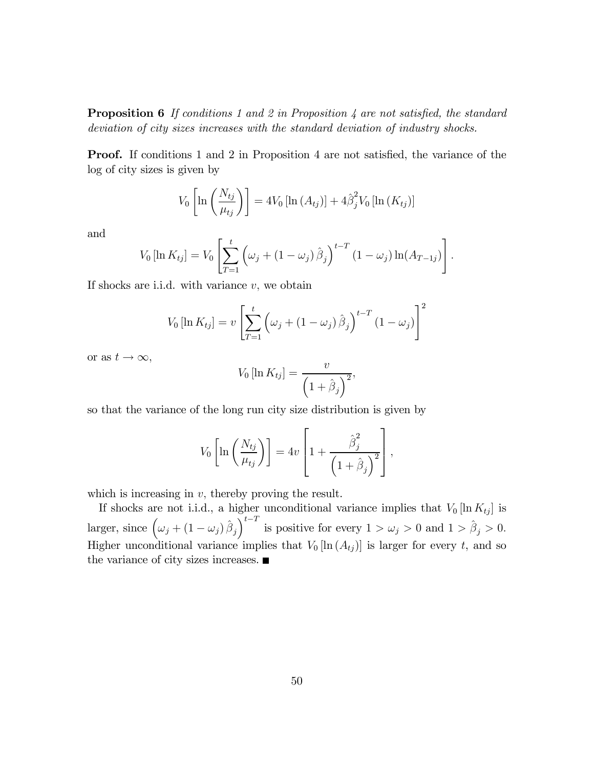**Proposition 6** *If conditions 1 and 2 in Proposition 4 are not satisfied, the standard deviation of city sizes increases with the standard deviation of industry shocks.*

**Proof.** If conditions 1 and 2 in Proposition 4 are not satisfied, the variance of the log of city sizes is given by

$$V_0\left[\ln\left(\frac{N_{tj}}{\mu_{tj}}\right)\right] = 4V_0\left[\ln\left(A_{tj}\right)\right] + 4\hat{\beta}_j^2 V_0\left[\ln\left(K_{tj}\right)\right]$$

and

$$V_0\left[\ln K_{tj}\right] = V_0\left[\sum_{T=1}^{t}\left(\omega_j + \left(1-\omega_j\right)\hat{\beta}_j\right)^{t-T}\left(1-\omega_j\right)\ln(A_{T-1j})\right].$$

If shocks are i.i.d. with variance $v$, we obtain

$$V_0\left[\ln K_{tj}\right] = v\left[\sum_{T=1}^{t}\left(\omega_j + \left(1-\omega_j\right)\hat{\beta}_j\right)^{t-T}\left(1-\omega_j\right)\right]^2$$

or as $t \to \infty$,

$$V_0\left[\ln K_{tj}\right] = \frac{v}{\left(1+\hat{\beta}_j\right)^2},$$

so that the variance of the long run city size distribution is given by

$$V_0\left[\ln\left(\frac{N_{tj}}{\mu_{tj}}\right)\right] = 4v\left[1 + \frac{\hat{\beta}_j^2}{\left(1+\hat{\beta}_j\right)^2}\right],$$

which is increasing in $v$, thereby proving the result.

If shocks are not i.i.d., a higher unconditional variance implies that $V_0\left[\ln K_{tj}\right]$ is larger, since $\left(\omega_j + \left(1-\omega_j\right)\hat{\beta}_j\right)^{t-T}$ is positive for every $1 > \omega_j > 0$ and $1 > \hat{\beta}_j > 0$. Higher unconditional variance implies that $V_0\left[\ln\left(A_{tj}\right)\right]$ is larger for every $t$, and so the variance of city sizes increases. ∎